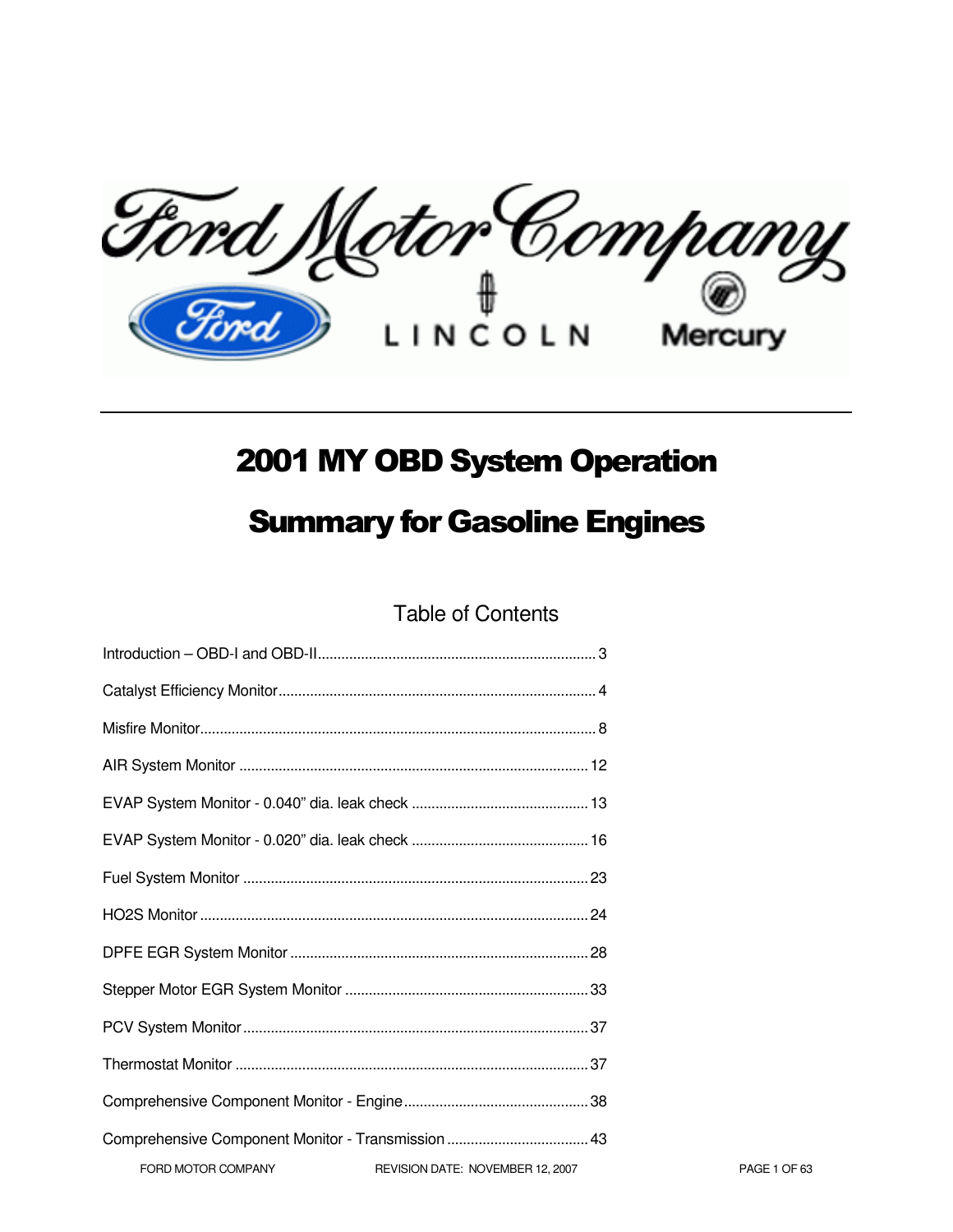# 2001 MY OBD System Operation

# Summary for Gasoline Engines

## Table of Contents

Introduction – OBD-I and OBD-II ........................................................................ 3

Catalyst Efficiency Monitor ................................................................................ 4

Misfire Monitor .................................................................................................. 8

AIR System Monitor ......................................................................................... 12

EVAP System Monitor - 0.040" dia. leak check ................................................ 13

EVAP System Monitor - 0.020" dia. leak check ................................................ 16

Fuel System Monitor ......................................................................................... 23

HO2S Monitor ................................................................................................... 24

DPFE EGR System Monitor .............................................................................. 28

Stepper Motor EGR System Monitor ................................................................. 33

PCV System Monitor ......................................................................................... 37

Thermostat Monitor ........................................................................................... 37

Comprehensive Component Monitor - Engine .................................................. 38

Comprehensive Component Monitor - Transmission ........................................ 43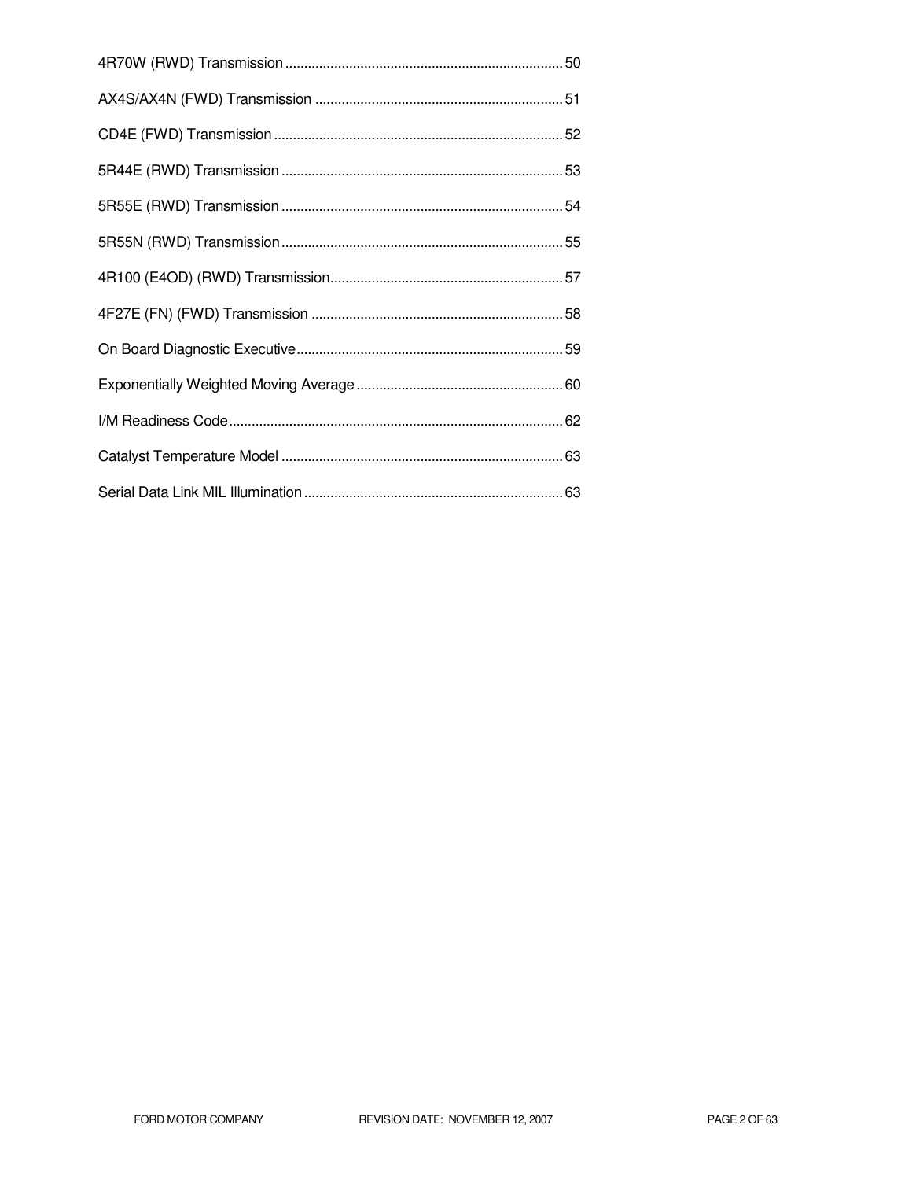4R70W (RWD) Transmission ......................................................................... 50

AX4S/AX4N (FWD) Transmission ................................................................. 51

CD4E (FWD) Transmission ........................................................................... 52

5R44E (RWD) Transmission .......................................................................... 53

5R55E (RWD) Transmission .......................................................................... 54

5R55N (RWD) Transmission .......................................................................... 55

4R100 (E4OD) (RWD) Transmission............................................................. 57

4F27E (FN) (FWD) Transmission .................................................................. 58

On Board Diagnostic Executive...................................................................... 59

Exponentially Weighted Moving Average ...................................................... 60

I/M Readiness Code....................................................................................... 62

Catalyst Temperature Model .......................................................................... 63

Serial Data Link MIL Illumination .................................................................... 63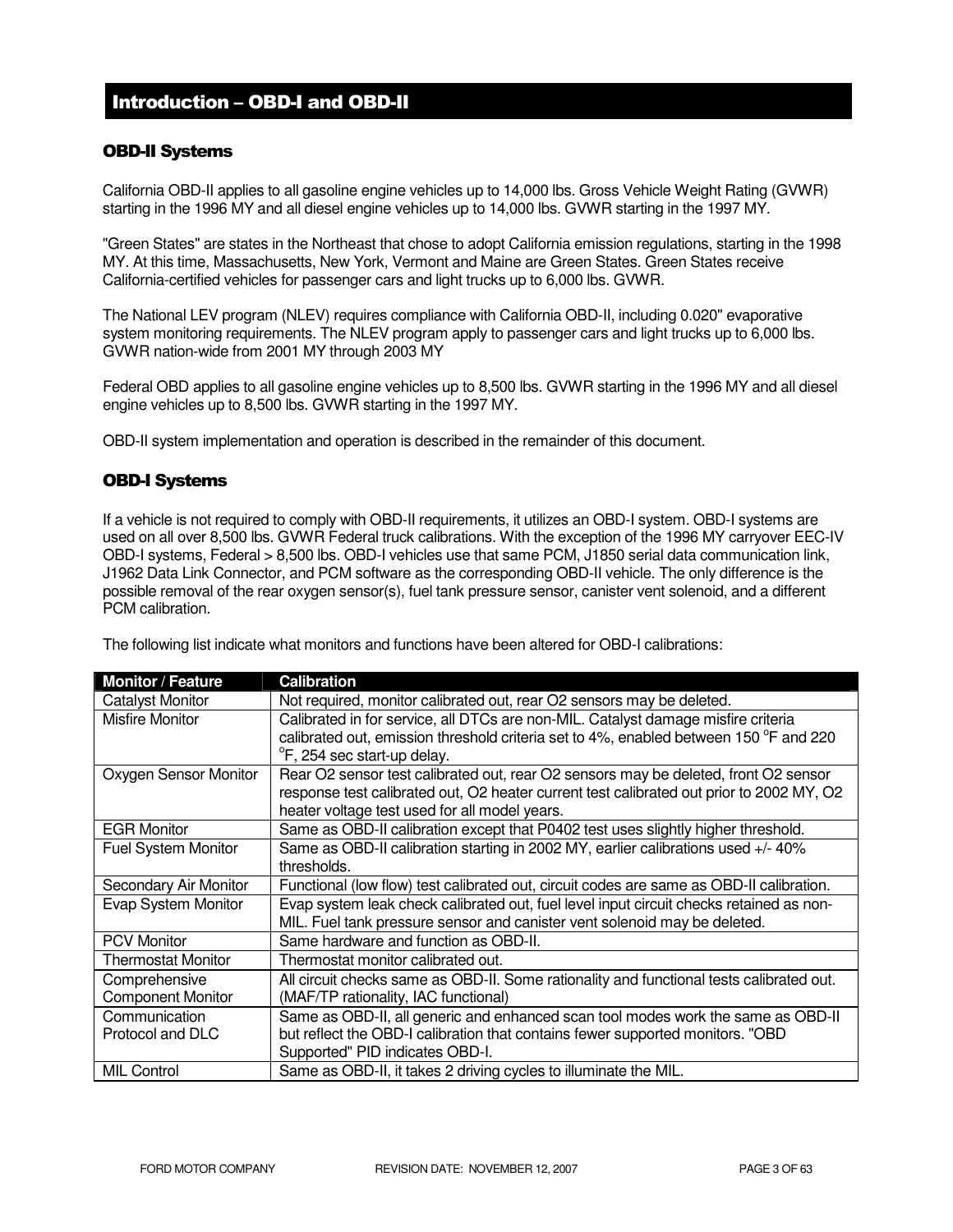# Introduction – OBD-I and OBD-II

## OBD-II Systems

California OBD-II applies to all gasoline engine vehicles up to 14,000 lbs. Gross Vehicle Weight Rating (GVWR) starting in the 1996 MY and all diesel engine vehicles up to 14,000 lbs. GVWR starting in the 1997 MY.

"Green States" are states in the Northeast that chose to adopt California emission regulations, starting in the 1998 MY. At this time, Massachusetts, New York, Vermont and Maine are Green States. Green States receive California-certified vehicles for passenger cars and light trucks up to 6,000 lbs. GVWR.

The National LEV program (NLEV) requires compliance with California OBD-II, including 0.020" evaporative system monitoring requirements. The NLEV program apply to passenger cars and light trucks up to 6,000 lbs. GVWR nation-wide from 2001 MY through 2003 MY

Federal OBD applies to all gasoline engine vehicles up to 8,500 lbs. GVWR starting in the 1996 MY and all diesel engine vehicles up to 8,500 lbs. GVWR starting in the 1997 MY.

OBD-II system implementation and operation is described in the remainder of this document.

## OBD-I Systems

If a vehicle is not required to comply with OBD-II requirements, it utilizes an OBD-I system. OBD-I systems are used on all over 8,500 lbs. GVWR Federal truck calibrations. With the exception of the 1996 MY carryover EEC-IV OBD-I systems, Federal > 8,500 lbs. OBD-I vehicles use that same PCM, J1850 serial data communication link, J1962 Data Link Connector, and PCM software as the corresponding OBD-II vehicle. The only difference is the possible removal of the rear oxygen sensor(s), fuel tank pressure sensor, canister vent solenoid, and a different PCM calibration.

The following list indicate what monitors and functions have been altered for OBD-I calibrations:

| Monitor / Feature | Calibration |
|---|---|
| Catalyst Monitor | Not required, monitor calibrated out, rear O2 sensors may be deleted. |
| Misfire Monitor | Calibrated in for service, all DTCs are non-MIL. Catalyst damage misfire criteria calibrated out, emission threshold criteria set to 4%, enabled between 150 °F and 220 °F, 254 sec start-up delay. |
| Oxygen Sensor Monitor | Rear O2 sensor test calibrated out, rear O2 sensors may be deleted, front O2 sensor response test calibrated out, O2 heater current test calibrated out prior to 2002 MY, O2 heater voltage test used for all model years. |
| EGR Monitor | Same as OBD-II calibration except that P0402 test uses slightly higher threshold. |
| Fuel System Monitor | Same as OBD-II calibration starting in 2002 MY, earlier calibrations used +/- 40% thresholds. |
| Secondary Air Monitor | Functional (low flow) test calibrated out, circuit codes are same as OBD-II calibration. |
| Evap System Monitor | Evap system leak check calibrated out, fuel level input circuit checks retained as non-MIL. Fuel tank pressure sensor and canister vent solenoid may be deleted. |
| PCV Monitor | Same hardware and function as OBD-II. |
| Thermostat Monitor | Thermostat monitor calibrated out. |
| Comprehensive Component Monitor | All circuit checks same as OBD-II. Some rationality and functional tests calibrated out. (MAF/TP rationality, IAC functional) |
| Communication Protocol and DLC | Same as OBD-II, all generic and enhanced scan tool modes work the same as OBD-II but reflect the OBD-I calibration that contains fewer supported monitors. "OBD Supported" PID indicates OBD-I. |
| MIL Control | Same as OBD-II, it takes 2 driving cycles to illuminate the MIL. |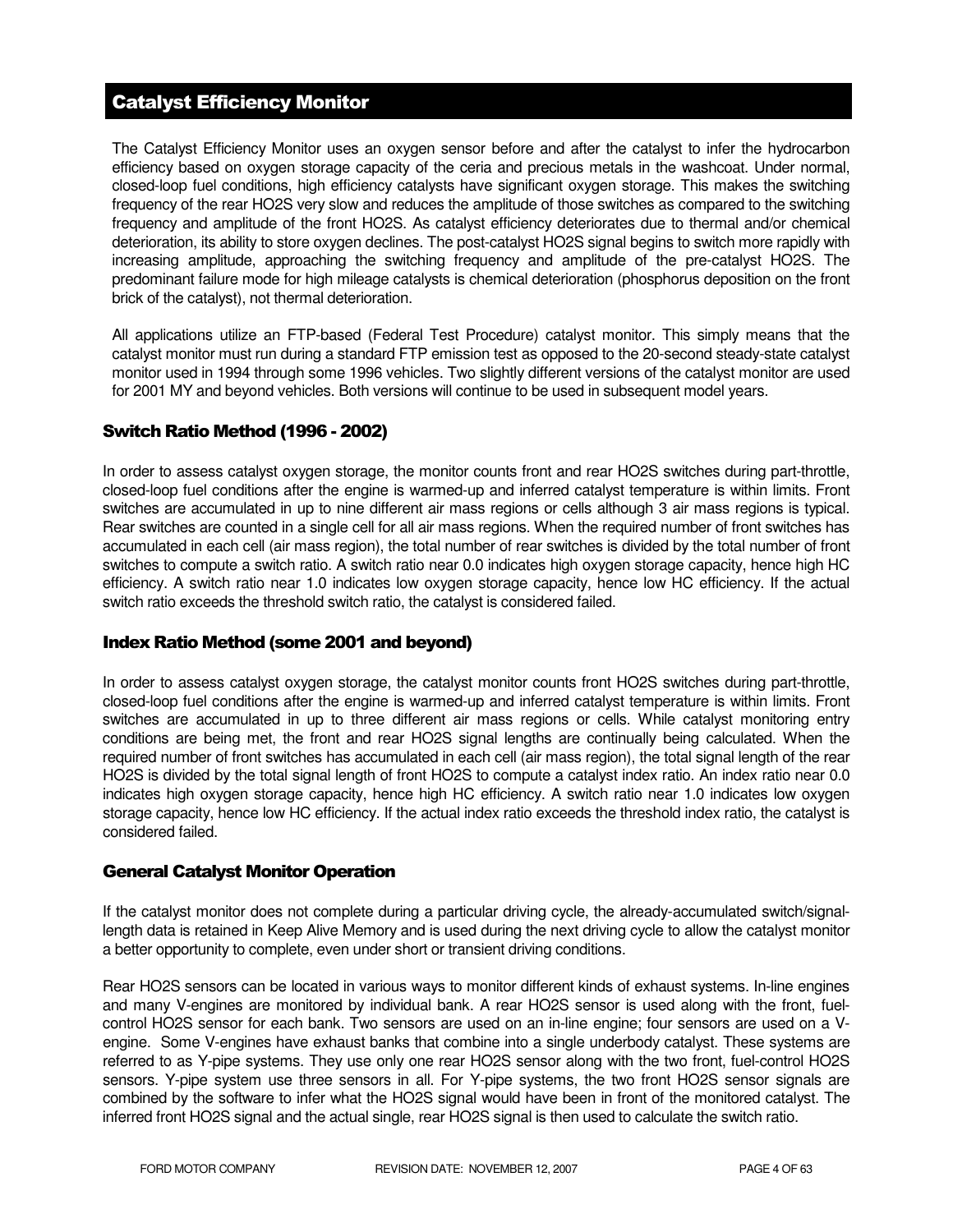## Catalyst Efficiency Monitor

The Catalyst Efficiency Monitor uses an oxygen sensor before and after the catalyst to infer the hydrocarbon efficiency based on oxygen storage capacity of the ceria and precious metals in the washcoat. Under normal, closed-loop fuel conditions, high efficiency catalysts have significant oxygen storage. This makes the switching frequency of the rear HO2S very slow and reduces the amplitude of those switches as compared to the switching frequency and amplitude of the front HO2S. As catalyst efficiency deteriorates due to thermal and/or chemical deterioration, its ability to store oxygen declines. The post-catalyst HO2S signal begins to switch more rapidly with increasing amplitude, approaching the switching frequency and amplitude of the pre-catalyst HO2S. The predominant failure mode for high mileage catalysts is chemical deterioration (phosphorus deposition on the front brick of the catalyst), not thermal deterioration.

All applications utilize an FTP-based (Federal Test Procedure) catalyst monitor. This simply means that the catalyst monitor must run during a standard FTP emission test as opposed to the 20-second steady-state catalyst monitor used in 1994 through some 1996 vehicles. Two slightly different versions of the catalyst monitor are used for 2001 MY and beyond vehicles. Both versions will continue to be used in subsequent model years.

### Switch Ratio Method (1996 - 2002)

In order to assess catalyst oxygen storage, the monitor counts front and rear HO2S switches during part-throttle, closed-loop fuel conditions after the engine is warmed-up and inferred catalyst temperature is within limits. Front switches are accumulated in up to nine different air mass regions or cells although 3 air mass regions is typical. Rear switches are counted in a single cell for all air mass regions. When the required number of front switches has accumulated in each cell (air mass region), the total number of rear switches is divided by the total number of front switches to compute a switch ratio. A switch ratio near 0.0 indicates high oxygen storage capacity, hence high HC efficiency. A switch ratio near 1.0 indicates low oxygen storage capacity, hence low HC efficiency. If the actual switch ratio exceeds the threshold switch ratio, the catalyst is considered failed.

### Index Ratio Method (some 2001 and beyond)

In order to assess catalyst oxygen storage, the catalyst monitor counts front HO2S switches during part-throttle, closed-loop fuel conditions after the engine is warmed-up and inferred catalyst temperature is within limits. Front switches are accumulated in up to three different air mass regions or cells. While catalyst monitoring entry conditions are being met, the front and rear HO2S signal lengths are continually being calculated. When the required number of front switches has accumulated in each cell (air mass region), the total signal length of the rear HO2S is divided by the total signal length of front HO2S to compute a catalyst index ratio. An index ratio near 0.0 indicates high oxygen storage capacity, hence high HC efficiency. A switch ratio near 1.0 indicates low oxygen storage capacity, hence low HC efficiency. If the actual index ratio exceeds the threshold index ratio, the catalyst is considered failed.

### General Catalyst Monitor Operation

If the catalyst monitor does not complete during a particular driving cycle, the already-accumulated switch/signal-length data is retained in Keep Alive Memory and is used during the next driving cycle to allow the catalyst monitor a better opportunity to complete, even under short or transient driving conditions.

Rear HO2S sensors can be located in various ways to monitor different kinds of exhaust systems. In-line engines and many V-engines are monitored by individual bank. A rear HO2S sensor is used along with the front, fuel-control HO2S sensor for each bank. Two sensors are used on an in-line engine; four sensors are used on a V-engine. Some V-engines have exhaust banks that combine into a single underbody catalyst. These systems are referred to as Y-pipe systems. They use only one rear HO2S sensor along with the two front, fuel-control HO2S sensors. Y-pipe system use three sensors in all. For Y-pipe systems, the two front HO2S sensor signals are combined by the software to infer what the HO2S signal would have been in front of the monitored catalyst. The inferred front HO2S signal and the actual single, rear HO2S signal is then used to calculate the switch ratio.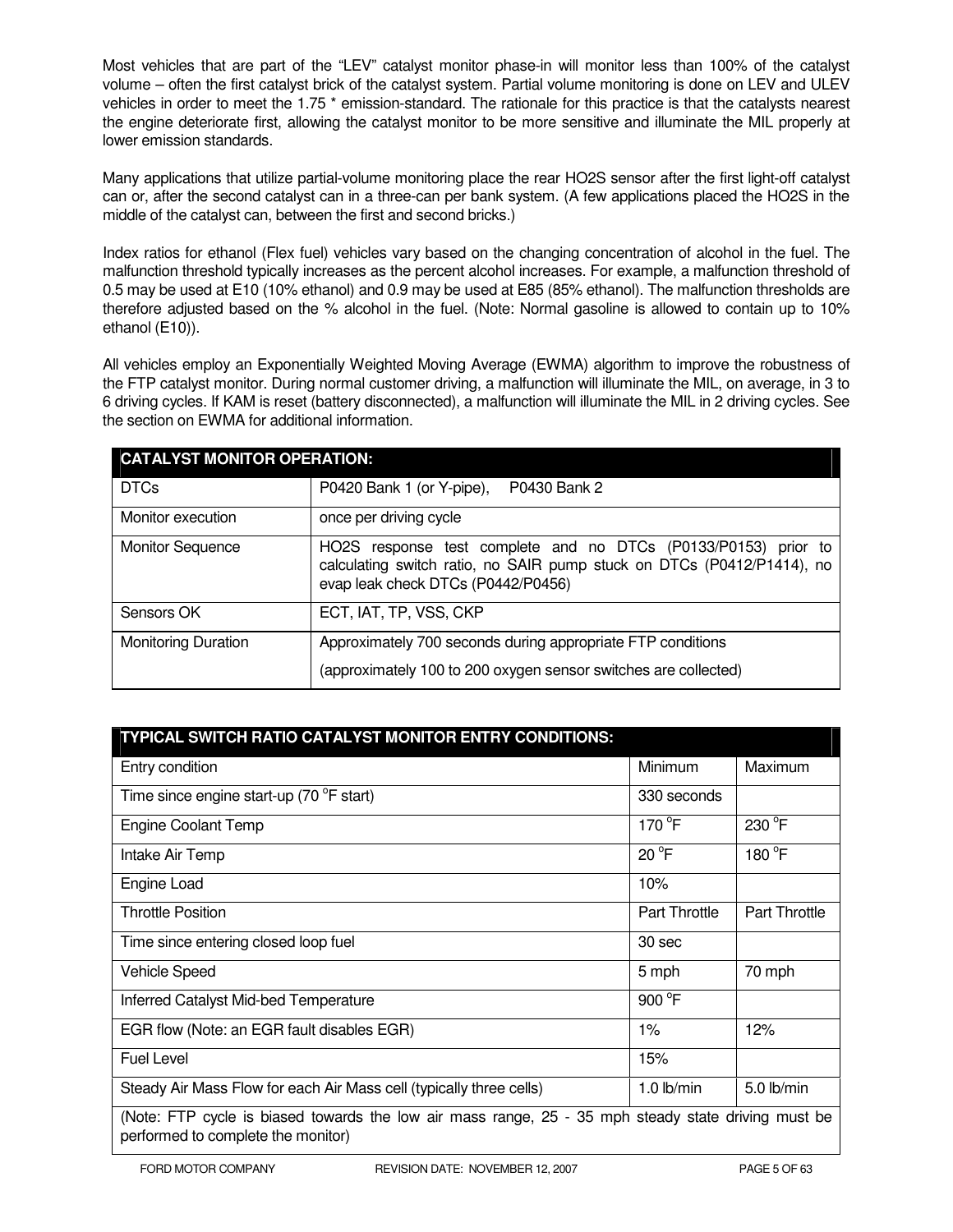Most vehicles that are part of the "LEV" catalyst monitor phase-in will monitor less than 100% of the catalyst volume – often the first catalyst brick of the catalyst system. Partial volume monitoring is done on LEV and ULEV vehicles in order to meet the 1.75 * emission-standard. The rationale for this practice is that the catalysts nearest the engine deteriorate first, allowing the catalyst monitor to be more sensitive and illuminate the MIL properly at lower emission standards.

Many applications that utilize partial-volume monitoring place the rear HO2S sensor after the first light-off catalyst can or, after the second catalyst can in a three-can per bank system. (A few applications placed the HO2S in the middle of the catalyst can, between the first and second bricks.)

Index ratios for ethanol (Flex fuel) vehicles vary based on the changing concentration of alcohol in the fuel. The malfunction threshold typically increases as the percent alcohol increases. For example, a malfunction threshold of 0.5 may be used at E10 (10% ethanol) and 0.9 may be used at E85 (85% ethanol). The malfunction thresholds are therefore adjusted based on the % alcohol in the fuel. (Note: Normal gasoline is allowed to contain up to 10% ethanol (E10)).

All vehicles employ an Exponentially Weighted Moving Average (EWMA) algorithm to improve the robustness of the FTP catalyst monitor. During normal customer driving, a malfunction will illuminate the MIL, on average, in 3 to 6 driving cycles. If KAM is reset (battery disconnected), a malfunction will illuminate the MIL in 2 driving cycles. See the section on EWMA for additional information.

| CATALYST MONITOR OPERATION: | |
|---|---|
| DTCs | P0420 Bank 1 (or Y-pipe), P0430 Bank 2 |
| Monitor execution | once per driving cycle |
| Monitor Sequence | HO2S response test complete and no DTCs (P0133/P0153) prior to calculating switch ratio, no SAIR pump stuck on DTCs (P0412/P1414), no evap leak check DTCs (P0442/P0456) |
| Sensors OK | ECT, IAT, TP, VSS, CKP |
| Monitoring Duration | Approximately 700 seconds during appropriate FTP conditions<br>(approximately 100 to 200 oxygen sensor switches are collected) |

| TYPICAL SWITCH RATIO CATALYST MONITOR ENTRY CONDITIONS: | | |
|---|---|---|
| Entry condition | Minimum | Maximum |
| Time since engine start-up (70 °F start) | 330 seconds | |
| Engine Coolant Temp | 170 °F | 230 °F |
| Intake Air Temp | 20 °F | 180 °F |
| Engine Load | 10% | |
| Throttle Position | Part Throttle | Part Throttle |
| Time since entering closed loop fuel | 30 sec | |
| Vehicle Speed | 5 mph | 70 mph |
| Inferred Catalyst Mid-bed Temperature | 900 °F | |
| EGR flow (Note: an EGR fault disables EGR) | 1% | 12% |
| Fuel Level | 15% | |
| Steady Air Mass Flow for each Air Mass cell (typically three cells) | 1.0 lb/min | 5.0 lb/min |
| (Note: FTP cycle is biased towards the low air mass range, 25 - 35 mph steady state driving must be performed to complete the monitor) | | |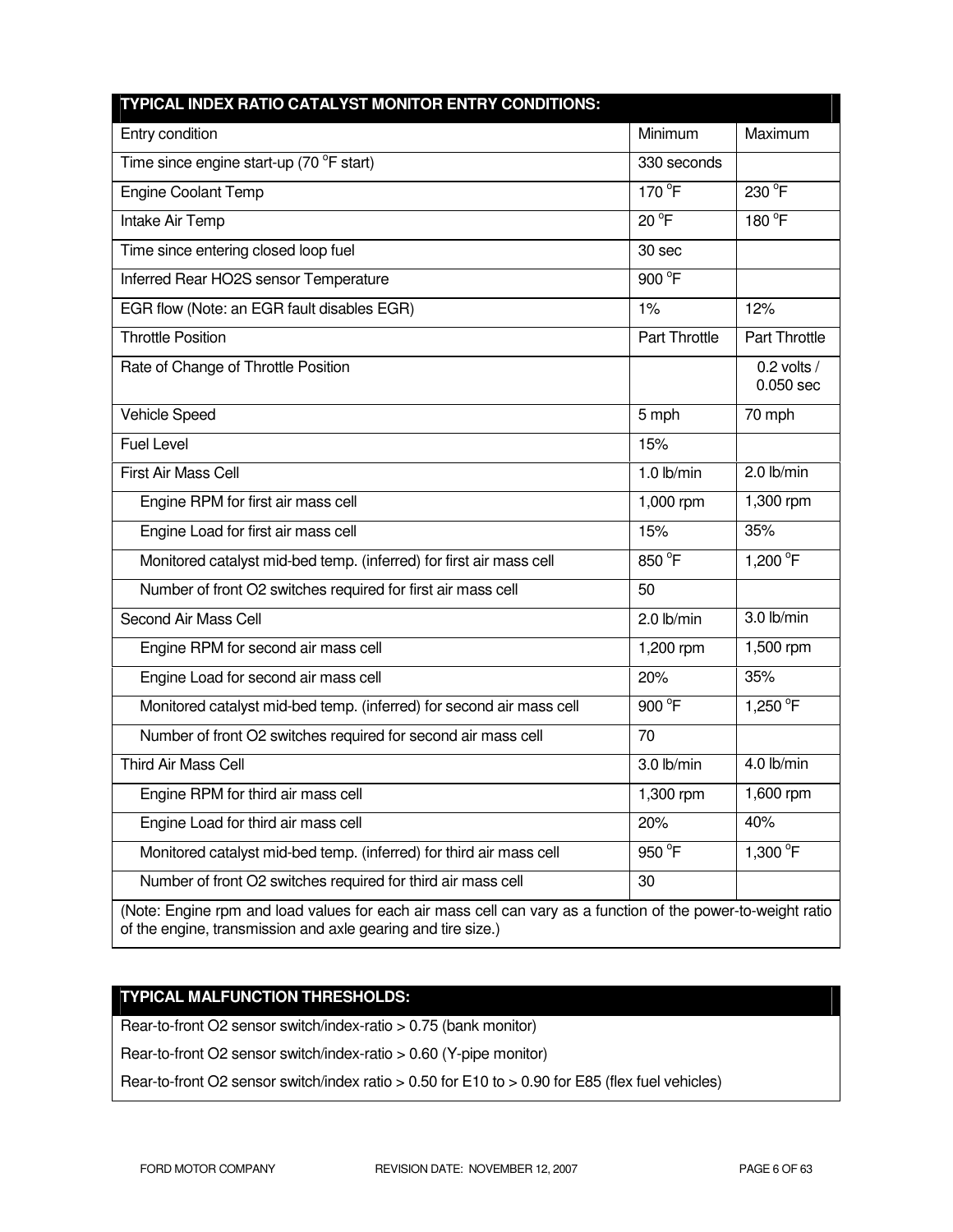| TYPICAL INDEX RATIO CATALYST MONITOR ENTRY CONDITIONS: | | |
|---|---|---|
| Entry condition | Minimum | Maximum |
| Time since engine start-up (70 °F start) | 330 seconds | |
| Engine Coolant Temp | 170 °F | 230 °F |
| Intake Air Temp | 20 °F | 180 °F |
| Time since entering closed loop fuel | 30 sec | |
| Inferred Rear HO2S sensor Temperature | 900 °F | |
| EGR flow (Note: an EGR fault disables EGR) | 1% | 12% |
| Throttle Position | Part Throttle | Part Throttle |
| Rate of Change of Throttle Position | | 0.2 volts / 0.050 sec |
| Vehicle Speed | 5 mph | 70 mph |
| Fuel Level | 15% | |
| First Air Mass Cell | 1.0 lb/min | 2.0 lb/min |
| Engine RPM for first air mass cell | 1,000 rpm | 1,300 rpm |
| Engine Load for first air mass cell | 15% | 35% |
| Monitored catalyst mid-bed temp. (inferred) for first air mass cell | 850 °F | 1,200 °F |
| Number of front O2 switches required for first air mass cell | 50 | |
| Second Air Mass Cell | 2.0 lb/min | 3.0 lb/min |
| Engine RPM for second air mass cell | 1,200 rpm | 1,500 rpm |
| Engine Load for second air mass cell | 20% | 35% |
| Monitored catalyst mid-bed temp. (inferred) for second air mass cell | 900 °F | 1,250 °F |
| Number of front O2 switches required for second air mass cell | 70 | |
| Third Air Mass Cell | 3.0 lb/min | 4.0 lb/min |
| Engine RPM for third air mass cell | 1,300 rpm | 1,600 rpm |
| Engine Load for third air mass cell | 20% | 40% |
| Monitored catalyst mid-bed temp. (inferred) for third air mass cell | 950 °F | 1,300 °F |
| Number of front O2 switches required for third air mass cell | 30 | |
| (Note: Engine rpm and load values for each air mass cell can vary as a function of the power-to-weight ratio of the engine, transmission and axle gearing and tire size.) | | |

| TYPICAL MALFUNCTION THRESHOLDS: |
|---|
| Rear-to-front O2 sensor switch/index-ratio > 0.75 (bank monitor) |
| Rear-to-front O2 sensor switch/index-ratio > 0.60 (Y-pipe monitor) |
| Rear-to-front O2 sensor switch/index ratio > 0.50 for E10 to > 0.90 for E85 (flex fuel vehicles) |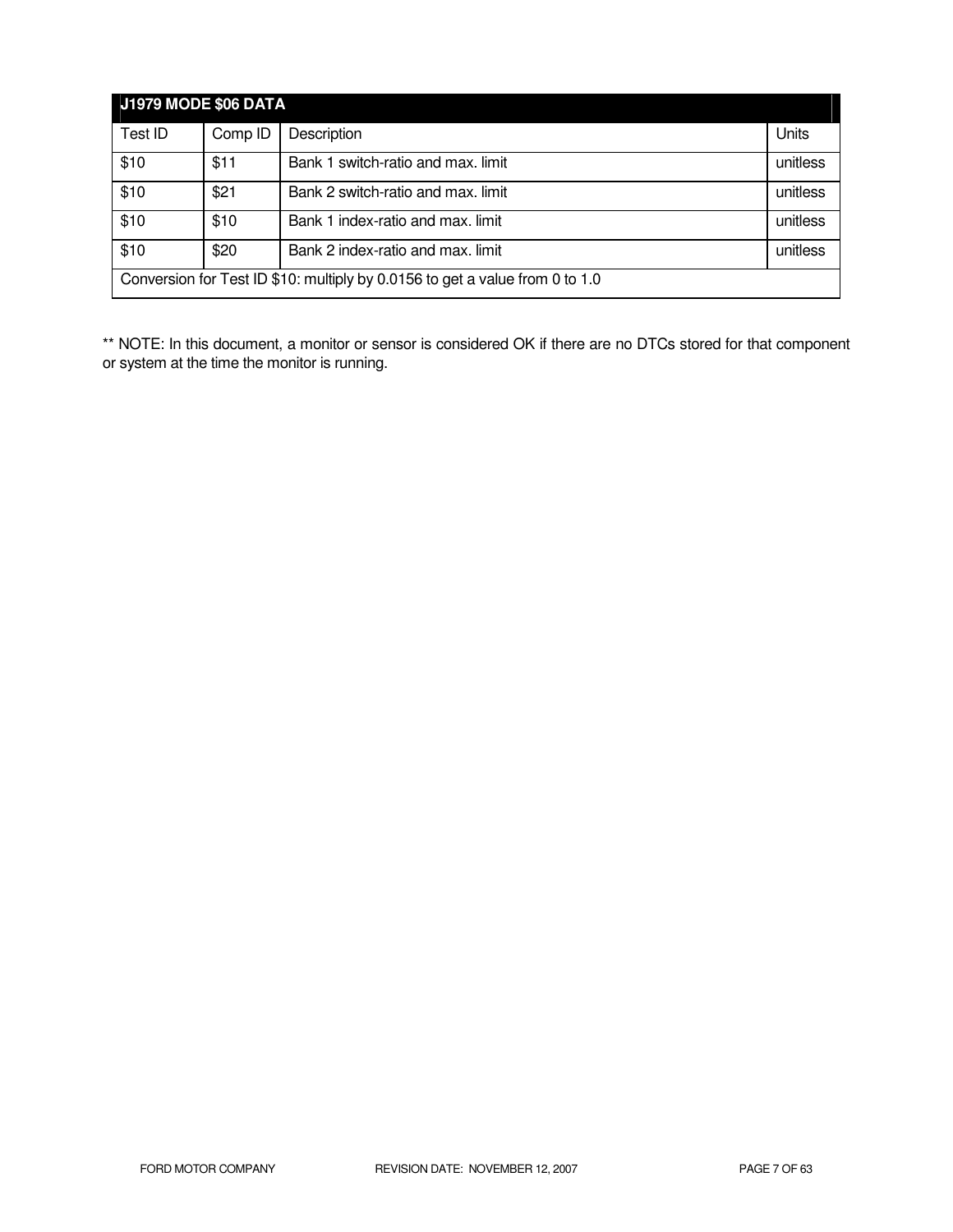| J1979 MODE $06 DATA | | | |
|---|---|---|---|
| Test ID | Comp ID | Description | Units |
| $10 | $11 | Bank 1 switch-ratio and max. limit | unitless |
| $10 | $21 | Bank 2 switch-ratio and max. limit | unitless |
| $10 | $10 | Bank 1 index-ratio and max. limit | unitless |
| $10 | $20 | Bank 2 index-ratio and max. limit | unitless |
| Conversion for Test ID $10: multiply by 0.0156 to get a value from 0 to 1.0 | | | |

** NOTE: In this document, a monitor or sensor is considered OK if there are no DTCs stored for that component or system at the time the monitor is running.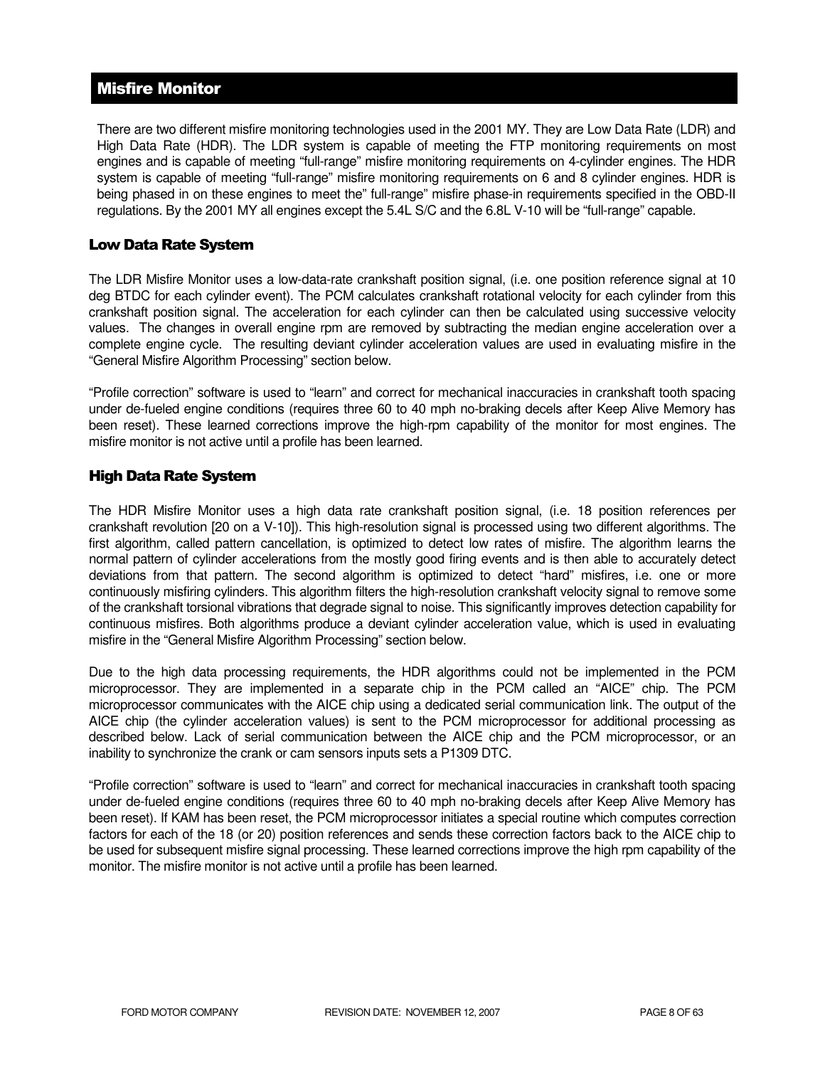## Misfire Monitor

There are two different misfire monitoring technologies used in the 2001 MY. They are Low Data Rate (LDR) and High Data Rate (HDR). The LDR system is capable of meeting the FTP monitoring requirements on most engines and is capable of meeting "full-range" misfire monitoring requirements on 4-cylinder engines. The HDR system is capable of meeting "full-range" misfire monitoring requirements on 6 and 8 cylinder engines. HDR is being phased in on these engines to meet the" full-range" misfire phase-in requirements specified in the OBD-II regulations. By the 2001 MY all engines except the 5.4L S/C and the 6.8L V-10 will be "full-range" capable.

### Low Data Rate System

The LDR Misfire Monitor uses a low-data-rate crankshaft position signal, (i.e. one position reference signal at 10 deg BTDC for each cylinder event). The PCM calculates crankshaft rotational velocity for each cylinder from this crankshaft position signal. The acceleration for each cylinder can then be calculated using successive velocity values. The changes in overall engine rpm are removed by subtracting the median engine acceleration over a complete engine cycle. The resulting deviant cylinder acceleration values are used in evaluating misfire in the "General Misfire Algorithm Processing" section below.

"Profile correction" software is used to "learn" and correct for mechanical inaccuracies in crankshaft tooth spacing under de-fueled engine conditions (requires three 60 to 40 mph no-braking decels after Keep Alive Memory has been reset). These learned corrections improve the high-rpm capability of the monitor for most engines. The misfire monitor is not active until a profile has been learned.

### High Data Rate System

The HDR Misfire Monitor uses a high data rate crankshaft position signal, (i.e. 18 position references per crankshaft revolution [20 on a V-10]). This high-resolution signal is processed using two different algorithms. The first algorithm, called pattern cancellation, is optimized to detect low rates of misfire. The algorithm learns the normal pattern of cylinder accelerations from the mostly good firing events and is then able to accurately detect deviations from that pattern. The second algorithm is optimized to detect "hard" misfires, i.e. one or more continuously misfiring cylinders. This algorithm filters the high-resolution crankshaft velocity signal to remove some of the crankshaft torsional vibrations that degrade signal to noise. This significantly improves detection capability for continuous misfires. Both algorithms produce a deviant cylinder acceleration value, which is used in evaluating misfire in the "General Misfire Algorithm Processing" section below.

Due to the high data processing requirements, the HDR algorithms could not be implemented in the PCM microprocessor. They are implemented in a separate chip in the PCM called an "AICE" chip. The PCM microprocessor communicates with the AICE chip using a dedicated serial communication link. The output of the AICE chip (the cylinder acceleration values) is sent to the PCM microprocessor for additional processing as described below. Lack of serial communication between the AICE chip and the PCM microprocessor, or an inability to synchronize the crank or cam sensors inputs sets a P1309 DTC.

"Profile correction" software is used to "learn" and correct for mechanical inaccuracies in crankshaft tooth spacing under de-fueled engine conditions (requires three 60 to 40 mph no-braking decels after Keep Alive Memory has been reset). If KAM has been reset, the PCM microprocessor initiates a special routine which computes correction factors for each of the 18 (or 20) position references and sends these correction factors back to the AICE chip to be used for subsequent misfire signal processing. These learned corrections improve the high rpm capability of the monitor. The misfire monitor is not active until a profile has been learned.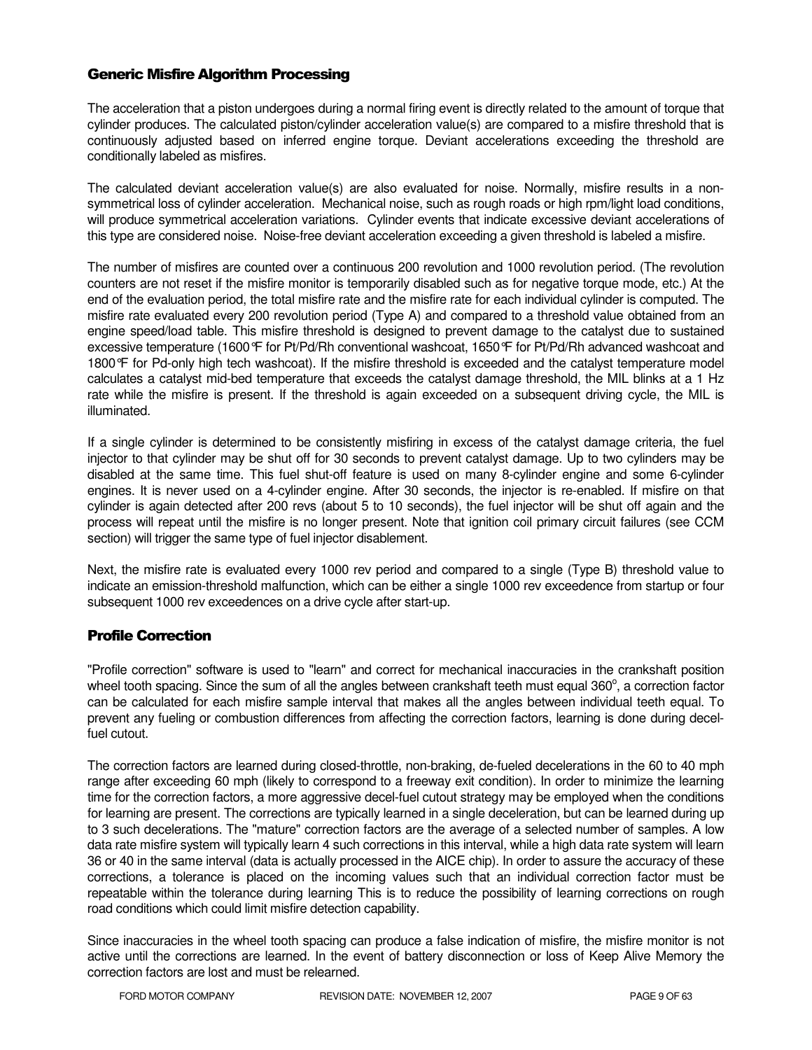## Generic Misfire Algorithm Processing

The acceleration that a piston undergoes during a normal firing event is directly related to the amount of torque that cylinder produces. The calculated piston/cylinder acceleration value(s) are compared to a misfire threshold that is continuously adjusted based on inferred engine torque. Deviant accelerations exceeding the threshold are conditionally labeled as misfires.

The calculated deviant acceleration value(s) are also evaluated for noise. Normally, misfire results in a non-symmetrical loss of cylinder acceleration. Mechanical noise, such as rough roads or high rpm/light load conditions, will produce symmetrical acceleration variations. Cylinder events that indicate excessive deviant accelerations of this type are considered noise. Noise-free deviant acceleration exceeding a given threshold is labeled a misfire.

The number of misfires are counted over a continuous 200 revolution and 1000 revolution period. (The revolution counters are not reset if the misfire monitor is temporarily disabled such as for negative torque mode, etc.) At the end of the evaluation period, the total misfire rate and the misfire rate for each individual cylinder is computed. The misfire rate evaluated every 200 revolution period (Type A) and compared to a threshold value obtained from an engine speed/load table. This misfire threshold is designed to prevent damage to the catalyst due to sustained excessive temperature (1600°F for Pt/Pd/Rh conventional washcoat, 1650°F for Pt/Pd/Rh advanced washcoat and 1800°F for Pd-only high tech washcoat). If the misfire threshold is exceeded and the catalyst temperature model calculates a catalyst mid-bed temperature that exceeds the catalyst damage threshold, the MIL blinks at a 1 Hz rate while the misfire is present. If the threshold is again exceeded on a subsequent driving cycle, the MIL is illuminated.

If a single cylinder is determined to be consistently misfiring in excess of the catalyst damage criteria, the fuel injector to that cylinder may be shut off for 30 seconds to prevent catalyst damage. Up to two cylinders may be disabled at the same time. This fuel shut-off feature is used on many 8-cylinder engine and some 6-cylinder engines. It is never used on a 4-cylinder engine. After 30 seconds, the injector is re-enabled. If misfire on that cylinder is again detected after 200 revs (about 5 to 10 seconds), the fuel injector will be shut off again and the process will repeat until the misfire is no longer present. Note that ignition coil primary circuit failures (see CCM section) will trigger the same type of fuel injector disablement.

Next, the misfire rate is evaluated every 1000 rev period and compared to a single (Type B) threshold value to indicate an emission-threshold malfunction, which can be either a single 1000 rev exceedence from startup or four subsequent 1000 rev exceedences on a drive cycle after start-up.

## Profile Correction

"Profile correction" software is used to "learn" and correct for mechanical inaccuracies in the crankshaft position wheel tooth spacing. Since the sum of all the angles between crankshaft teeth must equal 360°, a correction factor can be calculated for each misfire sample interval that makes all the angles between individual teeth equal. To prevent any fueling or combustion differences from affecting the correction factors, learning is done during decel-fuel cutout.

The correction factors are learned during closed-throttle, non-braking, de-fueled decelerations in the 60 to 40 mph range after exceeding 60 mph (likely to correspond to a freeway exit condition). In order to minimize the learning time for the correction factors, a more aggressive decel-fuel cutout strategy may be employed when the conditions for learning are present. The corrections are typically learned in a single deceleration, but can be learned during up to 3 such decelerations. The "mature" correction factors are the average of a selected number of samples. A low data rate misfire system will typically learn 4 such corrections in this interval, while a high data rate system will learn 36 or 40 in the same interval (data is actually processed in the AICE chip). In order to assure the accuracy of these corrections, a tolerance is placed on the incoming values such that an individual correction factor must be repeatable within the tolerance during learning This is to reduce the possibility of learning corrections on rough road conditions which could limit misfire detection capability.

Since inaccuracies in the wheel tooth spacing can produce a false indication of misfire, the misfire monitor is not active until the corrections are learned. In the event of battery disconnection or loss of Keep Alive Memory the correction factors are lost and must be relearned.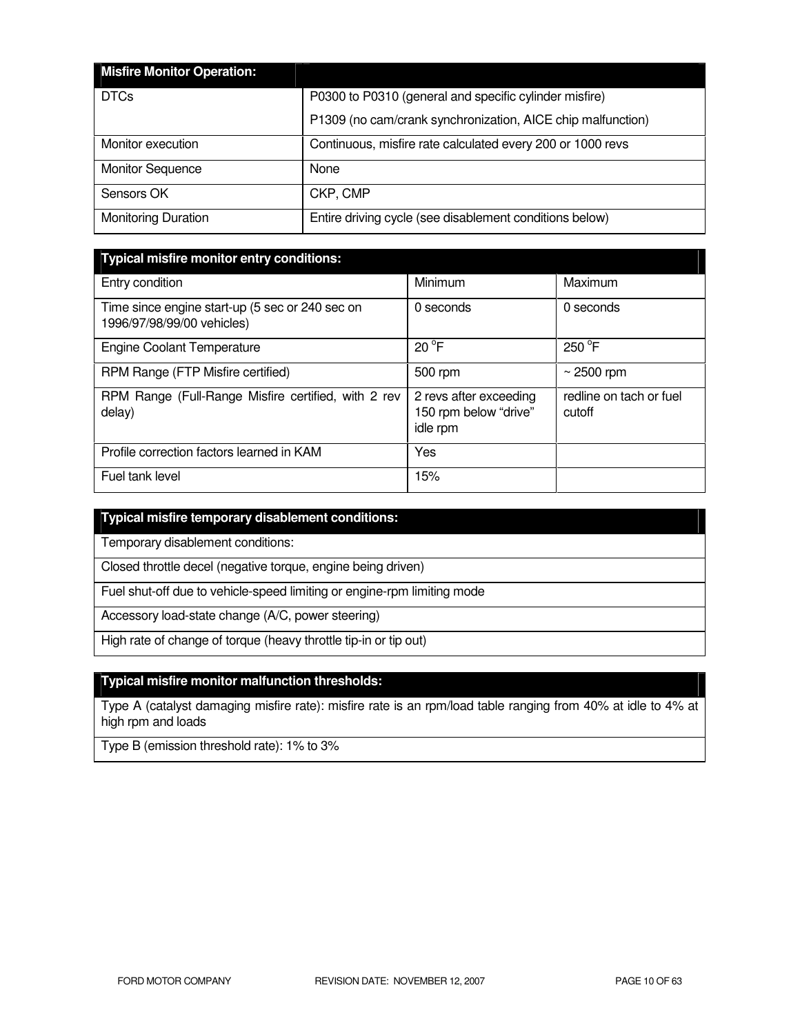| Misfire Monitor Operation: | |
|---|---|
| DTCs | P0300 to P0310 (general and specific cylinder misfire)<br>P1309 (no cam/crank synchronization, AICE chip malfunction) |
| Monitor execution | Continuous, misfire rate calculated every 200 or 1000 revs |
| Monitor Sequence | None |
| Sensors OK | CKP, CMP |
| Monitoring Duration | Entire driving cycle (see disablement conditions below) |

| Typical misfire monitor entry conditions: | | |
|---|---|---|
| Entry condition | Minimum | Maximum |
| Time since engine start-up (5 sec or 240 sec on 1996/97/98/99/00 vehicles) | 0 seconds | 0 seconds |
| Engine Coolant Temperature | 20 °F | 250 °F |
| RPM Range (FTP Misfire certified) | 500 rpm | ~ 2500 rpm |
| RPM Range (Full-Range Misfire certified, with 2 rev delay) | 2 revs after exceeding 150 rpm below "drive" idle rpm | redline on tach or fuel cutoff |
| Profile correction factors learned in KAM | Yes | |
| Fuel tank level | 15% | |

| Typical misfire temporary disablement conditions: |
|---|
| Temporary disablement conditions: |
| Closed throttle decel (negative torque, engine being driven) |
| Fuel shut-off due to vehicle-speed limiting or engine-rpm limiting mode |
| Accessory load-state change (A/C, power steering) |
| High rate of change of torque (heavy throttle tip-in or tip out) |

| Typical misfire monitor malfunction thresholds: |
|---|
| Type A (catalyst damaging misfire rate): misfire rate is an rpm/load table ranging from 40% at idle to 4% at high rpm and loads |
| Type B (emission threshold rate): 1% to 3% |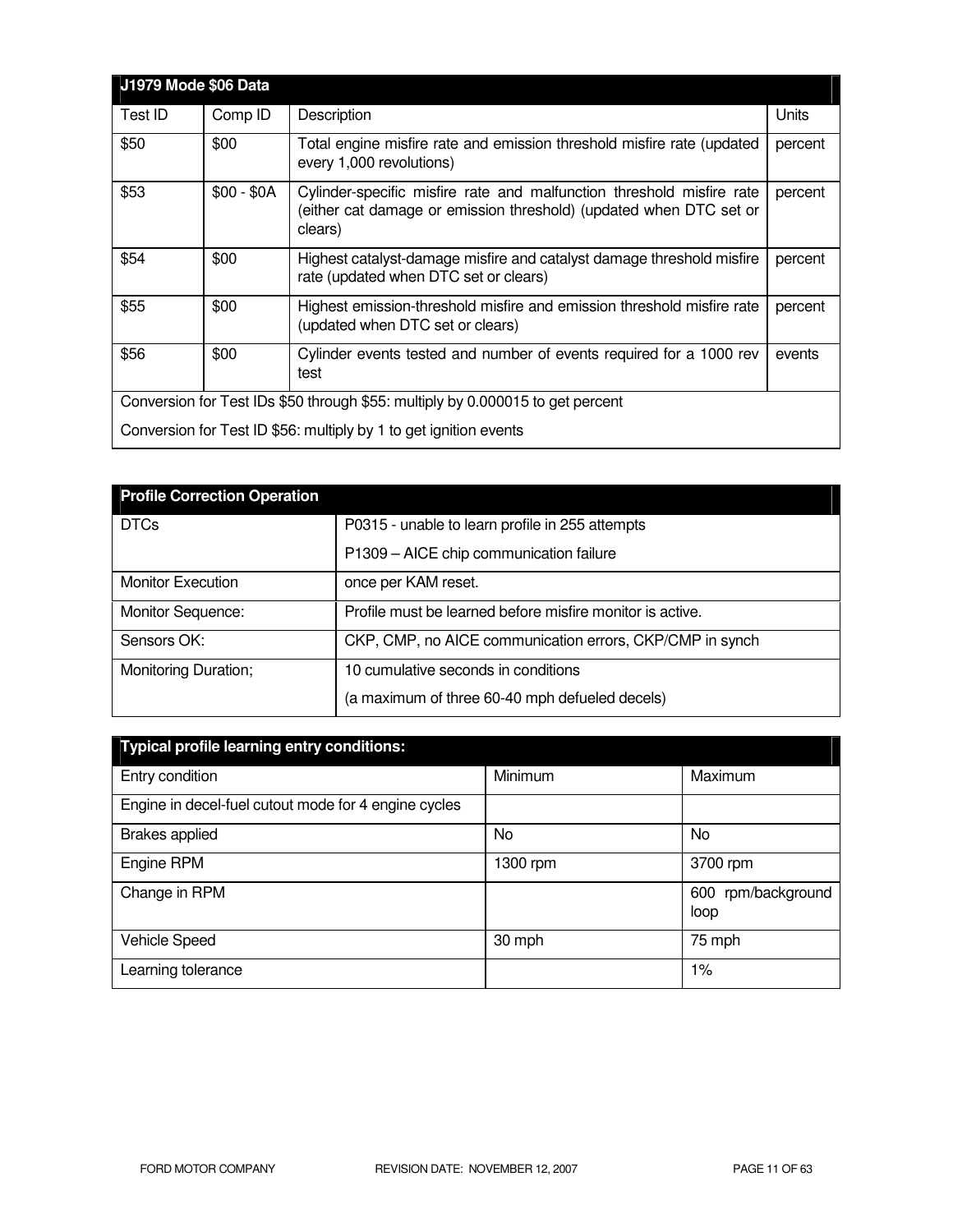| J1979 Mode $06 Data | | | |
|---|---|---|---|
| Test ID | Comp ID | Description | Units |
| $50 | $00 | Total engine misfire rate and emission threshold misfire rate (updated every 1,000 revolutions) | percent |
| $53 | $00 - $0A | Cylinder-specific misfire rate and malfunction threshold misfire rate (either cat damage or emission threshold) (updated when DTC set or clears) | percent |
| $54 | $00 | Highest catalyst-damage misfire and catalyst damage threshold misfire rate (updated when DTC set or clears) | percent |
| $55 | $00 | Highest emission-threshold misfire and emission threshold misfire rate (updated when DTC set or clears) | percent |
| $56 | $00 | Cylinder events tested and number of events required for a 1000 rev test | events |
| Conversion for Test IDs $50 through $55: multiply by 0.000015 to get percent<br>Conversion for Test ID $56: multiply by 1 to get ignition events | | | |

| Profile Correction Operation | |
|---|---|
| DTCs | P0315 - unable to learn profile in 255 attempts<br>P1309 – AICE chip communication failure |
| Monitor Execution | once per KAM reset. |
| Monitor Sequence: | Profile must be learned before misfire monitor is active. |
| Sensors OK: | CKP, CMP, no AICE communication errors, CKP/CMP in synch |
| Monitoring Duration; | 10 cumulative seconds in conditions<br>(a maximum of three 60-40 mph defueled decels) |

| Typical profile learning entry conditions: | | |
|---|---|---|
| Entry condition | Minimum | Maximum |
| Engine in decel-fuel cutout mode for 4 engine cycles | | |
| Brakes applied | No | No |
| Engine RPM | 1300 rpm | 3700 rpm |
| Change in RPM | | 600 rpm/background loop |
| Vehicle Speed | 30 mph | 75 mph |
| Learning tolerance | | 1% |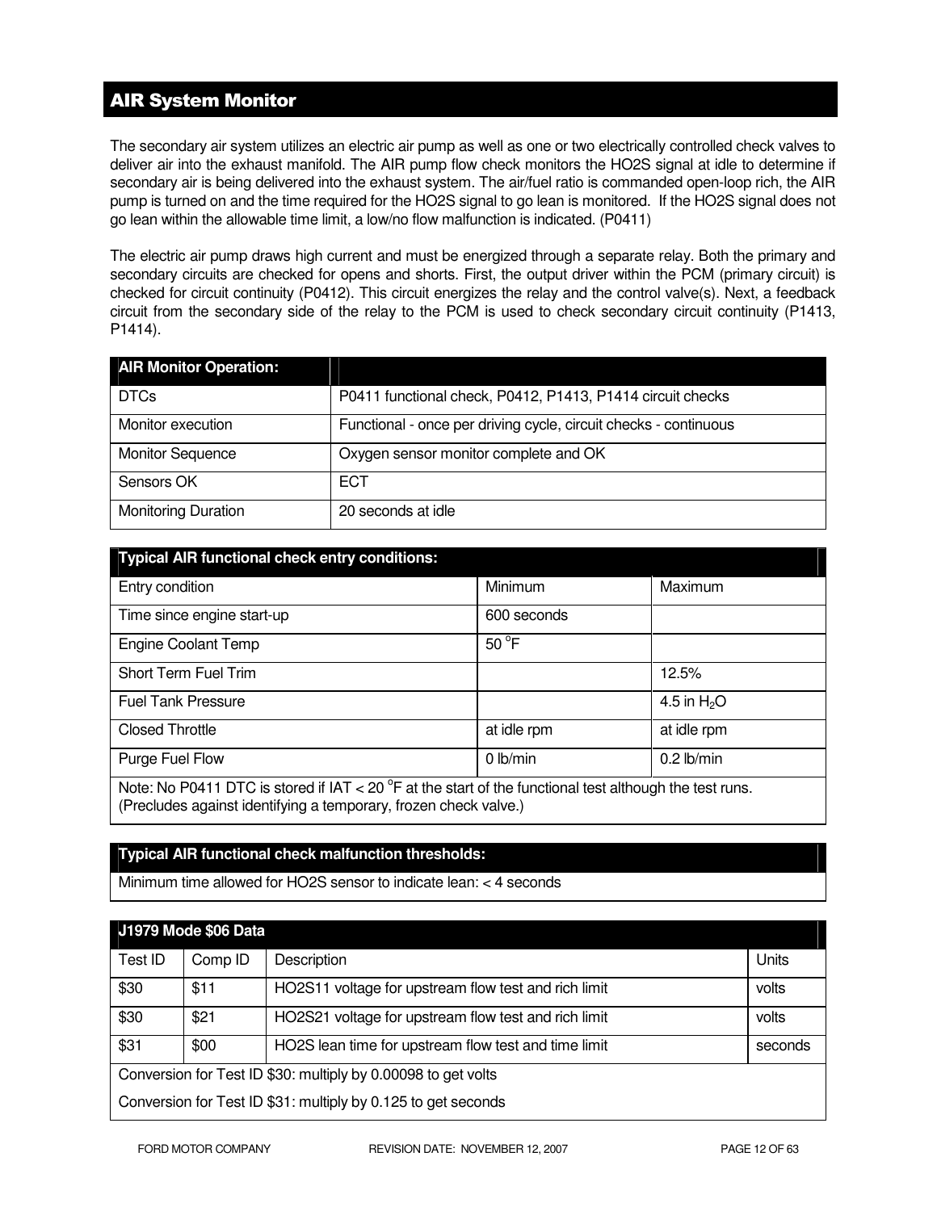## AIR System Monitor

The secondary air system utilizes an electric air pump as well as one or two electrically controlled check valves to deliver air into the exhaust manifold. The AIR pump flow check monitors the HO2S signal at idle to determine if secondary air is being delivered into the exhaust system. The air/fuel ratio is commanded open-loop rich, the AIR pump is turned on and the time required for the HO2S signal to go lean is monitored. If the HO2S signal does not go lean within the allowable time limit, a low/no flow malfunction is indicated. (P0411)

The electric air pump draws high current and must be energized through a separate relay. Both the primary and secondary circuits are checked for opens and shorts. First, the output driver within the PCM (primary circuit) is checked for circuit continuity (P0412). This circuit energizes the relay and the control valve(s). Next, a feedback circuit from the secondary side of the relay to the PCM is used to check secondary circuit continuity (P1413, P1414).

| AIR Monitor Operation: | |
|---|---|
| DTCs | P0411 functional check, P0412, P1413, P1414 circuit checks |
| Monitor execution | Functional - once per driving cycle, circuit checks - continuous |
| Monitor Sequence | Oxygen sensor monitor complete and OK |
| Sensors OK | ECT |
| Monitoring Duration | 20 seconds at idle |

| Typical AIR functional check entry conditions: | | |
|---|---|---|
| Entry condition | Minimum | Maximum |
| Time since engine start-up | 600 seconds | |
| Engine Coolant Temp | 50 °F | |
| Short Term Fuel Trim | | 12.5% |
| Fuel Tank Pressure | | 4.5 in $H_2O$ |
| Closed Throttle | at idle rpm | at idle rpm |
| Purge Fuel Flow | 0 lb/min | 0.2 lb/min |
| Note: No P0411 DTC is stored if IAT < 20 °F at the start of the functional test although the test runs. (Precludes against identifying a temporary, frozen check valve.) | | |

| Typical AIR functional check malfunction thresholds: |
|---|
| Minimum time allowed for HO2S sensor to indicate lean: < 4 seconds |

| J1979 Mode $06 Data | | | |
|---|---|---|---|
| Test ID | Comp ID | Description | Units |
| $30 | $11 | HO2S11 voltage for upstream flow test and rich limit | volts |
| $30 | $21 | HO2S21 voltage for upstream flow test and rich limit | volts |
| $31 | $00 | HO2S lean time for upstream flow test and time limit | seconds |
| Conversion for Test ID $30: multiply by 0.00098 to get volts | | | |
| Conversion for Test ID $31: multiply by 0.125 to get seconds | | | |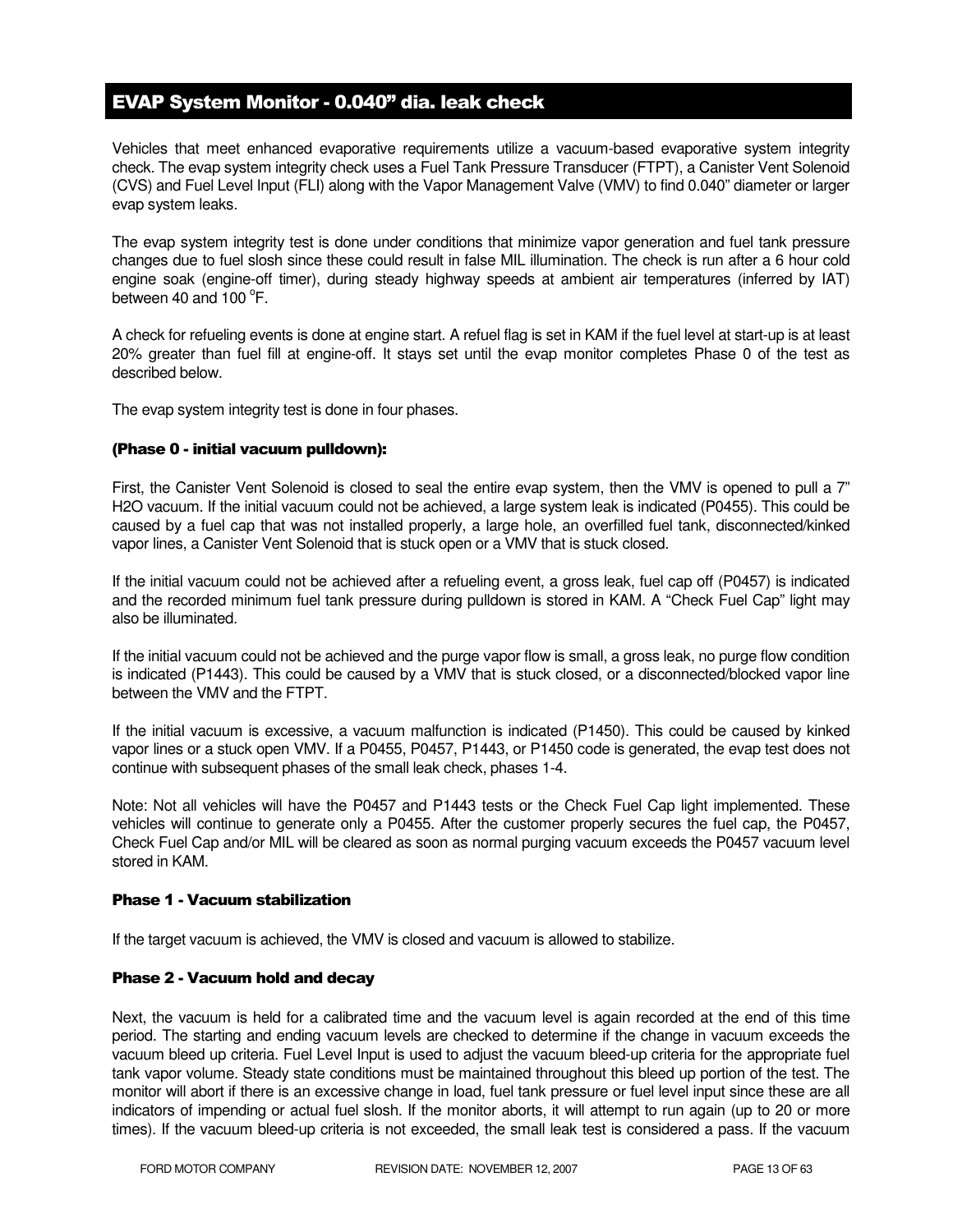## EVAP System Monitor - 0.040” dia. leak check

Vehicles that meet enhanced evaporative requirements utilize a vacuum-based evaporative system integrity check. The evap system integrity check uses a Fuel Tank Pressure Transducer (FTPT), a Canister Vent Solenoid (CVS) and Fuel Level Input (FLI) along with the Vapor Management Valve (VMV) to find 0.040” diameter or larger evap system leaks.

The evap system integrity test is done under conditions that minimize vapor generation and fuel tank pressure changes due to fuel slosh since these could result in false MIL illumination. The check is run after a 6 hour cold engine soak (engine-off timer), during steady highway speeds at ambient air temperatures (inferred by IAT) between 40 and 100 °F.

A check for refueling events is done at engine start. A refuel flag is set in KAM if the fuel level at start-up is at least 20% greater than fuel fill at engine-off. It stays set until the evap monitor completes Phase 0 of the test as described below.

The evap system integrity test is done in four phases.

**(Phase 0 - initial vacuum pulldown):**

First, the Canister Vent Solenoid is closed to seal the entire evap system, then the VMV is opened to pull a 7” H2O vacuum. If the initial vacuum could not be achieved, a large system leak is indicated (P0455). This could be caused by a fuel cap that was not installed properly, a large hole, an overfilled fuel tank, disconnected/kinked vapor lines, a Canister Vent Solenoid that is stuck open or a VMV that is stuck closed.

If the initial vacuum could not be achieved after a refueling event, a gross leak, fuel cap off (P0457) is indicated and the recorded minimum fuel tank pressure during pulldown is stored in KAM. A “Check Fuel Cap” light may also be illuminated.

If the initial vacuum could not be achieved and the purge vapor flow is small, a gross leak, no purge flow condition is indicated (P1443). This could be caused by a VMV that is stuck closed, or a disconnected/blocked vapor line between the VMV and the FTPT.

If the initial vacuum is excessive, a vacuum malfunction is indicated (P1450). This could be caused by kinked vapor lines or a stuck open VMV. If a P0455, P0457, P1443, or P1450 code is generated, the evap test does not continue with subsequent phases of the small leak check, phases 1-4.

Note: Not all vehicles will have the P0457 and P1443 tests or the Check Fuel Cap light implemented. These vehicles will continue to generate only a P0455. After the customer properly secures the fuel cap, the P0457, Check Fuel Cap and/or MIL will be cleared as soon as normal purging vacuum exceeds the P0457 vacuum level stored in KAM.

**Phase 1 - Vacuum stabilization**

If the target vacuum is achieved, the VMV is closed and vacuum is allowed to stabilize.

**Phase 2 - Vacuum hold and decay**

Next, the vacuum is held for a calibrated time and the vacuum level is again recorded at the end of this time period. The starting and ending vacuum levels are checked to determine if the change in vacuum exceeds the vacuum bleed up criteria. Fuel Level Input is used to adjust the vacuum bleed-up criteria for the appropriate fuel tank vapor volume. Steady state conditions must be maintained throughout this bleed up portion of the test. The monitor will abort if there is an excessive change in load, fuel tank pressure or fuel level input since these are all indicators of impending or actual fuel slosh. If the monitor aborts, it will attempt to run again (up to 20 or more times). If the vacuum bleed-up criteria is not exceeded, the small leak test is considered a pass. If the vacuum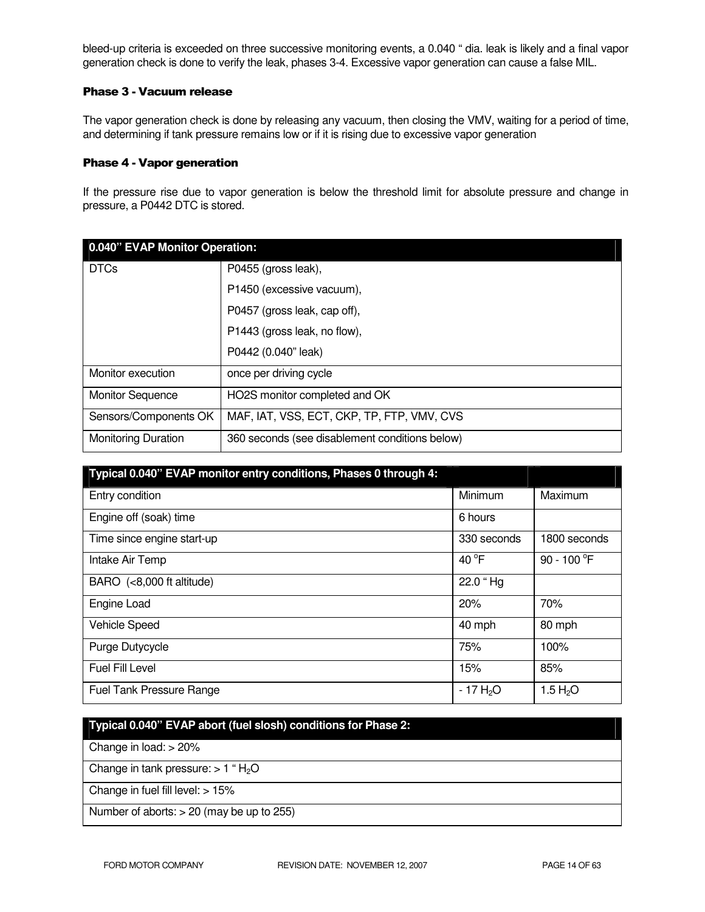bleed-up criteria is exceeded on three successive monitoring events, a 0.040 " dia. leak is likely and a final vapor generation check is done to verify the leak, phases 3-4. Excessive vapor generation can cause a false MIL.

#### Phase 3 - Vacuum release

The vapor generation check is done by releasing any vacuum, then closing the VMV, waiting for a period of time, and determining if tank pressure remains low or if it is rising due to excessive vapor generation

#### Phase 4 - Vapor generation

If the pressure rise due to vapor generation is below the threshold limit for absolute pressure and change in pressure, a P0442 DTC is stored.

| 0.040" EVAP Monitor Operation: | |
|---|---|
| DTCs | P0455 (gross leak),<br>P1450 (excessive vacuum),<br>P0457 (gross leak, cap off),<br>P1443 (gross leak, no flow),<br>P0442 (0.040" leak) |
| Monitor execution | once per driving cycle |
| Monitor Sequence | HO2S monitor completed and OK |
| Sensors/Components OK | MAF, IAT, VSS, ECT, CKP, TP, FTP, VMV, CVS |
| Monitoring Duration | 360 seconds (see disablement conditions below) |

| Typical 0.040" EVAP monitor entry conditions, Phases 0 through 4: | | |
|---|---|---|
| Entry condition | Minimum | Maximum |
| Engine off (soak) time | 6 hours | |
| Time since engine start-up | 330 seconds | 1800 seconds |
| Intake Air Temp | 40 °F | 90 - 100 °F |
| BARO (<8,000 ft altitude) | 22.0 " Hg | |
| Engine Load | 20% | 70% |
| Vehicle Speed | 40 mph | 80 mph |
| Purge Dutycycle | 75% | 100% |
| Fuel Fill Level | 15% | 85% |
| Fuel Tank Pressure Range | - 17 $H_2O$ | 1.5 $H_2O$ |

| Typical 0.040" EVAP abort (fuel slosh) conditions for Phase 2: |
|---|
| Change in load: > 20% |
| Change in tank pressure: > 1 " $H_2O$ |
| Change in fuel fill level: > 15% |
| Number of aborts: > 20 (may be up to 255) |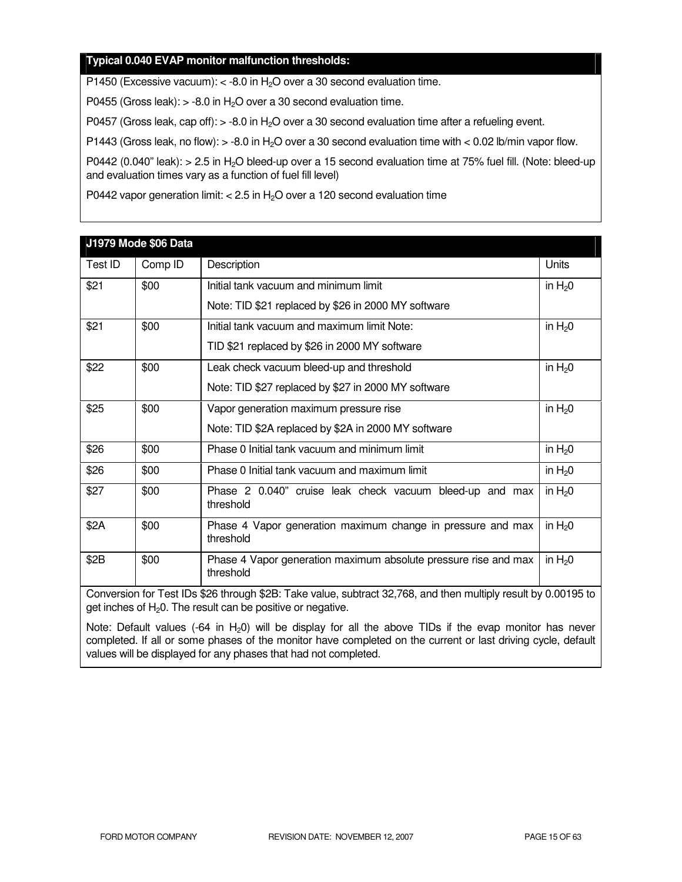**Typical 0.040 EVAP monitor malfunction thresholds:**

P1450 (Excessive vacuum): < -8.0 in $H_2O$ over a 30 second evaluation time.

P0455 (Gross leak): > -8.0 in $H_2O$ over a 30 second evaluation time.

P0457 (Gross leak, cap off): > -8.0 in $H_2O$ over a 30 second evaluation time after a refueling event.

P1443 (Gross leak, no flow): > -8.0 in $H_2O$ over a 30 second evaluation time with < 0.02 lb/min vapor flow.

P0442 (0.040" leak): > 2.5 in $H_2O$ bleed-up over a 15 second evaluation time at 75% fuel fill. (Note: bleed-up and evaluation times vary as a function of fuel fill level)

P0442 vapor generation limit: < 2.5 in $H_2O$ over a 120 second evaluation time

**J1979 Mode $06 Data**

| Test ID | Comp ID | Description | Units |
|---|---|---|---|
| $21 | $00 | Initial tank vacuum and minimum limit<br>Note: TID $21 replaced by $26 in 2000 MY software | in $H_20$ |
| $21 | $00 | Initial tank vacuum and maximum limit Note:<br>TID $21 replaced by $26 in 2000 MY software | in $H_20$ |
| $22 | $00 | Leak check vacuum bleed-up and threshold<br>Note: TID $27 replaced by $27 in 2000 MY software | in $H_20$ |
| $25 | $00 | Vapor generation maximum pressure rise<br>Note: TID $2A replaced by $2A in 2000 MY software | in $H_20$ |
| $26 | $00 | Phase 0 Initial tank vacuum and minimum limit | in $H_20$ |
| $26 | $00 | Phase 0 Initial tank vacuum and maximum limit | in $H_20$ |
| $27 | $00 | Phase 2 0.040" cruise leak check vacuum bleed-up and max threshold | in $H_20$ |
| $2A | $00 | Phase 4 Vapor generation maximum change in pressure and max threshold | in $H_20$ |
| $2B | $00 | Phase 4 Vapor generation maximum absolute pressure rise and max threshold | in $H_20$ |

Conversion for Test IDs $26 through $2B: Take value, subtract 32,768, and then multiply result by 0.00195 to get inches of $H_20$. The result can be positive or negative.

Note: Default values (-64 in $H_20$) will be display for all the above TIDs if the evap monitor has never completed. If all or some phases of the monitor have completed on the current or last driving cycle, default values will be displayed for any phases that had not completed.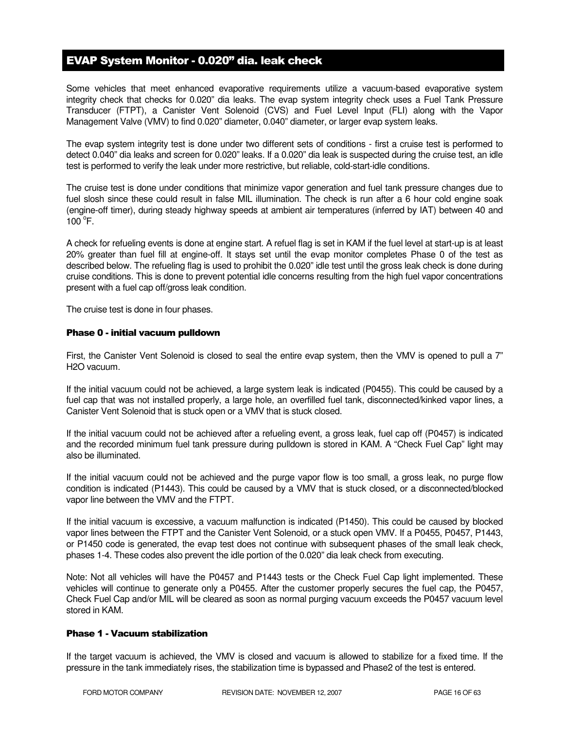## EVAP System Monitor - 0.020" dia. leak check

Some vehicles that meet enhanced evaporative requirements utilize a vacuum-based evaporative system integrity check that checks for 0.020" dia leaks. The evap system integrity check uses a Fuel Tank Pressure Transducer (FTPT), a Canister Vent Solenoid (CVS) and Fuel Level Input (FLI) along with the Vapor Management Valve (VMV) to find 0.020" diameter, 0.040" diameter, or larger evap system leaks.

The evap system integrity test is done under two different sets of conditions - first a cruise test is performed to detect 0.040" dia leaks and screen for 0.020" leaks. If a 0.020" dia leak is suspected during the cruise test, an idle test is performed to verify the leak under more restrictive, but reliable, cold-start-idle conditions.

The cruise test is done under conditions that minimize vapor generation and fuel tank pressure changes due to fuel slosh since these could result in false MIL illumination. The check is run after a 6 hour cold engine soak (engine-off timer), during steady highway speeds at ambient air temperatures (inferred by IAT) between 40 and 100 °F.

A check for refueling events is done at engine start. A refuel flag is set in KAM if the fuel level at start-up is at least 20% greater than fuel fill at engine-off. It stays set until the evap monitor completes Phase 0 of the test as described below. The refueling flag is used to prohibit the 0.020" idle test until the gross leak check is done during cruise conditions. This is done to prevent potential idle concerns resulting from the high fuel vapor concentrations present with a fuel cap off/gross leak condition.

The cruise test is done in four phases.

### Phase 0 - initial vacuum pulldown

First, the Canister Vent Solenoid is closed to seal the entire evap system, then the VMV is opened to pull a 7" H2O vacuum.

If the initial vacuum could not be achieved, a large system leak is indicated (P0455). This could be caused by a fuel cap that was not installed properly, a large hole, an overfilled fuel tank, disconnected/kinked vapor lines, a Canister Vent Solenoid that is stuck open or a VMV that is stuck closed.

If the initial vacuum could not be achieved after a refueling event, a gross leak, fuel cap off (P0457) is indicated and the recorded minimum fuel tank pressure during pulldown is stored in KAM. A "Check Fuel Cap" light may also be illuminated.

If the initial vacuum could not be achieved and the purge vapor flow is too small, a gross leak, no purge flow condition is indicated (P1443). This could be caused by a VMV that is stuck closed, or a disconnected/blocked vapor line between the VMV and the FTPT.

If the initial vacuum is excessive, a vacuum malfunction is indicated (P1450). This could be caused by blocked vapor lines between the FTPT and the Canister Vent Solenoid, or a stuck open VMV. If a P0455, P0457, P1443, or P1450 code is generated, the evap test does not continue with subsequent phases of the small leak check, phases 1-4. These codes also prevent the idle portion of the 0.020" dia leak check from executing.

Note: Not all vehicles will have the P0457 and P1443 tests or the Check Fuel Cap light implemented. These vehicles will continue to generate only a P0455. After the customer properly secures the fuel cap, the P0457, Check Fuel Cap and/or MIL will be cleared as soon as normal purging vacuum exceeds the P0457 vacuum level stored in KAM.

### Phase 1 - Vacuum stabilization

If the target vacuum is achieved, the VMV is closed and vacuum is allowed to stabilize for a fixed time. If the pressure in the tank immediately rises, the stabilization time is bypassed and Phase2 of the test is entered.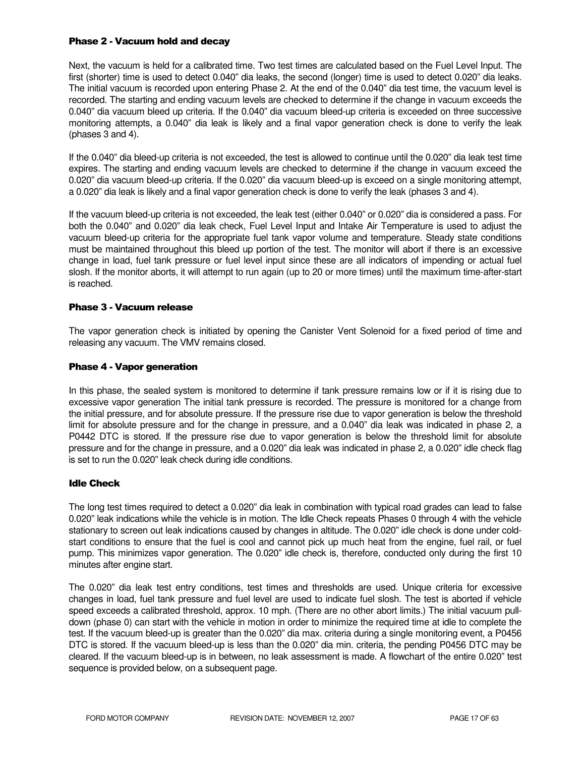### Phase 2 - Vacuum hold and decay

Next, the vacuum is held for a calibrated time. Two test times are calculated based on the Fuel Level Input. The first (shorter) time is used to detect 0.040" dia leaks, the second (longer) time is used to detect 0.020" dia leaks. The initial vacuum is recorded upon entering Phase 2. At the end of the 0.040" dia test time, the vacuum level is recorded. The starting and ending vacuum levels are checked to determine if the change in vacuum exceeds the 0.040" dia vacuum bleed up criteria. If the 0.040" dia vacuum bleed-up criteria is exceeded on three successive monitoring attempts, a 0.040" dia leak is likely and a final vapor generation check is done to verify the leak (phases 3 and 4).

If the 0.040" dia bleed-up criteria is not exceeded, the test is allowed to continue until the 0.020" dia leak test time expires. The starting and ending vacuum levels are checked to determine if the change in vacuum exceed the 0.020" dia vacuum bleed-up criteria. If the 0.020" dia vacuum bleed-up is exceed on a single monitoring attempt, a 0.020" dia leak is likely and a final vapor generation check is done to verify the leak (phases 3 and 4).

If the vacuum bleed-up criteria is not exceeded, the leak test (either 0.040" or 0.020" dia is considered a pass. For both the 0.040" and 0.020" dia leak check, Fuel Level Input and Intake Air Temperature is used to adjust the vacuum bleed-up criteria for the appropriate fuel tank vapor volume and temperature. Steady state conditions must be maintained throughout this bleed up portion of the test. The monitor will abort if there is an excessive change in load, fuel tank pressure or fuel level input since these are all indicators of impending or actual fuel slosh. If the monitor aborts, it will attempt to run again (up to 20 or more times) until the maximum time-after-start is reached.

### Phase 3 - Vacuum release

The vapor generation check is initiated by opening the Canister Vent Solenoid for a fixed period of time and releasing any vacuum. The VMV remains closed.

### Phase 4 - Vapor generation

In this phase, the sealed system is monitored to determine if tank pressure remains low or if it is rising due to excessive vapor generation The initial tank pressure is recorded. The pressure is monitored for a change from the initial pressure, and for absolute pressure. If the pressure rise due to vapor generation is below the threshold limit for absolute pressure and for the change in pressure, and a 0.040" dia leak was indicated in phase 2, a P0442 DTC is stored. If the pressure rise due to vapor generation is below the threshold limit for absolute pressure and for the change in pressure, and a 0.020" dia leak was indicated in phase 2, a 0.020" idle check flag is set to run the 0.020" leak check during idle conditions.

### Idle Check

The long test times required to detect a 0.020" dia leak in combination with typical road grades can lead to false 0.020" leak indications while the vehicle is in motion. The Idle Check repeats Phases 0 through 4 with the vehicle stationary to screen out leak indications caused by changes in altitude. The 0.020" idle check is done under cold-start conditions to ensure that the fuel is cool and cannot pick up much heat from the engine, fuel rail, or fuel pump. This minimizes vapor generation. The 0.020" idle check is, therefore, conducted only during the first 10 minutes after engine start.

The 0.020" dia leak test entry conditions, test times and thresholds are used. Unique criteria for excessive changes in load, fuel tank pressure and fuel level are used to indicate fuel slosh. The test is aborted if vehicle speed exceeds a calibrated threshold, approx. 10 mph. (There are no other abort limits.) The initial vacuum pull-down (phase 0) can start with the vehicle in motion in order to minimize the required time at idle to complete the test. If the vacuum bleed-up is greater than the 0.020" dia max. criteria during a single monitoring event, a P0456 DTC is stored. If the vacuum bleed-up is less than the 0.020" dia min. criteria, the pending P0456 DTC may be cleared. If the vacuum bleed-up is in between, no leak assessment is made. A flowchart of the entire 0.020" test sequence is provided below, on a subsequent page.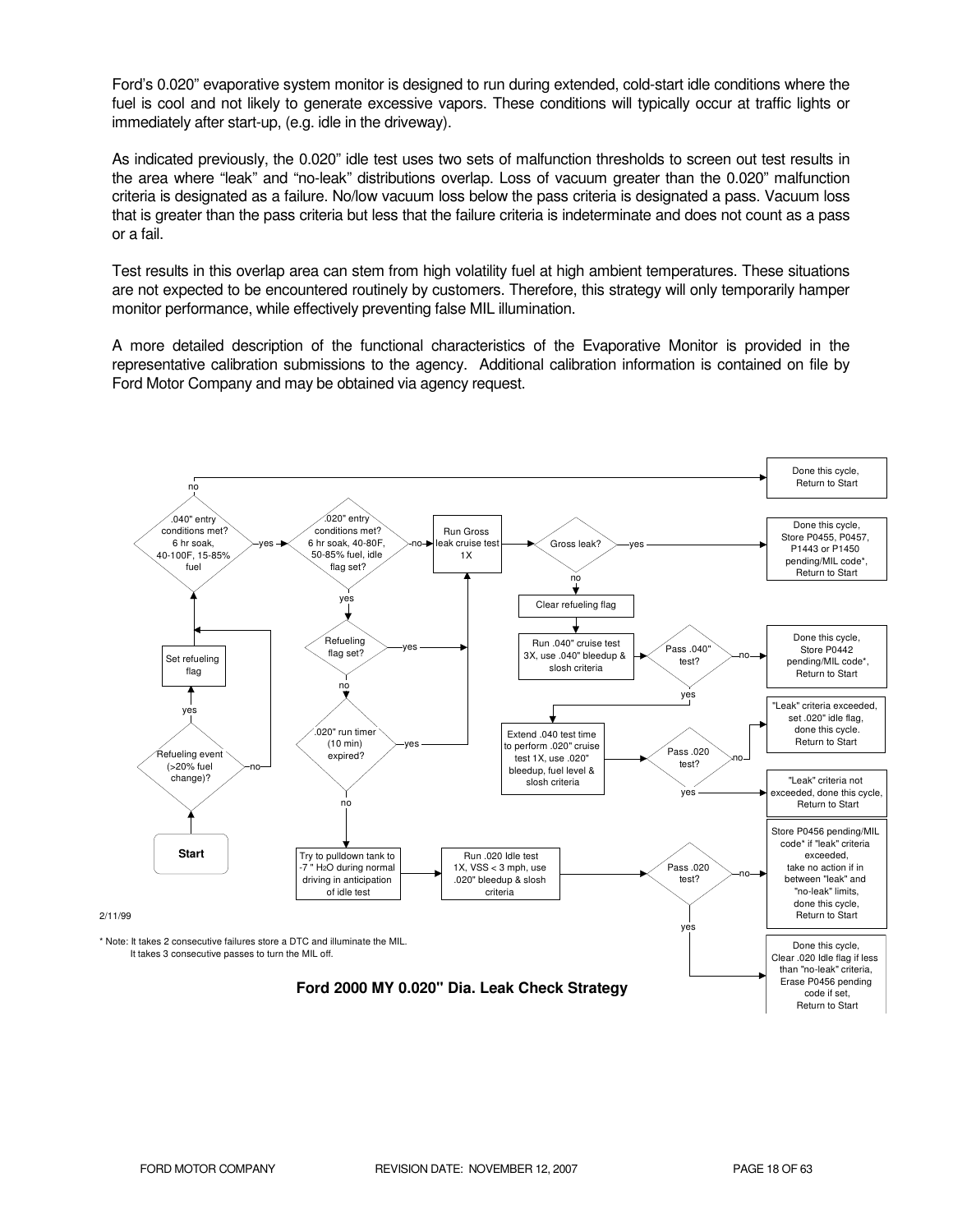Ford's 0.020" evaporative system monitor is designed to run during extended, cold-start idle conditions where the fuel is cool and not likely to generate excessive vapors. These conditions will typically occur at traffic lights or immediately after start-up, (e.g. idle in the driveway).

As indicated previously, the 0.020" idle test uses two sets of malfunction thresholds to screen out test results in the area where "leak" and "no-leak" distributions overlap. Loss of vacuum greater than the 0.020" malfunction criteria is designated as a failure. No/low vacuum loss below the pass criteria is designated a pass. Vacuum loss that is greater than the pass criteria but less that the failure criteria is indeterminate and does not count as a pass or a fail.

Test results in this overlap area can stem from high volatility fuel at high ambient temperatures. These situations are not expected to be encountered routinely by customers. Therefore, this strategy will only temporarily hamper monitor performance, while effectively preventing false MIL illumination.

A more detailed description of the functional characteristics of the Evaporative Monitor is provided in the representative calibration submissions to the agency. Additional calibration information is contained on file by Ford Motor Company and may be obtained via agency request.

- **Start**
- Refueling event (>20% fuel change)?
  - yes → Set refueling flag
  - no → .040" entry conditions met?
- .040" entry conditions met? 6 hr soak, 40-100F, 15-85% fuel
  - no → Done this cycle, Return to Start
  - yes → .020" entry conditions met?
- .020" entry conditions met? 6 hr soak, 40-80F, 50-85% fuel, idle flag set?
  - no → Run Gross leak cruise test 1X
  - yes → Refueling flag set?
- Refueling flag set?
  - yes → Run Gross leak cruise test 1X
  - no → .020" run timer (10 min) expired?
- .020" run timer (10 min) expired?
  - yes → Run Gross leak cruise test 1X
  - no → Try to pulldown tank to -7 " $H_2O$ during normal driving in anticipation of idle test → Run .020 Idle test 1X, VSS < 3 mph, use .020" bleedup & slosh criteria → Pass .020 test?
- Run Gross leak cruise test 1X → Gross leak?
  - yes → Done this cycle, Store P0455, P0457, P1443 or P1450 pending/MIL code*, Return to Start
  - no → Clear refueling flag → Run .040" cruise test 3X, use .040" bleedup & slosh criteria → Pass .040" test?
- Pass .040" test?
  - no → Done this cycle, Store P0442 pending/MIL code*, Return to Start
  - yes → Extend .040 test time to perform .020" cruise test 1X, use .020" bleedup, fuel level & slosh criteria → Pass .020 test?
- Pass .020 test? (cruise)
  - no → "Leak" criteria exceeded, set .020" idle flag, done this cycle. Return to Start
  - yes → "Leak" criteria not exceeded, done this cycle, Return to Start
- Pass .020 test? (idle)
  - no → Store P0456 pending/MIL code* if "leak" criteria exceeded, take no action if in between "leak" and "no-leak" limits, done this cycle, Return to Start
  - yes → Done this cycle, Clear .020 Idle flag if less than "no-leak" criteria, Erase P0456 pending code if set, Return to Start

2/11/99

\* Note: It takes 2 consecutive failures store a DTC and illuminate the MIL.
It takes 3 consecutive passes to turn the MIL off.

**Ford 2000 MY 0.020" Dia. Leak Check Strategy**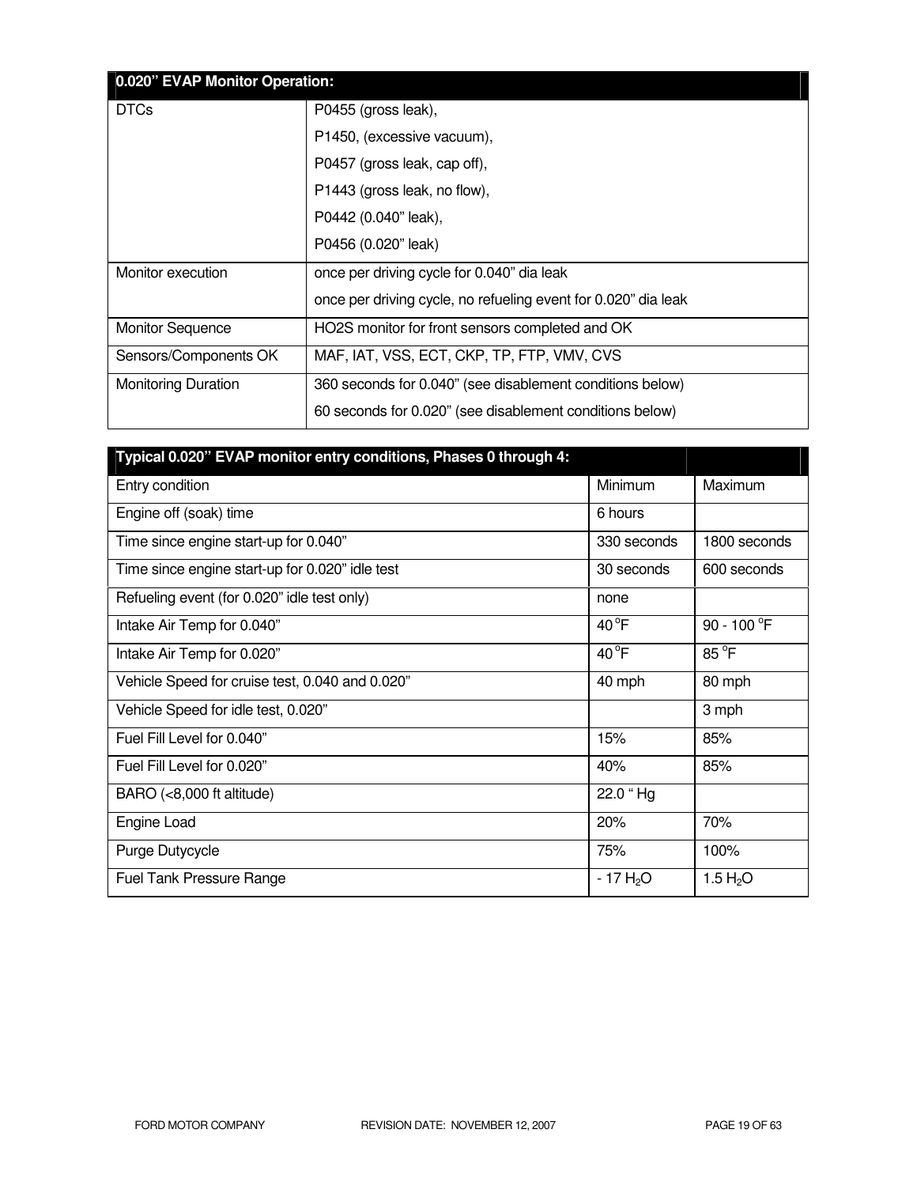| 0.020" EVAP Monitor Operation: | |
|---|---|
| DTCs | P0455 (gross leak),<br>P1450, (excessive vacuum),<br>P0457 (gross leak, cap off),<br>P1443 (gross leak, no flow),<br>P0442 (0.040" leak),<br>P0456 (0.020" leak) |
| Monitor execution | once per driving cycle for 0.040" dia leak<br>once per driving cycle, no refueling event for 0.020" dia leak |
| Monitor Sequence | HO2S monitor for front sensors completed and OK |
| Sensors/Components OK | MAF, IAT, VSS, ECT, CKP, TP, FTP, VMV, CVS |
| Monitoring Duration | 360 seconds for 0.040" (see disablement conditions below)<br>60 seconds for 0.020" (see disablement conditions below) |

| Typical 0.020" EVAP monitor entry conditions, Phases 0 through 4: | | |
|---|---|---|
| Entry condition | Minimum | Maximum |
| Engine off (soak) time | 6 hours | |
| Time since engine start-up for 0.040" | 330 seconds | 1800 seconds |
| Time since engine start-up for 0.020" idle test | 30 seconds | 600 seconds |
| Refueling event (for 0.020" idle test only) | none | |
| Intake Air Temp for 0.040" | 40 °F | 90 - 100 °F |
| Intake Air Temp for 0.020" | 40 °F | 85 °F |
| Vehicle Speed for cruise test, 0.040 and 0.020" | 40 mph | 80 mph |
| Vehicle Speed for idle test, 0.020" | | 3 mph |
| Fuel Fill Level for 0.040" | 15% | 85% |
| Fuel Fill Level for 0.020" | 40% | 85% |
| BARO (<8,000 ft altitude) | 22.0 " Hg | |
| Engine Load | 20% | 70% |
| Purge Dutycycle | 75% | 100% |
| Fuel Tank Pressure Range | - 17 $H_2O$ | 1.5 $H_2O$ |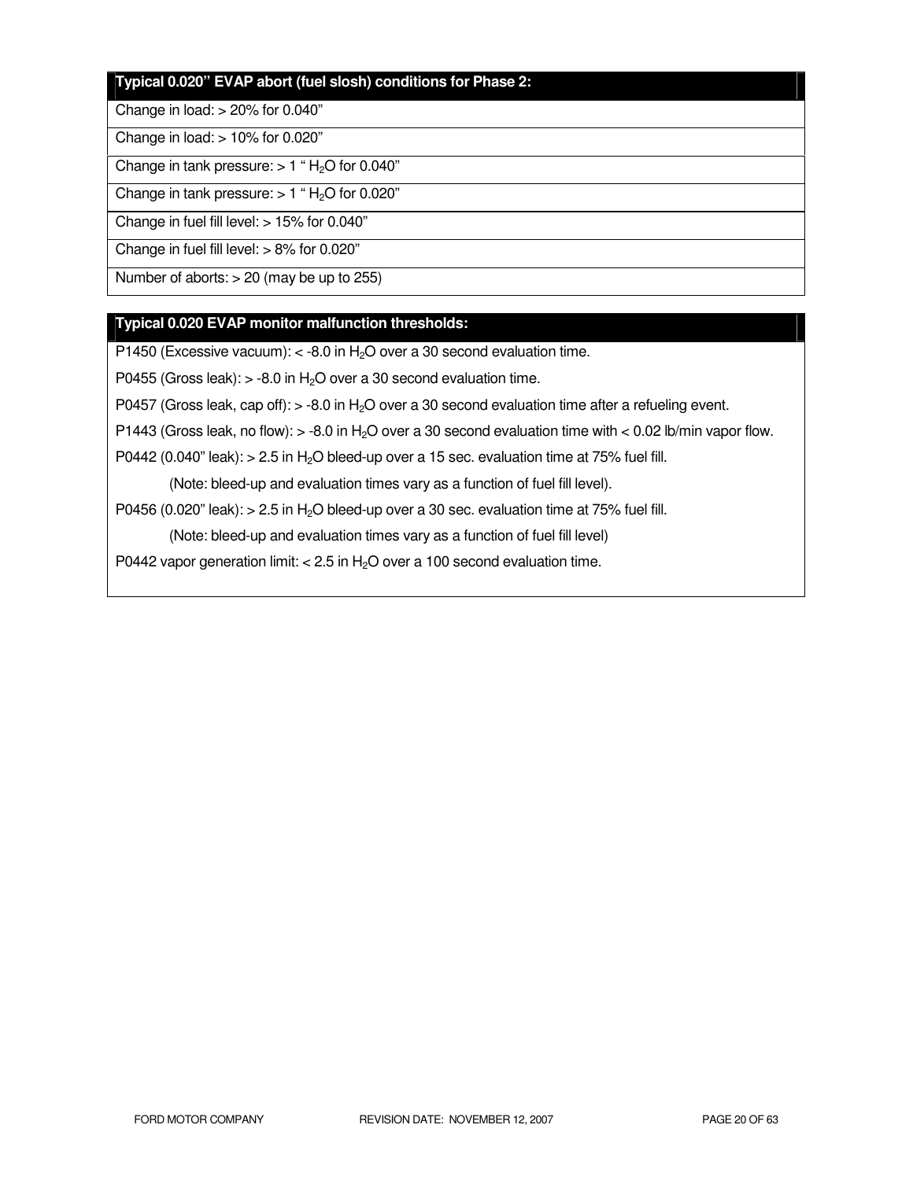| **Typical 0.020" EVAP abort (fuel slosh) conditions for Phase 2:** |
| --- |
| Change in load: > 20% for 0.040" |
| Change in load: > 10% for 0.020" |
| Change in tank pressure: > 1 " $H_2O$ for 0.040" |
| Change in tank pressure: > 1 " $H_2O$ for 0.020" |
| Change in fuel fill level: > 15% for 0.040" |
| Change in fuel fill level: > 8% for 0.020" |
| Number of aborts: > 20 (may be up to 255) |

| **Typical 0.020 EVAP monitor malfunction thresholds:** |
| --- |
| P1450 (Excessive vacuum): < -8.0 in $H_2O$ over a 30 second evaluation time. |
| P0455 (Gross leak): > -8.0 in $H_2O$ over a 30 second evaluation time. |
| P0457 (Gross leak, cap off): > -8.0 in $H_2O$ over a 30 second evaluation time after a refueling event. |
| P1443 (Gross leak, no flow): > -8.0 in $H_2O$ over a 30 second evaluation time with < 0.02 lb/min vapor flow. |
| P0442 (0.040" leak): > 2.5 in $H_2O$ bleed-up over a 15 sec. evaluation time at 75% fuel fill. |
| (Note: bleed-up and evaluation times vary as a function of fuel fill level). |
| P0456 (0.020" leak): > 2.5 in $H_2O$ bleed-up over a 30 sec. evaluation time at 75% fuel fill. |
| (Note: bleed-up and evaluation times vary as a function of fuel fill level) |
| P0442 vapor generation limit: < 2.5 in $H_2O$ over a 100 second evaluation time. |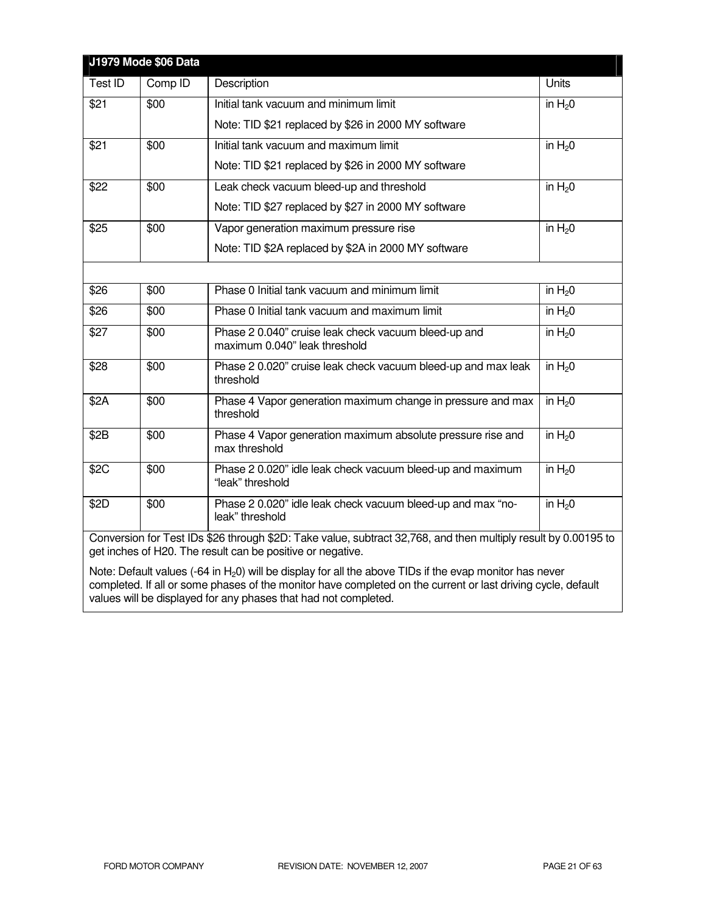| J1979 Mode $06 Data | | | |
|---|---|---|---|
| Test ID | Comp ID | Description | Units |
| $21 | $00 | Initial tank vacuum and minimum limit<br>Note: TID $21 replaced by $26 in 2000 MY software | in $H_20$ |
| $21 | $00 | Initial tank vacuum and maximum limit<br>Note: TID $21 replaced by $26 in 2000 MY software | in $H_20$ |
| $22 | $00 | Leak check vacuum bleed-up and threshold<br>Note: TID $27 replaced by $27 in 2000 MY software | in $H_20$ |
| $25 | $00 | Vapor generation maximum pressure rise<br>Note: TID $2A replaced by $2A in 2000 MY software | in $H_20$ |
| | | | |
| $26 | $00 | Phase 0 Initial tank vacuum and minimum limit | in $H_20$ |
| $26 | $00 | Phase 0 Initial tank vacuum and maximum limit | in $H_20$ |
| $27 | $00 | Phase 2 0.040" cruise leak check vacuum bleed-up and maximum 0.040" leak threshold | in $H_20$ |
| $28 | $00 | Phase 2 0.020" cruise leak check vacuum bleed-up and max leak threshold | in $H_20$ |
| $2A | $00 | Phase 4 Vapor generation maximum change in pressure and max threshold | in $H_20$ |
| $2B | $00 | Phase 4 Vapor generation maximum absolute pressure rise and max threshold | in $H_20$ |
| $2C | $00 | Phase 2 0.020" idle leak check vacuum bleed-up and maximum "leak" threshold | in $H_20$ |
| $2D | $00 | Phase 2 0.020" idle leak check vacuum bleed-up and max "no-leak" threshold | in $H_20$ |

Conversion for Test IDs $26 through $2D: Take value, subtract 32,768, and then multiply result by 0.00195 to get inches of H20. The result can be positive or negative.

Note: Default values (-64 in $H_20$) will be display for all the above TIDs if the evap monitor has never completed. If all or some phases of the monitor have completed on the current or last driving cycle, default values will be displayed for any phases that had not completed.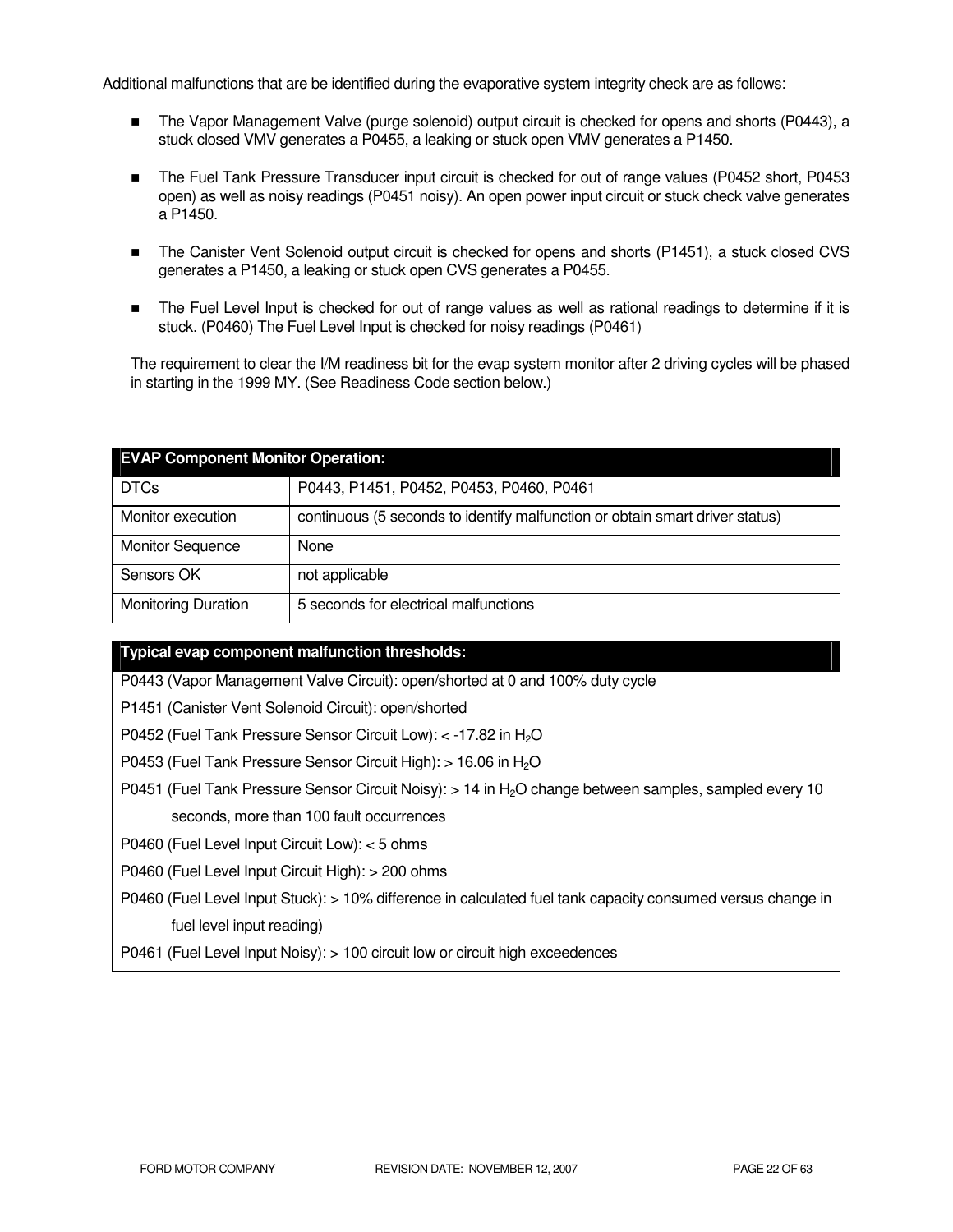Additional malfunctions that are be identified during the evaporative system integrity check are as follows:

- The Vapor Management Valve (purge solenoid) output circuit is checked for opens and shorts (P0443), a stuck closed VMV generates a P0455, a leaking or stuck open VMV generates a P1450.
- The Fuel Tank Pressure Transducer input circuit is checked for out of range values (P0452 short, P0453 open) as well as noisy readings (P0451 noisy). An open power input circuit or stuck check valve generates a P1450.
- The Canister Vent Solenoid output circuit is checked for opens and shorts (P1451), a stuck closed CVS generates a P1450, a leaking or stuck open CVS generates a P0455.
- The Fuel Level Input is checked for out of range values as well as rational readings to determine if it is stuck. (P0460) The Fuel Level Input is checked for noisy readings (P0461)

The requirement to clear the I/M readiness bit for the evap system monitor after 2 driving cycles will be phased in starting in the 1999 MY. (See Readiness Code section below.)

| **EVAP Component Monitor Operation:** | |
|---|---|
| DTCs | P0443, P1451, P0452, P0453, P0460, P0461 |
| Monitor execution | continuous (5 seconds to identify malfunction or obtain smart driver status) |
| Monitor Sequence | None |
| Sensors OK | not applicable |
| Monitoring Duration | 5 seconds for electrical malfunctions |

| **Typical evap component malfunction thresholds:** |
|---|
| P0443 (Vapor Management Valve Circuit): open/shorted at 0 and 100% duty cycle |
| P1451 (Canister Vent Solenoid Circuit): open/shorted |
| P0452 (Fuel Tank Pressure Sensor Circuit Low): < -17.82 in $H_2O$ |
| P0453 (Fuel Tank Pressure Sensor Circuit High): > 16.06 in $H_2O$ |
| P0451 (Fuel Tank Pressure Sensor Circuit Noisy): > 14 in $H_2O$ change between samples, sampled every 10 seconds, more than 100 fault occurrences |
| P0460 (Fuel Level Input Circuit Low): < 5 ohms |
| P0460 (Fuel Level Input Circuit High): > 200 ohms |
| P0460 (Fuel Level Input Stuck): > 10% difference in calculated fuel tank capacity consumed versus change in fuel level input reading) |
| P0461 (Fuel Level Input Noisy): > 100 circuit low or circuit high exceedences |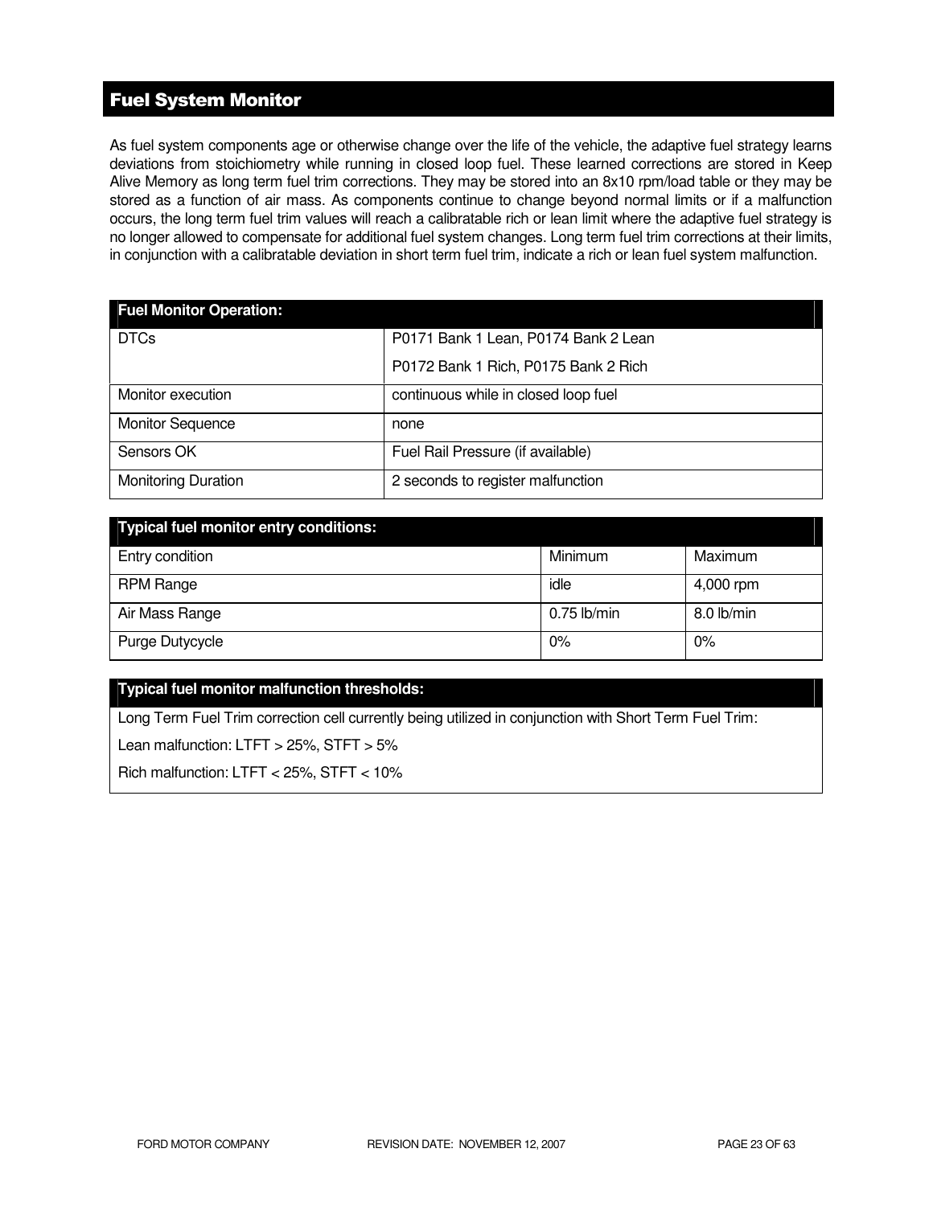## Fuel System Monitor

As fuel system components age or otherwise change over the life of the vehicle, the adaptive fuel strategy learns deviations from stoichiometry while running in closed loop fuel. These learned corrections are stored in Keep Alive Memory as long term fuel trim corrections. They may be stored into an 8x10 rpm/load table or they may be stored as a function of air mass. As components continue to change beyond normal limits or if a malfunction occurs, the long term fuel trim values will reach a calibratable rich or lean limit where the adaptive fuel strategy is no longer allowed to compensate for additional fuel system changes. Long term fuel trim corrections at their limits, in conjunction with a calibratable deviation in short term fuel trim, indicate a rich or lean fuel system malfunction.

| Fuel Monitor Operation: | |
|---|---|
| DTCs | P0171 Bank 1 Lean, P0174 Bank 2 Lean<br>P0172 Bank 1 Rich, P0175 Bank 2 Rich |
| Monitor execution | continuous while in closed loop fuel |
| Monitor Sequence | none |
| Sensors OK | Fuel Rail Pressure (if available) |
| Monitoring Duration | 2 seconds to register malfunction |

| Typical fuel monitor entry conditions: | | |
|---|---|---|
| Entry condition | Minimum | Maximum |
| RPM Range | idle | 4,000 rpm |
| Air Mass Range | 0.75 lb/min | 8.0 lb/min |
| Purge Dutycycle | 0% | 0% |

| Typical fuel monitor malfunction thresholds: |
|---|
| Long Term Fuel Trim correction cell currently being utilized in conjunction with Short Term Fuel Trim:<br>Lean malfunction: LTFT > 25%, STFT > 5%<br>Rich malfunction: LTFT < 25%, STFT < 10% |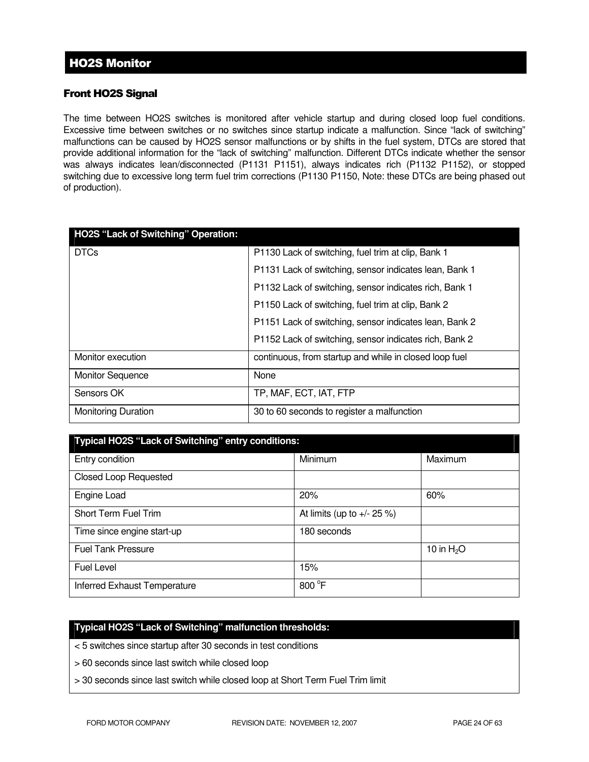## HO2S Monitor

### Front HO2S Signal

The time between HO2S switches is monitored after vehicle startup and during closed loop fuel conditions. Excessive time between switches or no switches since startup indicate a malfunction. Since "lack of switching" malfunctions can be caused by HO2S sensor malfunctions or by shifts in the fuel system, DTCs are stored that provide additional information for the "lack of switching" malfunction. Different DTCs indicate whether the sensor was always indicates lean/disconnected (P1131 P1151), always indicates rich (P1132 P1152), or stopped switching due to excessive long term fuel trim corrections (P1130 P1150, Note: these DTCs are being phased out of production).

| HO2S "Lack of Switching" Operation: | |
|---|---|
| DTCs | P1130 Lack of switching, fuel trim at clip, Bank 1<br>P1131 Lack of switching, sensor indicates lean, Bank 1<br>P1132 Lack of switching, sensor indicates rich, Bank 1<br>P1150 Lack of switching, fuel trim at clip, Bank 2<br>P1151 Lack of switching, sensor indicates lean, Bank 2<br>P1152 Lack of switching, sensor indicates rich, Bank 2 |
| Monitor execution | continuous, from startup and while in closed loop fuel |
| Monitor Sequence | None |
| Sensors OK | TP, MAF, ECT, IAT, FTP |
| Monitoring Duration | 30 to 60 seconds to register a malfunction |

| Typical HO2S "Lack of Switching" entry conditions: | | |
|---|---|---|
| Entry condition | Minimum | Maximum |
| Closed Loop Requested | | |
| Engine Load | 20% | 60% |
| Short Term Fuel Trim | At limits (up to +/- 25 %) | |
| Time since engine start-up | 180 seconds | |
| Fuel Tank Pressure | | 10 in $H_2O$ |
| Fuel Level | 15% | |
| Inferred Exhaust Temperature | 800 $^oF$ | |

| Typical HO2S "Lack of Switching" malfunction thresholds: |
|---|
| < 5 switches since startup after 30 seconds in test conditions |
| > 60 seconds since last switch while closed loop |
| > 30 seconds since last switch while closed loop at Short Term Fuel Trim limit |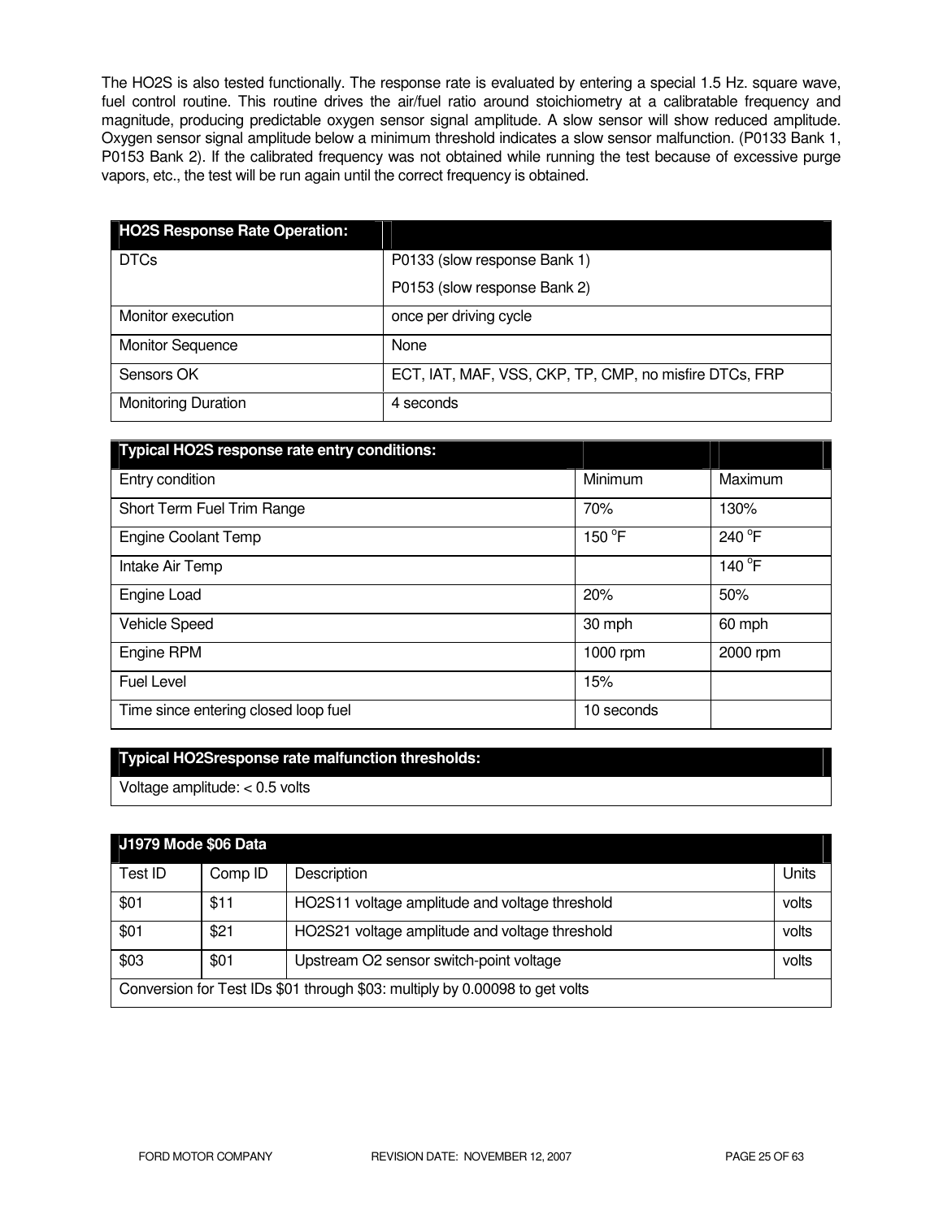The HO2S is also tested functionally. The response rate is evaluated by entering a special 1.5 Hz. square wave, fuel control routine. This routine drives the air/fuel ratio around stoichiometry at a calibratable frequency and magnitude, producing predictable oxygen sensor signal amplitude. A slow sensor will show reduced amplitude. Oxygen sensor signal amplitude below a minimum threshold indicates a slow sensor malfunction. (P0133 Bank 1, P0153 Bank 2). If the calibrated frequency was not obtained while running the test because of excessive purge vapors, etc., the test will be run again until the correct frequency is obtained.

| HO2S Response Rate Operation: | |
|---|---|
| DTCs | P0133 (slow response Bank 1)<br>P0153 (slow response Bank 2) |
| Monitor execution | once per driving cycle |
| Monitor Sequence | None |
| Sensors OK | ECT, IAT, MAF, VSS, CKP, TP, CMP, no misfire DTCs, FRP |
| Monitoring Duration | 4 seconds |

| Typical HO2S response rate entry conditions: | | |
|---|---|---|
| Entry condition | Minimum | Maximum |
| Short Term Fuel Trim Range | 70% | 130% |
| Engine Coolant Temp | 150 °F | 240 °F |
| Intake Air Temp | | 140 °F |
| Engine Load | 20% | 50% |
| Vehicle Speed | 30 mph | 60 mph |
| Engine RPM | 1000 rpm | 2000 rpm |
| Fuel Level | 15% | |
| Time since entering closed loop fuel | 10 seconds | |

| Typical HO2Sresponse rate malfunction thresholds: |
|---|
| Voltage amplitude: < 0.5 volts |

| J1979 Mode $06 Data | | | |
|---|---|---|---|
| Test ID | Comp ID | Description | Units |
| $01 | $11 | HO2S11 voltage amplitude and voltage threshold | volts |
| $01 | $21 | HO2S21 voltage amplitude and voltage threshold | volts |
| $03 | $01 | Upstream O2 sensor switch-point voltage | volts |
| Conversion for Test IDs $01 through $03: multiply by 0.00098 to get volts | | | |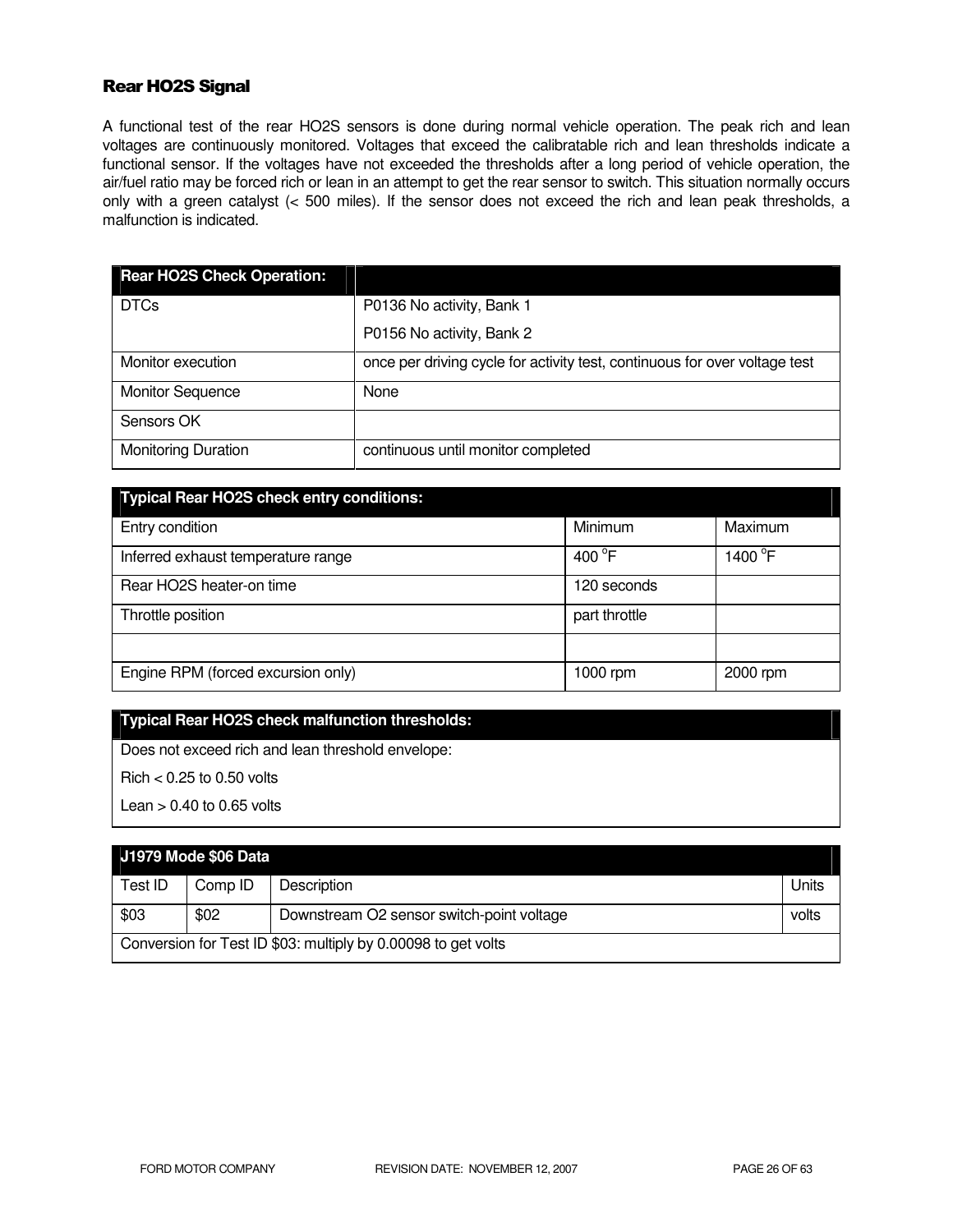## Rear HO2S Signal

A functional test of the rear HO2S sensors is done during normal vehicle operation. The peak rich and lean voltages are continuously monitored. Voltages that exceed the calibratable rich and lean thresholds indicate a functional sensor. If the voltages have not exceeded the thresholds after a long period of vehicle operation, the air/fuel ratio may be forced rich or lean in an attempt to get the rear sensor to switch. This situation normally occurs only with a green catalyst (< 500 miles). If the sensor does not exceed the rich and lean peak thresholds, a malfunction is indicated.

| Rear HO2S Check Operation: | |
|---|---|
| DTCs | P0136 No activity, Bank 1<br>P0156 No activity, Bank 2 |
| Monitor execution | once per driving cycle for activity test, continuous for over voltage test |
| Monitor Sequence | None |
| Sensors OK | |
| Monitoring Duration | continuous until monitor completed |

| Typical Rear HO2S check entry conditions: | | |
|---|---|---|
| Entry condition | Minimum | Maximum |
| Inferred exhaust temperature range | 400 °F | 1400 °F |
| Rear HO2S heater-on time | 120 seconds | |
| Throttle position | part throttle | |
| | | |
| Engine RPM (forced excursion only) | 1000 rpm | 2000 rpm |

| Typical Rear HO2S check malfunction thresholds: |
|---|
| Does not exceed rich and lean threshold envelope: |
| Rich < 0.25 to 0.50 volts |
| Lean > 0.40 to 0.65 volts |

| J1979 Mode $06 Data | | | |
|---|---|---|---|
| Test ID | Comp ID | Description | Units |
| $03 | $02 | Downstream O2 sensor switch-point voltage | volts |
| Conversion for Test ID $03: multiply by 0.00098 to get volts | | | |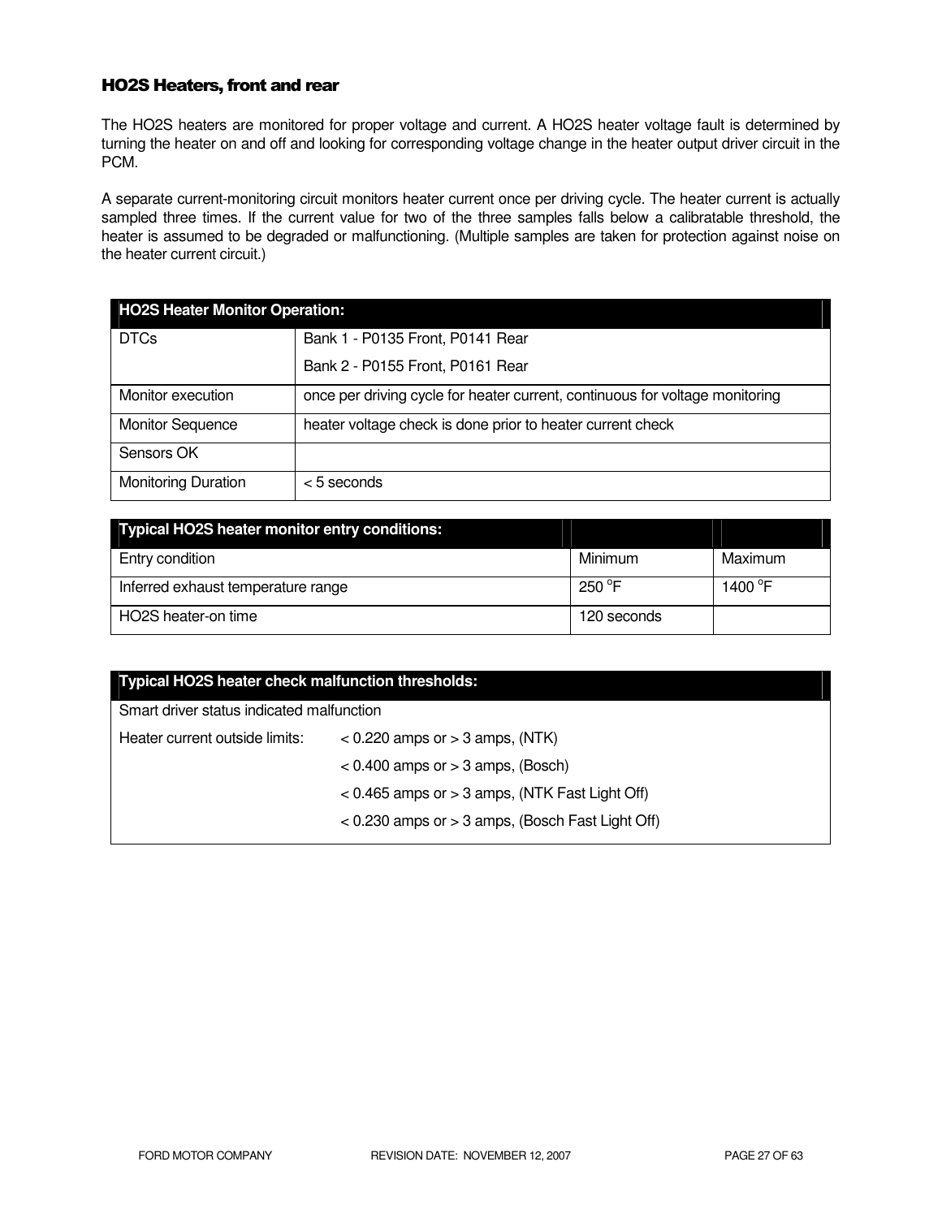### HO2S Heaters, front and rear

The HO2S heaters are monitored for proper voltage and current. A HO2S heater voltage fault is determined by turning the heater on and off and looking for corresponding voltage change in the heater output driver circuit in the PCM.

A separate current-monitoring circuit monitors heater current once per driving cycle. The heater current is actually sampled three times. If the current value for two of the three samples falls below a calibratable threshold, the heater is assumed to be degraded or malfunctioning. (Multiple samples are taken for protection against noise on the heater current circuit.)

| HO2S Heater Monitor Operation: | |
|---|---|
| DTCs | Bank 1 - P0135 Front, P0141 Rear<br>Bank 2 - P0155 Front, P0161 Rear |
| Monitor execution | once per driving cycle for heater current, continuous for voltage monitoring |
| Monitor Sequence | heater voltage check is done prior to heater current check |
| Sensors OK | |
| Monitoring Duration | < 5 seconds |

| Typical HO2S heater monitor entry conditions: | | |
|---|---|---|
| Entry condition | Minimum | Maximum |
| Inferred exhaust temperature range | 250 °F | 1400 °F |
| HO2S heater-on time | 120 seconds | |

| Typical HO2S heater check malfunction thresholds: | |
|---|---|
| Smart driver status indicated malfunction | |
| Heater current outside limits: | < 0.220 amps or > 3 amps, (NTK) |
| | < 0.400 amps or > 3 amps, (Bosch) |
| | < 0.465 amps or > 3 amps, (NTK Fast Light Off) |
| | < 0.230 amps or > 3 amps, (Bosch Fast Light Off) |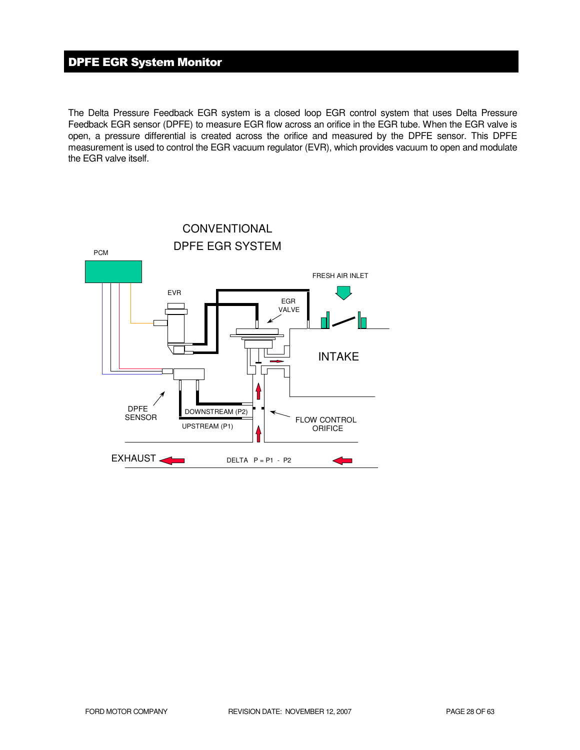## DPFE EGR System Monitor

The Delta Pressure Feedback EGR system is a closed loop EGR control system that uses Delta Pressure Feedback EGR sensor (DPFE) to measure EGR flow across an orifice in the EGR tube. When the EGR valve is open, a pressure differential is created across the orifice and measured by the DPFE sensor. This DPFE measurement is used to control the EGR vacuum regulator (EVR), which provides vacuum to open and modulate the EGR valve itself.

CONVENTIONAL
DPFE EGR SYSTEM

PCM

EVR

EGR VALVE

FRESH AIR INLET

INTAKE

DPFE SENSOR

DOWNSTREAM (P2)

UPSTREAM (P1)

FLOW CONTROL ORIFICE

EXHAUST

DELTA P = P1 - P2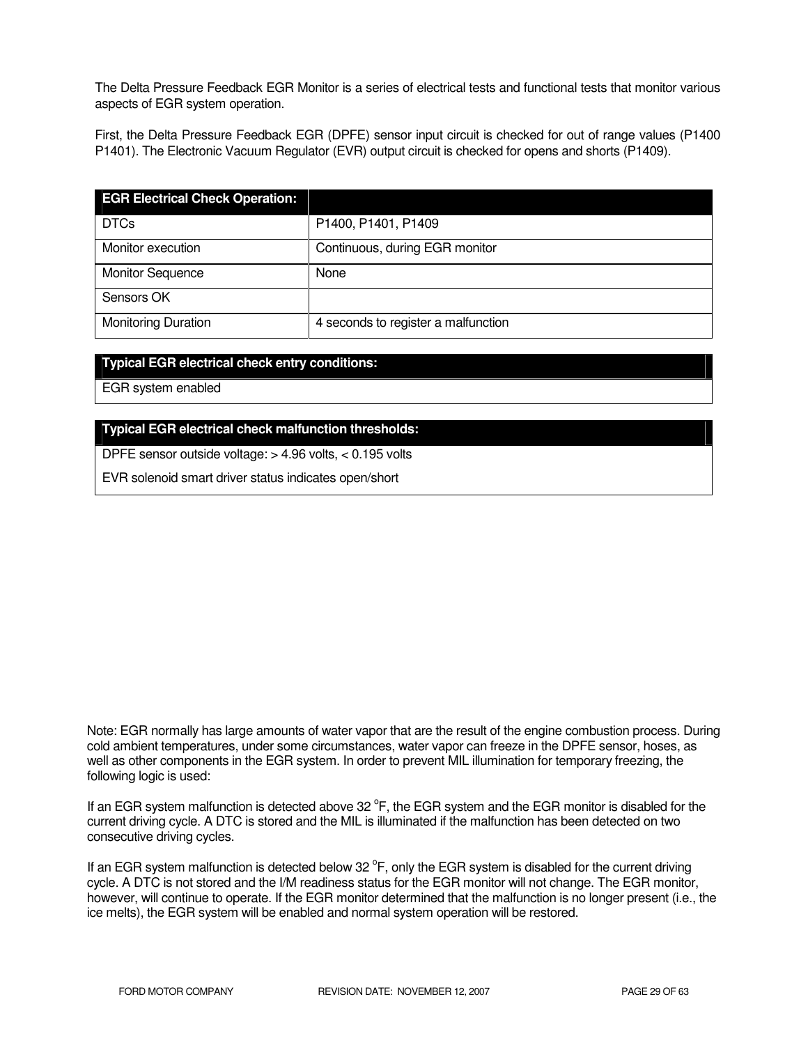The Delta Pressure Feedback EGR Monitor is a series of electrical tests and functional tests that monitor various aspects of EGR system operation.

First, the Delta Pressure Feedback EGR (DPFE) sensor input circuit is checked for out of range values (P1400 P1401). The Electronic Vacuum Regulator (EVR) output circuit is checked for opens and shorts (P1409).

| **EGR Electrical Check Operation:** | |
|---|---|
| DTCs | P1400, P1401, P1409 |
| Monitor execution | Continuous, during EGR monitor |
| Monitor Sequence | None |
| Sensors OK | |
| Monitoring Duration | 4 seconds to register a malfunction |

| **Typical EGR electrical check entry conditions:** |
|---|
| EGR system enabled |

| **Typical EGR electrical check malfunction thresholds:** |
|---|
| DPFE sensor outside voltage: > 4.96 volts, < 0.195 volts |
| EVR solenoid smart driver status indicates open/short |

Note: EGR normally has large amounts of water vapor that are the result of the engine combustion process. During cold ambient temperatures, under some circumstances, water vapor can freeze in the DPFE sensor, hoses, as well as other components in the EGR system. In order to prevent MIL illumination for temporary freezing, the following logic is used:

If an EGR system malfunction is detected above 32 °F, the EGR system and the EGR monitor is disabled for the current driving cycle. A DTC is stored and the MIL is illuminated if the malfunction has been detected on two consecutive driving cycles.

If an EGR system malfunction is detected below 32 °F, only the EGR system is disabled for the current driving cycle. A DTC is not stored and the I/M readiness status for the EGR monitor will not change. The EGR monitor, however, will continue to operate. If the EGR monitor determined that the malfunction is no longer present (i.e., the ice melts), the EGR system will be enabled and normal system operation will be restored.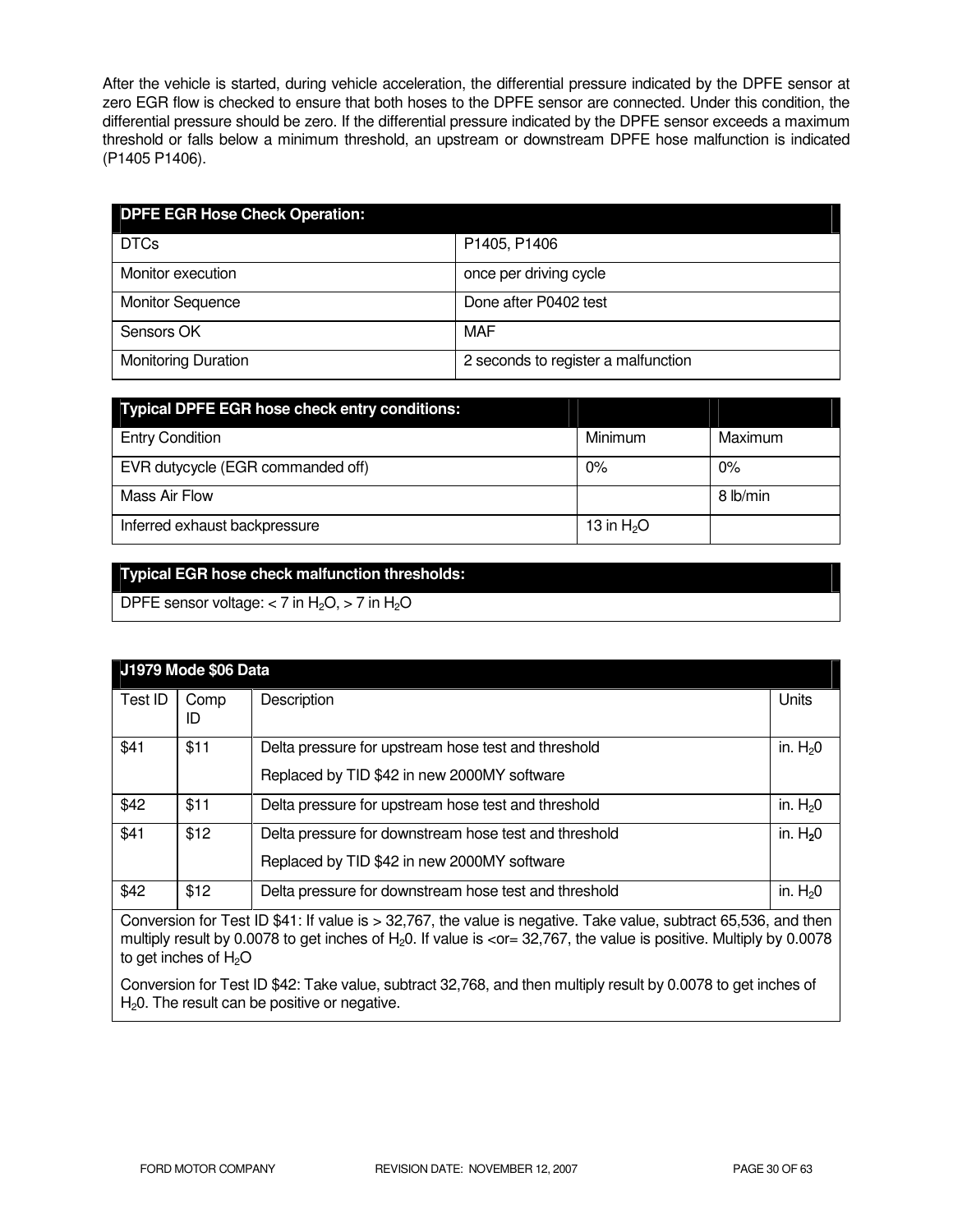After the vehicle is started, during vehicle acceleration, the differential pressure indicated by the DPFE sensor at zero EGR flow is checked to ensure that both hoses to the DPFE sensor are connected. Under this condition, the differential pressure should be zero. If the differential pressure indicated by the DPFE sensor exceeds a maximum threshold or falls below a minimum threshold, an upstream or downstream DPFE hose malfunction is indicated (P1405 P1406).

| DPFE EGR Hose Check Operation: | |
|---|---|
| DTCs | P1405, P1406 |
| Monitor execution | once per driving cycle |
| Monitor Sequence | Done after P0402 test |
| Sensors OK | MAF |
| Monitoring Duration | 2 seconds to register a malfunction |

| Typical DPFE EGR hose check entry conditions: | | |
|---|---|---|
| Entry Condition | Minimum | Maximum |
| EVR dutycycle (EGR commanded off) | 0% | 0% |
| Mass Air Flow | | 8 lb/min |
| Inferred exhaust backpressure | 13 in $H_2O$ | |

| Typical EGR hose check malfunction thresholds: |
|---|
| DPFE sensor voltage: < 7 in $H_2O$, > 7 in $H_2O$ |

| J1979 Mode $06 Data | | | |
|---|---|---|---|
| Test ID | Comp ID | Description | Units |
| $41 | $11 | Delta pressure for upstream hose test and threshold<br>Replaced by TID $42 in new 2000MY software | in. $H_20$ |
| $42 | $11 | Delta pressure for upstream hose test and threshold | in. $H_20$ |
| $41 | $12 | Delta pressure for downstream hose test and threshold<br>Replaced by TID $42 in new 2000MY software | in. $H_20$ |
| $42 | $12 | Delta pressure for downstream hose test and threshold | in. $H_20$ |
| Conversion for Test ID $41: If value is > 32,767, the value is negative. Take value, subtract 65,536, and then multiply result by 0.0078 to get inches of $H_20$. If value is <or= 32,767, the value is positive. Multiply by 0.0078 to get inches of $H_2O$<br><br>Conversion for Test ID $42: Take value, subtract 32,768, and then multiply result by 0.0078 to get inches of $H_20$. The result can be positive or negative. | | | |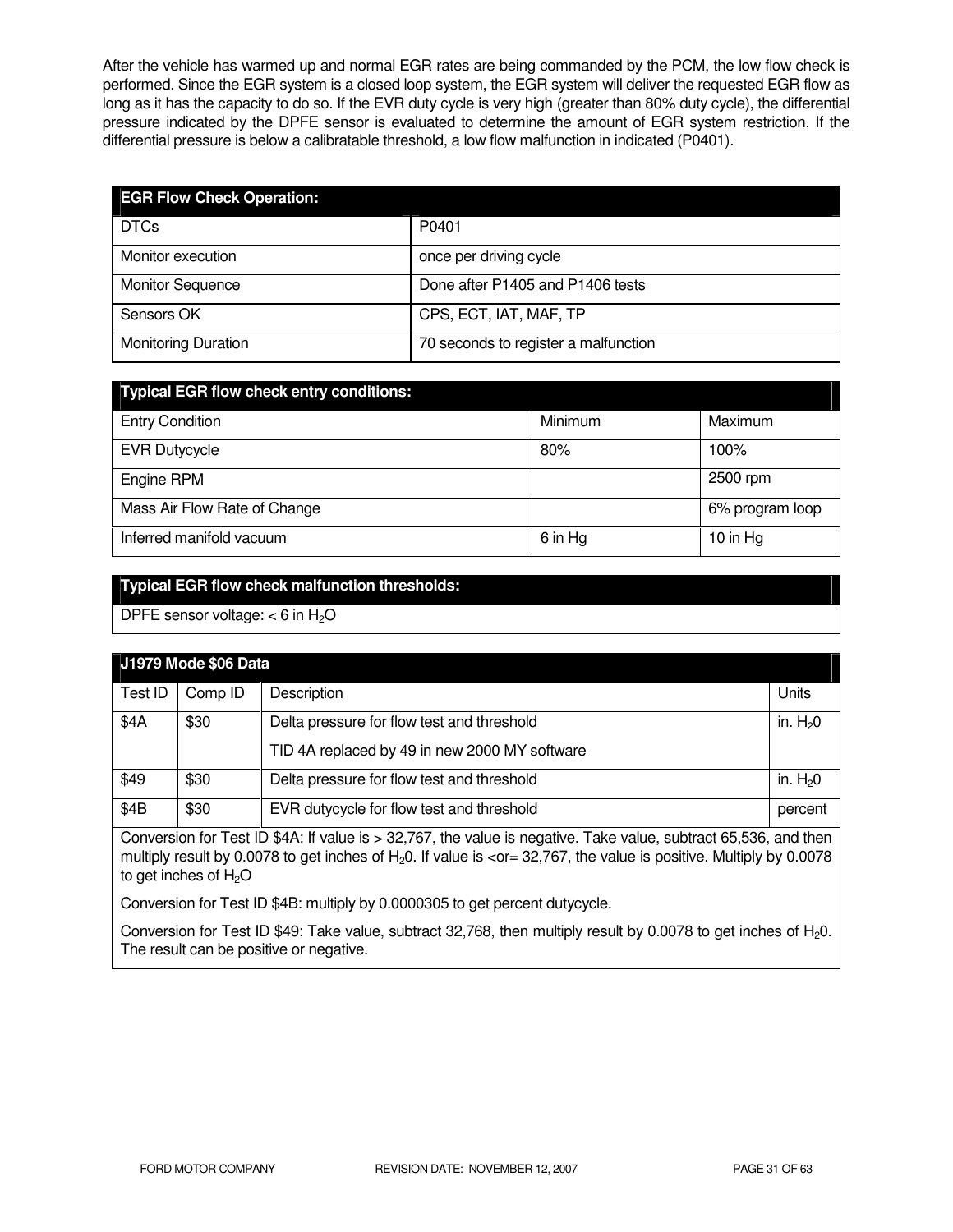After the vehicle has warmed up and normal EGR rates are being commanded by the PCM, the low flow check is performed. Since the EGR system is a closed loop system, the EGR system will deliver the requested EGR flow as long as it has the capacity to do so. If the EVR duty cycle is very high (greater than 80% duty cycle), the differential pressure indicated by the DPFE sensor is evaluated to determine the amount of EGR system restriction. If the differential pressure is below a calibratable threshold, a low flow malfunction in indicated (P0401).

| EGR Flow Check Operation: | |
|---|---|
| DTCs | P0401 |
| Monitor execution | once per driving cycle |
| Monitor Sequence | Done after P1405 and P1406 tests |
| Sensors OK | CPS, ECT, IAT, MAF, TP |
| Monitoring Duration | 70 seconds to register a malfunction |

| Typical EGR flow check entry conditions: | | |
|---|---|---|
| Entry Condition | Minimum | Maximum |
| EVR Dutycycle | 80% | 100% |
| Engine RPM | | 2500 rpm |
| Mass Air Flow Rate of Change | | 6% program loop |
| Inferred manifold vacuum | 6 in Hg | 10 in Hg |

| Typical EGR flow check malfunction thresholds: |
|---|
| DPFE sensor voltage: < 6 in $H_2O$ |

| J1979 Mode $06 Data | | | |
|---|---|---|---|
| Test ID | Comp ID | Description | Units |
| $4A | $30 | Delta pressure for flow test and threshold<br>TID 4A replaced by 49 in new 2000 MY software | in. $H_20$ |
| $49 | $30 | Delta pressure for flow test and threshold | in. $H_20$ |
| $4B | $30 | EVR dutycycle for flow test and threshold | percent |

Conversion for Test ID $4A: If value is > 32,767, the value is negative. Take value, subtract 65,536, and then multiply result by 0.0078 to get inches of $H_20$. If value is <or= 32,767, the value is positive. Multiply by 0.0078 to get inches of $H_2O$

Conversion for Test ID $4B: multiply by 0.0000305 to get percent dutycycle.

Conversion for Test ID $49: Take value, subtract 32,768, then multiply result by 0.0078 to get inches of $H_20$. The result can be positive or negative.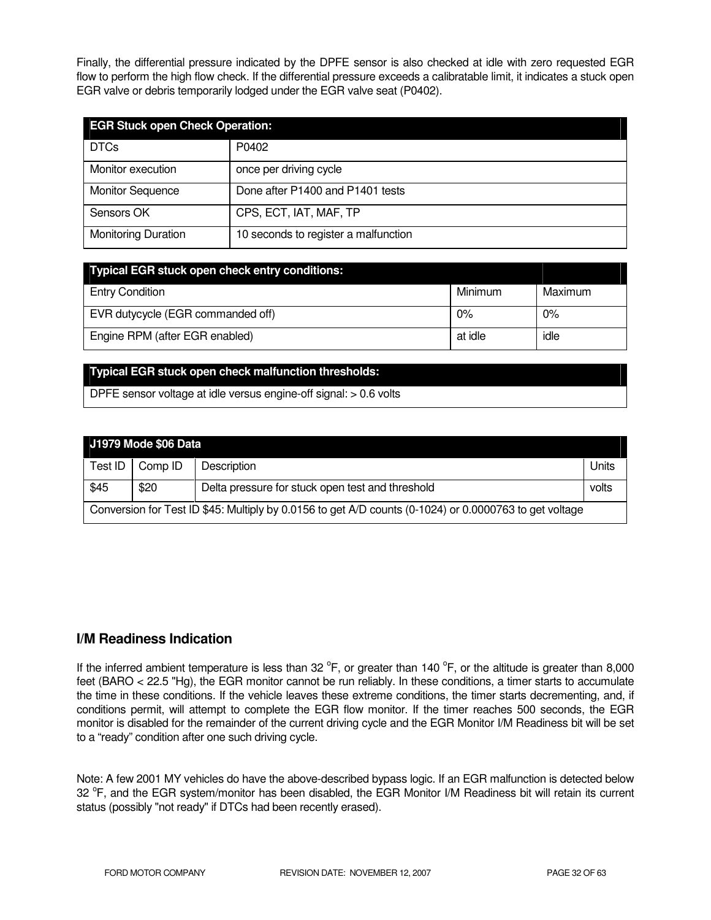Finally, the differential pressure indicated by the DPFE sensor is also checked at idle with zero requested EGR flow to perform the high flow check. If the differential pressure exceeds a calibratable limit, it indicates a stuck open EGR valve or debris temporarily lodged under the EGR valve seat (P0402).

| **EGR Stuck open Check Operation:** | |
|---|---|
| DTCs | P0402 |
| Monitor execution | once per driving cycle |
| Monitor Sequence | Done after P1400 and P1401 tests |
| Sensors OK | CPS, ECT, IAT, MAF, TP |
| Monitoring Duration | 10 seconds to register a malfunction |

| **Typical EGR stuck open check entry conditions:** | | |
|---|---|---|
| Entry Condition | Minimum | Maximum |
| EVR dutycycle (EGR commanded off) | 0% | 0% |
| Engine RPM (after EGR enabled) | at idle | idle |

| **Typical EGR stuck open check malfunction thresholds:** |
|---|
| DPFE sensor voltage at idle versus engine-off signal: > 0.6 volts |

| **J1979 Mode $06 Data** | | | |
|---|---|---|---|
| Test ID | Comp ID | Description | Units |
| $45 | $20 | Delta pressure for stuck open test and threshold | volts |
| Conversion for Test ID $45: Multiply by 0.0156 to get A/D counts (0-1024) or 0.0000763 to get voltage | | | |

## I/M Readiness Indication

If the inferred ambient temperature is less than 32 °F, or greater than 140 °F, or the altitude is greater than 8,000 feet (BARO < 22.5 "Hg), the EGR monitor cannot be run reliably. In these conditions, a timer starts to accumulate the time in these conditions. If the vehicle leaves these extreme conditions, the timer starts decrementing, and, if conditions permit, will attempt to complete the EGR flow monitor. If the timer reaches 500 seconds, the EGR monitor is disabled for the remainder of the current driving cycle and the EGR Monitor I/M Readiness bit will be set to a "ready" condition after one such driving cycle.

Note: A few 2001 MY vehicles do have the above-described bypass logic. If an EGR malfunction is detected below 32 °F, and the EGR system/monitor has been disabled, the EGR Monitor I/M Readiness bit will retain its current status (possibly "not ready" if DTCs had been recently erased).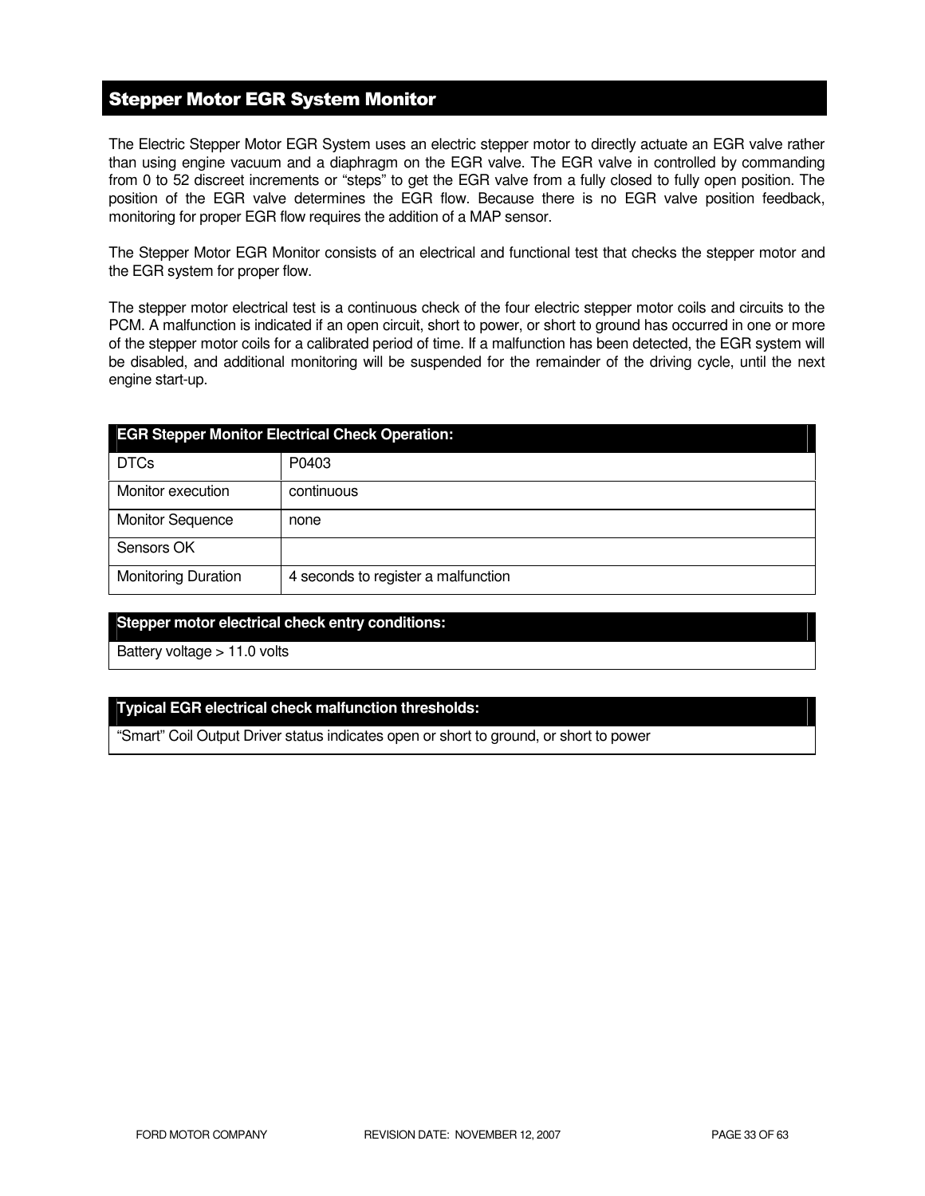## Stepper Motor EGR System Monitor

The Electric Stepper Motor EGR System uses an electric stepper motor to directly actuate an EGR valve rather than using engine vacuum and a diaphragm on the EGR valve. The EGR valve in controlled by commanding from 0 to 52 discreet increments or “steps” to get the EGR valve from a fully closed to fully open position. The position of the EGR valve determines the EGR flow. Because there is no EGR valve position feedback, monitoring for proper EGR flow requires the addition of a MAP sensor.

The Stepper Motor EGR Monitor consists of an electrical and functional test that checks the stepper motor and the EGR system for proper flow.

The stepper motor electrical test is a continuous check of the four electric stepper motor coils and circuits to the PCM. A malfunction is indicated if an open circuit, short to power, or short to ground has occurred in one or more of the stepper motor coils for a calibrated period of time. If a malfunction has been detected, the EGR system will be disabled, and additional monitoring will be suspended for the remainder of the driving cycle, until the next engine start-up.

| EGR Stepper Monitor Electrical Check Operation: | |
|---|---|
| DTCs | P0403 |
| Monitor execution | continuous |
| Monitor Sequence | none |
| Sensors OK | |
| Monitoring Duration | 4 seconds to register a malfunction |

| Stepper motor electrical check entry conditions: |
|---|
| Battery voltage > 11.0 volts |

| Typical EGR electrical check malfunction thresholds: |
|---|
| “Smart” Coil Output Driver status indicates open or short to ground, or short to power |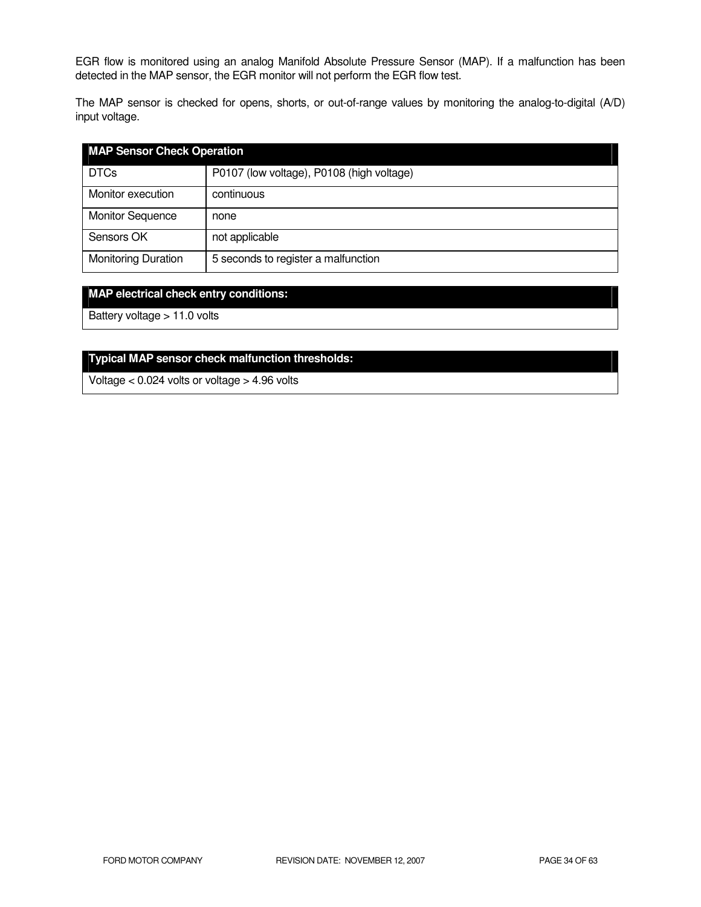EGR flow is monitored using an analog Manifold Absolute Pressure Sensor (MAP). If a malfunction has been detected in the MAP sensor, the EGR monitor will not perform the EGR flow test.

The MAP sensor is checked for opens, shorts, or out-of-range values by monitoring the analog-to-digital (A/D) input voltage.

| MAP Sensor Check Operation | |
|---|---|
| DTCs | P0107 (low voltage), P0108 (high voltage) |
| Monitor execution | continuous |
| Monitor Sequence | none |
| Sensors OK | not applicable |
| Monitoring Duration | 5 seconds to register a malfunction |

| MAP electrical check entry conditions: |
|---|
| Battery voltage > 11.0 volts |

| Typical MAP sensor check malfunction thresholds: |
|---|
| Voltage < 0.024 volts or voltage > 4.96 volts |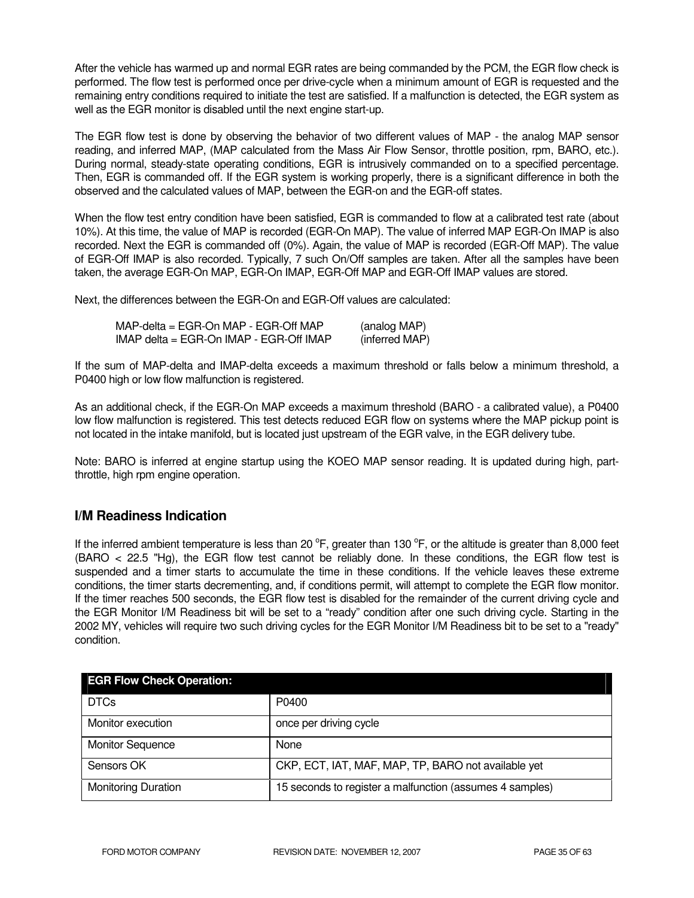After the vehicle has warmed up and normal EGR rates are being commanded by the PCM, the EGR flow check is performed. The flow test is performed once per drive-cycle when a minimum amount of EGR is requested and the remaining entry conditions required to initiate the test are satisfied. If a malfunction is detected, the EGR system as well as the EGR monitor is disabled until the next engine start-up.

The EGR flow test is done by observing the behavior of two different values of MAP - the analog MAP sensor reading, and inferred MAP, (MAP calculated from the Mass Air Flow Sensor, throttle position, rpm, BARO, etc.). During normal, steady-state operating conditions, EGR is intrusively commanded on to a specified percentage. Then, EGR is commanded off. If the EGR system is working properly, there is a significant difference in both the observed and the calculated values of MAP, between the EGR-on and the EGR-off states.

When the flow test entry condition have been satisfied, EGR is commanded to flow at a calibrated test rate (about 10%). At this time, the value of MAP is recorded (EGR-On MAP). The value of inferred MAP EGR-On IMAP is also recorded. Next the EGR is commanded off (0%). Again, the value of MAP is recorded (EGR-Off MAP). The value of EGR-Off IMAP is also recorded. Typically, 7 such On/Off samples are taken. After all the samples have been taken, the average EGR-On MAP, EGR-On IMAP, EGR-Off MAP and EGR-Off IMAP values are stored.

Next, the differences between the EGR-On and EGR-Off values are calculated:

MAP-delta = EGR-On MAP - EGR-Off MAP (analog MAP)
IMAP delta = EGR-On IMAP - EGR-Off IMAP (inferred MAP)

If the sum of MAP-delta and IMAP-delta exceeds a maximum threshold or falls below a minimum threshold, a P0400 high or low flow malfunction is registered.

As an additional check, if the EGR-On MAP exceeds a maximum threshold (BARO - a calibrated value), a P0400 low flow malfunction is registered. This test detects reduced EGR flow on systems where the MAP pickup point is not located in the intake manifold, but is located just upstream of the EGR valve, in the EGR delivery tube.

Note: BARO is inferred at engine startup using the KOEO MAP sensor reading. It is updated during high, part-throttle, high rpm engine operation.

## I/M Readiness Indication

If the inferred ambient temperature is less than 20 °F, greater than 130 °F, or the altitude is greater than 8,000 feet (BARO < 22.5 "Hg), the EGR flow test cannot be reliably done. In these conditions, the EGR flow test is suspended and a timer starts to accumulate the time in these conditions. If the vehicle leaves these extreme conditions, the timer starts decrementing, and, if conditions permit, will attempt to complete the EGR flow monitor. If the timer reaches 500 seconds, the EGR flow test is disabled for the remainder of the current driving cycle and the EGR Monitor I/M Readiness bit will be set to a "ready" condition after one such driving cycle. Starting in the 2002 MY, vehicles will require two such driving cycles for the EGR Monitor I/M Readiness bit to be set to a "ready" condition.

| **EGR Flow Check Operation:** | |
|---|---|
| DTCs | P0400 |
| Monitor execution | once per driving cycle |
| Monitor Sequence | None |
| Sensors OK | CKP, ECT, IAT, MAF, MAP, TP, BARO not available yet |
| Monitoring Duration | 15 seconds to register a malfunction (assumes 4 samples) |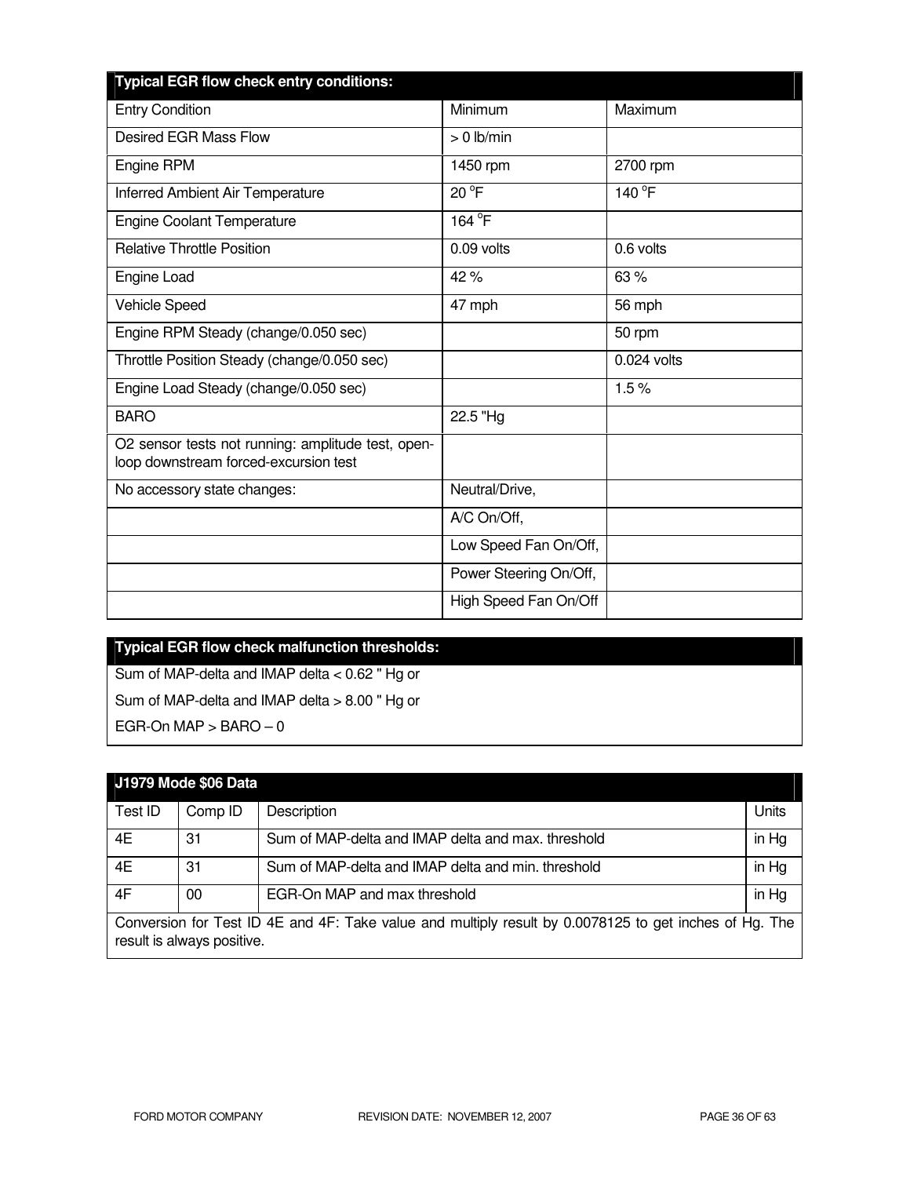| Typical EGR flow check entry conditions: | | |
|---|---|---|
| Entry Condition | Minimum | Maximum |
| Desired EGR Mass Flow | > 0 lb/min | |
| Engine RPM | 1450 rpm | 2700 rpm |
| Inferred Ambient Air Temperature | 20 °F | 140 °F |
| Engine Coolant Temperature | 164 °F | |
| Relative Throttle Position | 0.09 volts | 0.6 volts |
| Engine Load | 42 % | 63 % |
| Vehicle Speed | 47 mph | 56 mph |
| Engine RPM Steady (change/0.050 sec) | | 50 rpm |
| Throttle Position Steady (change/0.050 sec) | | 0.024 volts |
| Engine Load Steady (change/0.050 sec) | | 1.5 % |
| BARO | 22.5 "Hg | |
| O2 sensor tests not running: amplitude test, open-loop downstream forced-excursion test | | |
| No accessory state changes: | Neutral/Drive, | |
| | A/C On/Off, | |
| | Low Speed Fan On/Off, | |
| | Power Steering On/Off, | |
| | High Speed Fan On/Off | |

**Typical EGR flow check malfunction thresholds:**

Sum of MAP-delta and IMAP delta < 0.62 " Hg or

Sum of MAP-delta and IMAP delta > 8.00 " Hg or

EGR-On MAP > BARO – 0

| J1979 Mode $06 Data | | | |
|---|---|---|---|
| Test ID | Comp ID | Description | Units |
| 4E | 31 | Sum of MAP-delta and IMAP delta and max. threshold | in Hg |
| 4E | 31 | Sum of MAP-delta and IMAP delta and min. threshold | in Hg |
| 4F | 00 | EGR-On MAP and max threshold | in Hg |
| Conversion for Test ID 4E and 4F: Take value and multiply result by 0.0078125 to get inches of Hg. The result is always positive. | | | |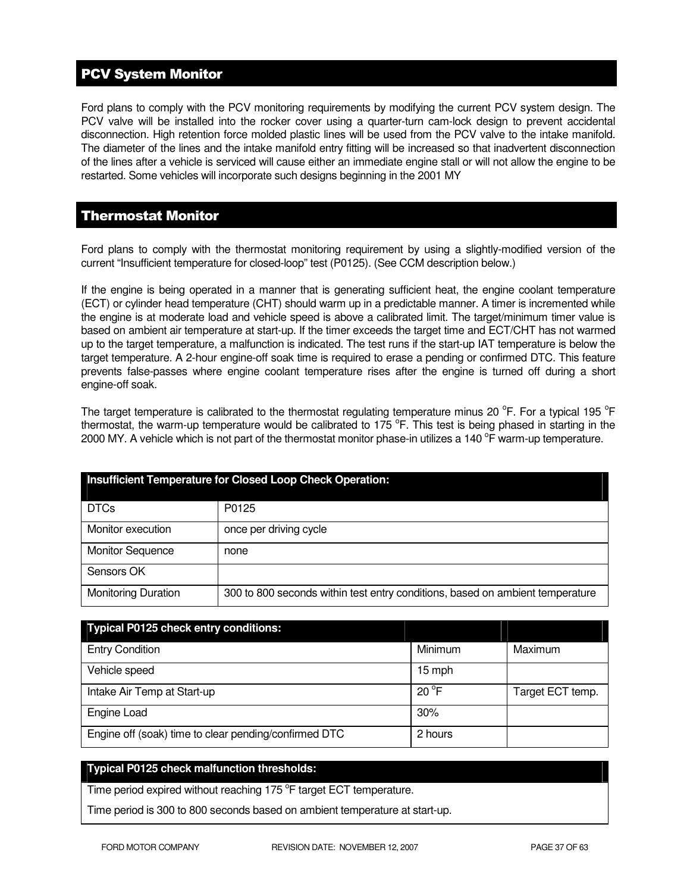## PCV System Monitor

Ford plans to comply with the PCV monitoring requirements by modifying the current PCV system design. The PCV valve will be installed into the rocker cover using a quarter-turn cam-lock design to prevent accidental disconnection. High retention force molded plastic lines will be used from the PCV valve to the intake manifold. The diameter of the lines and the intake manifold entry fitting will be increased so that inadvertent disconnection of the lines after a vehicle is serviced will cause either an immediate engine stall or will not allow the engine to be restarted. Some vehicles will incorporate such designs beginning in the 2001 MY

## Thermostat Monitor

Ford plans to comply with the thermostat monitoring requirement by using a slightly-modified version of the current "Insufficient temperature for closed-loop" test (P0125). (See CCM description below.)

If the engine is being operated in a manner that is generating sufficient heat, the engine coolant temperature (ECT) or cylinder head temperature (CHT) should warm up in a predictable manner. A timer is incremented while the engine is at moderate load and vehicle speed is above a calibrated limit. The target/minimum timer value is based on ambient air temperature at start-up. If the timer exceeds the target time and ECT/CHT has not warmed up to the target temperature, a malfunction is indicated. The test runs if the start-up IAT temperature is below the target temperature. A 2-hour engine-off soak time is required to erase a pending or confirmed DTC. This feature prevents false-passes where engine coolant temperature rises after the engine is turned off during a short engine-off soak.

The target temperature is calibrated to the thermostat regulating temperature minus 20 °F. For a typical 195 °F thermostat, the warm-up temperature would be calibrated to 175 °F. This test is being phased in starting in the 2000 MY. A vehicle which is not part of the thermostat monitor phase-in utilizes a 140 °F warm-up temperature.

| Insufficient Temperature for Closed Loop Check Operation: | |
|---|---|
| DTCs | P0125 |
| Monitor execution | once per driving cycle |
| Monitor Sequence | none |
| Sensors OK | |
| Monitoring Duration | 300 to 800 seconds within test entry conditions, based on ambient temperature |

| Typical P0125 check entry conditions: | | |
|---|---|---|
| Entry Condition | Minimum | Maximum |
| Vehicle speed | 15 mph | |
| Intake Air Temp at Start-up | 20 °F | Target ECT temp. |
| Engine Load | 30% | |
| Engine off (soak) time to clear pending/confirmed DTC | 2 hours | |

| Typical P0125 check malfunction thresholds: |
|---|
| Time period expired without reaching 175 °F target ECT temperature.<br>Time period is 300 to 800 seconds based on ambient temperature at start-up. |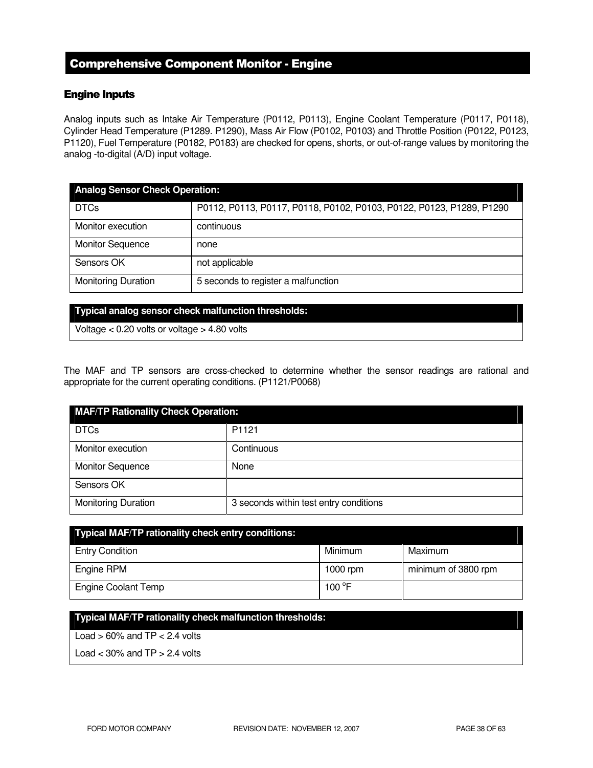## Comprehensive Component Monitor - Engine

### Engine Inputs

Analog inputs such as Intake Air Temperature (P0112, P0113), Engine Coolant Temperature (P0117, P0118), Cylinder Head Temperature (P1289. P1290), Mass Air Flow (P0102, P0103) and Throttle Position (P0122, P0123, P1120), Fuel Temperature (P0182, P0183) are checked for opens, shorts, or out-of-range values by monitoring the analog -to-digital (A/D) input voltage.

| Analog Sensor Check Operation: | |
|---|---|
| DTCs | P0112, P0113, P0117, P0118, P0102, P0103, P0122, P0123, P1289, P1290 |
| Monitor execution | continuous |
| Monitor Sequence | none |
| Sensors OK | not applicable |
| Monitoring Duration | 5 seconds to register a malfunction |

| Typical analog sensor check malfunction thresholds: |
|---|
| Voltage < 0.20 volts or voltage > 4.80 volts |

The MAF and TP sensors are cross-checked to determine whether the sensor readings are rational and appropriate for the current operating conditions. (P1121/P0068)

| MAF/TP Rationality Check Operation: | |
|---|---|
| DTCs | P1121 |
| Monitor execution | Continuous |
| Monitor Sequence | None |
| Sensors OK | |
| Monitoring Duration | 3 seconds within test entry conditions |

| Typical MAF/TP rationality check entry conditions: | | |
|---|---|---|
| Entry Condition | Minimum | Maximum |
| Engine RPM | 1000 rpm | minimum of 3800 rpm |
| Engine Coolant Temp | 100 °F | |

| Typical MAF/TP rationality check malfunction thresholds: |
|---|
| Load > 60% and TP < 2.4 volts |
| Load < 30% and TP > 2.4 volts |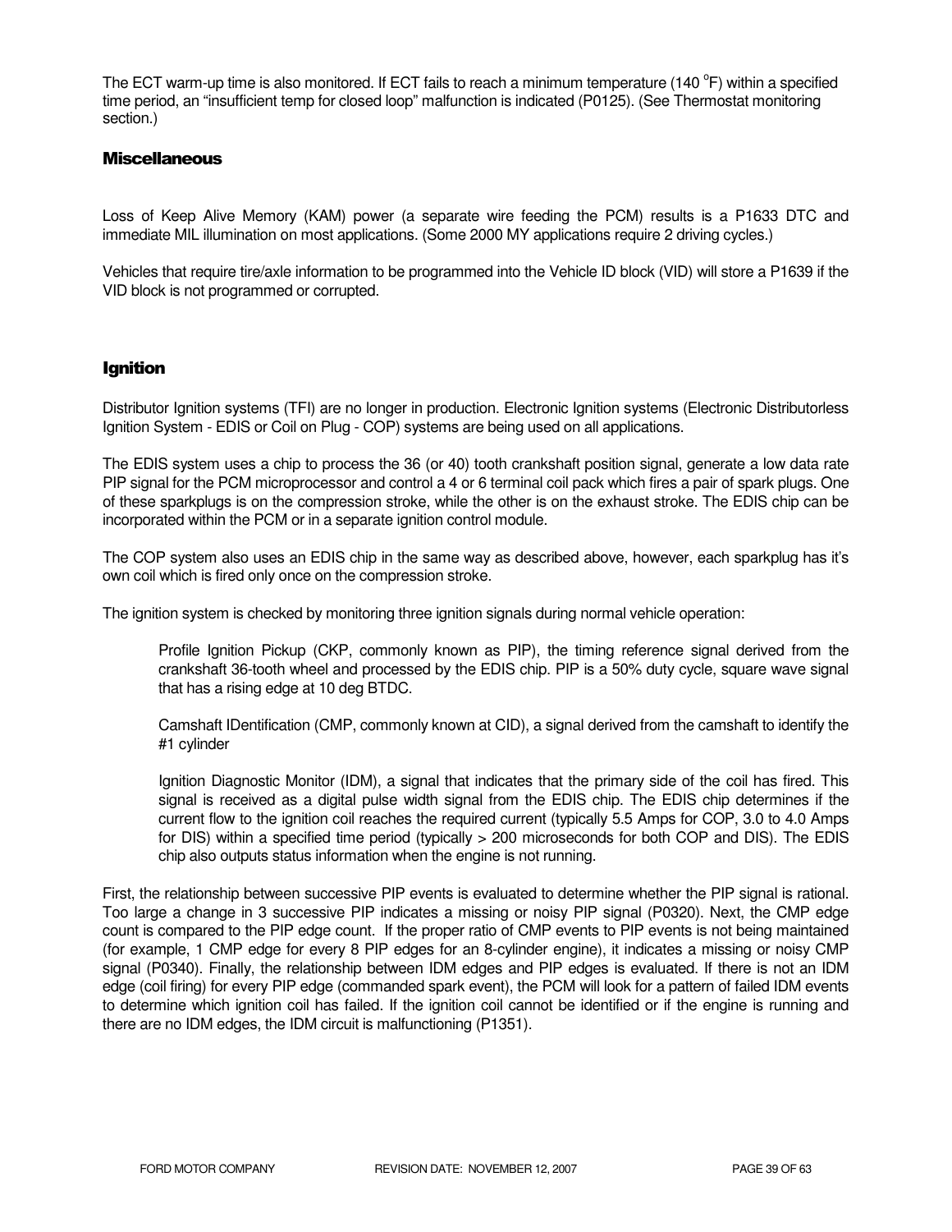The ECT warm-up time is also monitored. If ECT fails to reach a minimum temperature (140 $^{o}$F) within a specified time period, an "insufficient temp for closed loop" malfunction is indicated (P0125). (See Thermostat monitoring section.)

### Miscellaneous

Loss of Keep Alive Memory (KAM) power (a separate wire feeding the PCM) results is a P1633 DTC and immediate MIL illumination on most applications. (Some 2000 MY applications require 2 driving cycles.)

Vehicles that require tire/axle information to be programmed into the Vehicle ID block (VID) will store a P1639 if the VID block is not programmed or corrupted.

### Ignition

Distributor Ignition systems (TFI) are no longer in production. Electronic Ignition systems (Electronic Distributorless Ignition System - EDIS or Coil on Plug - COP) systems are being used on all applications.

The EDIS system uses a chip to process the 36 (or 40) tooth crankshaft position signal, generate a low data rate PIP signal for the PCM microprocessor and control a 4 or 6 terminal coil pack which fires a pair of spark plugs. One of these sparkplugs is on the compression stroke, while the other is on the exhaust stroke. The EDIS chip can be incorporated within the PCM or in a separate ignition control module.

The COP system also uses an EDIS chip in the same way as described above, however, each sparkplug has it's own coil which is fired only once on the compression stroke.

The ignition system is checked by monitoring three ignition signals during normal vehicle operation:

> Profile Ignition Pickup (CKP, commonly known as PIP), the timing reference signal derived from the crankshaft 36-tooth wheel and processed by the EDIS chip. PIP is a 50% duty cycle, square wave signal that has a rising edge at 10 deg BTDC.
>
> Camshaft IDentification (CMP, commonly known at CID), a signal derived from the camshaft to identify the #1 cylinder
>
> Ignition Diagnostic Monitor (IDM), a signal that indicates that the primary side of the coil has fired. This signal is received as a digital pulse width signal from the EDIS chip. The EDIS chip determines if the current flow to the ignition coil reaches the required current (typically 5.5 Amps for COP, 3.0 to 4.0 Amps for DIS) within a specified time period (typically > 200 microseconds for both COP and DIS). The EDIS chip also outputs status information when the engine is not running.

First, the relationship between successive PIP events is evaluated to determine whether the PIP signal is rational. Too large a change in 3 successive PIP indicates a missing or noisy PIP signal (P0320). Next, the CMP edge count is compared to the PIP edge count. If the proper ratio of CMP events to PIP events is not being maintained (for example, 1 CMP edge for every 8 PIP edges for an 8-cylinder engine), it indicates a missing or noisy CMP signal (P0340). Finally, the relationship between IDM edges and PIP edges is evaluated. If there is not an IDM edge (coil firing) for every PIP edge (commanded spark event), the PCM will look for a pattern of failed IDM events to determine which ignition coil has failed. If the ignition coil cannot be identified or if the engine is running and there are no IDM edges, the IDM circuit is malfunctioning (P1351).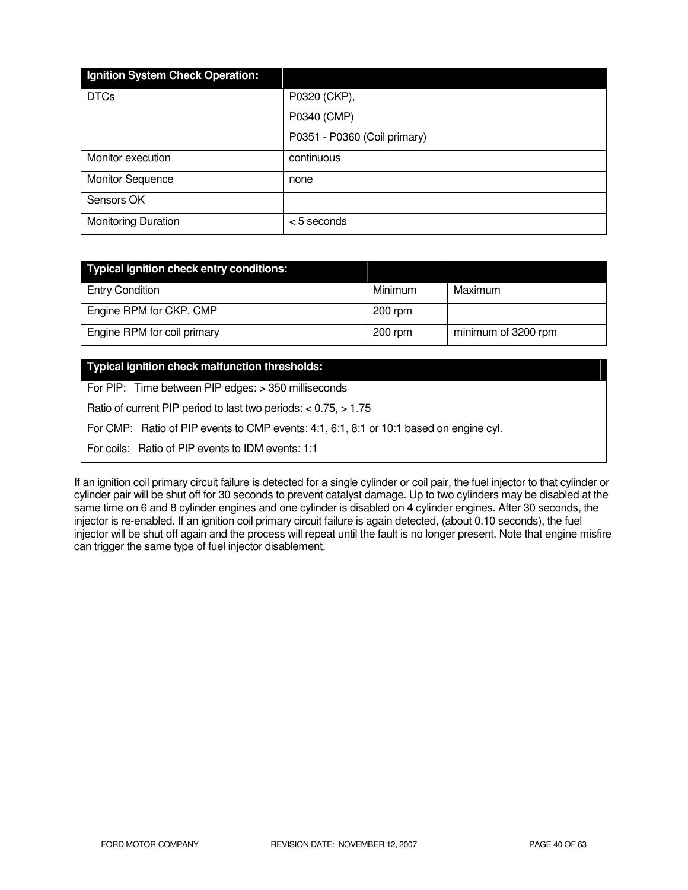| Ignition System Check Operation: | |
|---|---|
| DTCs | P0320 (CKP),<br>P0340 (CMP)<br>P0351 - P0360 (Coil primary) |
| Monitor execution | continuous |
| Monitor Sequence | none |
| Sensors OK | |
| Monitoring Duration | < 5 seconds |

| Typical ignition check entry conditions: | | |
|---|---|---|
| Entry Condition | Minimum | Maximum |
| Engine RPM for CKP, CMP | 200 rpm | |
| Engine RPM for coil primary | 200 rpm | minimum of 3200 rpm |

| Typical ignition check malfunction thresholds: |
|---|
| For PIP: Time between PIP edges: > 350 milliseconds |
| Ratio of current PIP period to last two periods: < 0.75, > 1.75 |
| For CMP: Ratio of PIP events to CMP events: 4:1, 6:1, 8:1 or 10:1 based on engine cyl. |
| For coils: Ratio of PIP events to IDM events: 1:1 |

If an ignition coil primary circuit failure is detected for a single cylinder or coil pair, the fuel injector to that cylinder or cylinder pair will be shut off for 30 seconds to prevent catalyst damage. Up to two cylinders may be disabled at the same time on 6 and 8 cylinder engines and one cylinder is disabled on 4 cylinder engines. After 30 seconds, the injector is re-enabled. If an ignition coil primary circuit failure is again detected, (about 0.10 seconds), the fuel injector will be shut off again and the process will repeat until the fault is no longer present. Note that engine misfire can trigger the same type of fuel injector disablement.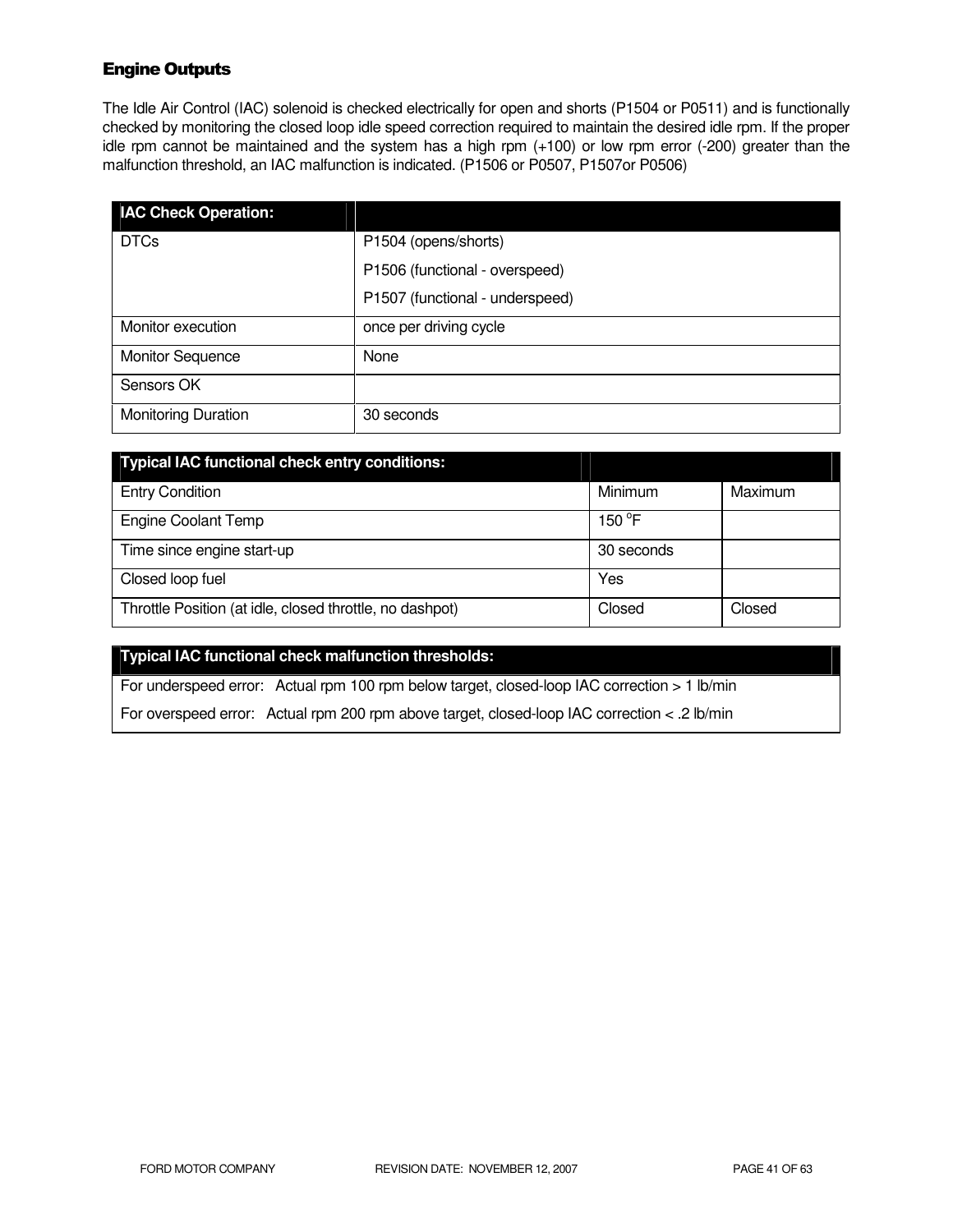## Engine Outputs

The Idle Air Control (IAC) solenoid is checked electrically for open and shorts (P1504 or P0511) and is functionally checked by monitoring the closed loop idle speed correction required to maintain the desired idle rpm. If the proper idle rpm cannot be maintained and the system has a high rpm (+100) or low rpm error (-200) greater than the malfunction threshold, an IAC malfunction is indicated. (P1506 or P0507, P1507or P0506)

| IAC Check Operation: | |
|---|---|
| DTCs | P1504 (opens/shorts)<br>P1506 (functional - overspeed)<br>P1507 (functional - underspeed) |
| Monitor execution | once per driving cycle |
| Monitor Sequence | None |
| Sensors OK | |
| Monitoring Duration | 30 seconds |

| Typical IAC functional check entry conditions: | | |
|---|---|---|
| Entry Condition | Minimum | Maximum |
| Engine Coolant Temp | 150 °F | |
| Time since engine start-up | 30 seconds | |
| Closed loop fuel | Yes | |
| Throttle Position (at idle, closed throttle, no dashpot) | Closed | Closed |

| Typical IAC functional check malfunction thresholds: |
|---|
| For underspeed error: Actual rpm 100 rpm below target, closed-loop IAC correction > 1 lb/min<br>For overspeed error: Actual rpm 200 rpm above target, closed-loop IAC correction < .2 lb/min |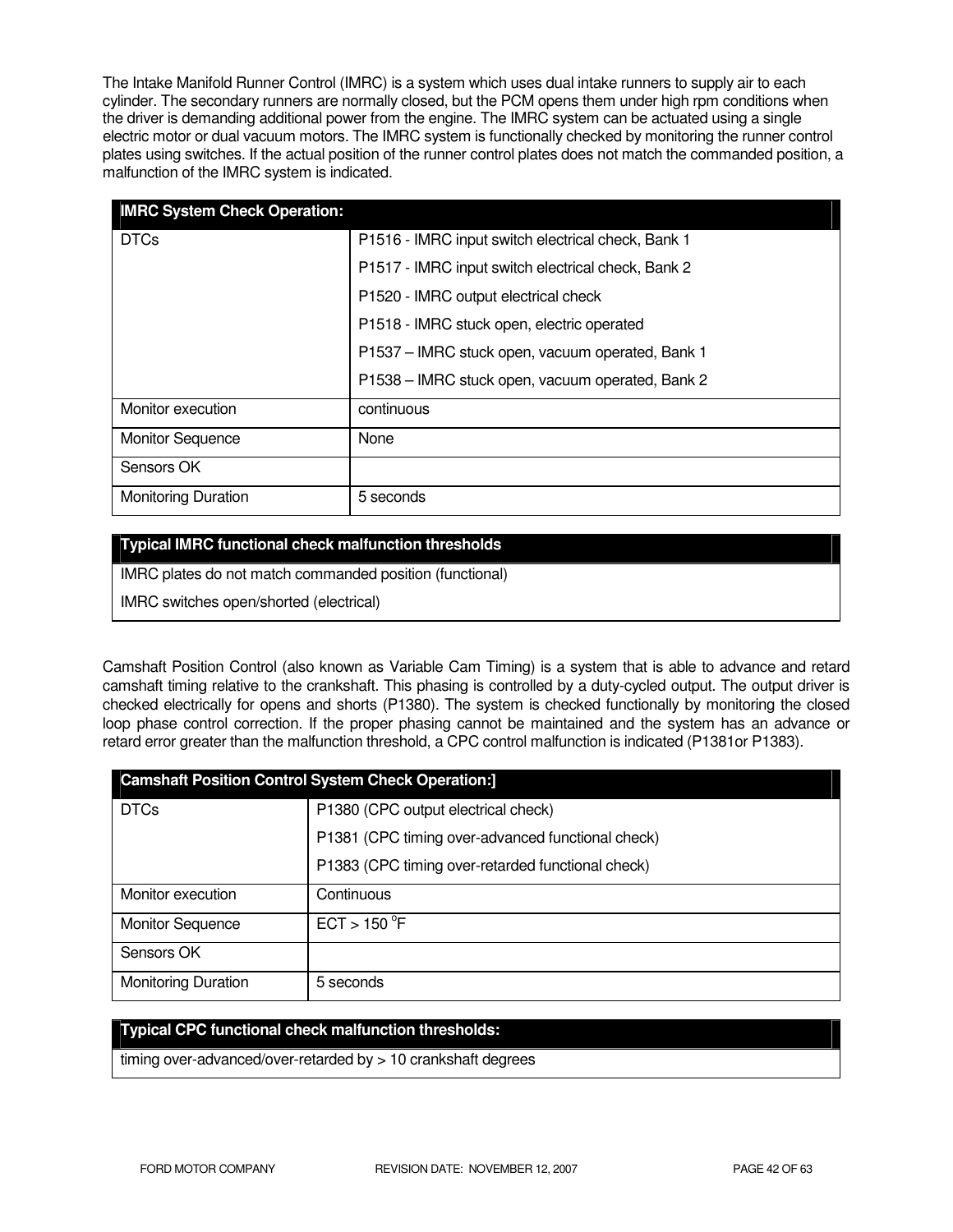The Intake Manifold Runner Control (IMRC) is a system which uses dual intake runners to supply air to each cylinder. The secondary runners are normally closed, but the PCM opens them under high rpm conditions when the driver is demanding additional power from the engine. The IMRC system can be actuated using a single electric motor or dual vacuum motors. The IMRC system is functionally checked by monitoring the runner control plates using switches. If the actual position of the runner control plates does not match the commanded position, a malfunction of the IMRC system is indicated.

| IMRC System Check Operation: | |
|---|---|
| DTCs | P1516 - IMRC input switch electrical check, Bank 1<br>P1517 - IMRC input switch electrical check, Bank 2<br>P1520 - IMRC output electrical check<br>P1518 - IMRC stuck open, electric operated<br>P1537 – IMRC stuck open, vacuum operated, Bank 1<br>P1538 – IMRC stuck open, vacuum operated, Bank 2 |
| Monitor execution | continuous |
| Monitor Sequence | None |
| Sensors OK | |
| Monitoring Duration | 5 seconds |

| Typical IMRC functional check malfunction thresholds |
|---|
| IMRC plates do not match commanded position (functional)<br>IMRC switches open/shorted (electrical) |

Camshaft Position Control (also known as Variable Cam Timing) is a system that is able to advance and retard camshaft timing relative to the crankshaft. This phasing is controlled by a duty-cycled output. The output driver is checked electrically for opens and shorts (P1380). The system is checked functionally by monitoring the closed loop phase control correction. If the proper phasing cannot be maintained and the system has an advance or retard error greater than the malfunction threshold, a CPC control malfunction is indicated (P1381or P1383).

| Camshaft Position Control System Check Operation:] | |
|---|---|
| DTCs | P1380 (CPC output electrical check)<br>P1381 (CPC timing over-advanced functional check)<br>P1383 (CPC timing over-retarded functional check) |
| Monitor execution | Continuous |
| Monitor Sequence | ECT > 150 °F |
| Sensors OK | |
| Monitoring Duration | 5 seconds |

| Typical CPC functional check malfunction thresholds: |
|---|
| timing over-advanced/over-retarded by > 10 crankshaft degrees |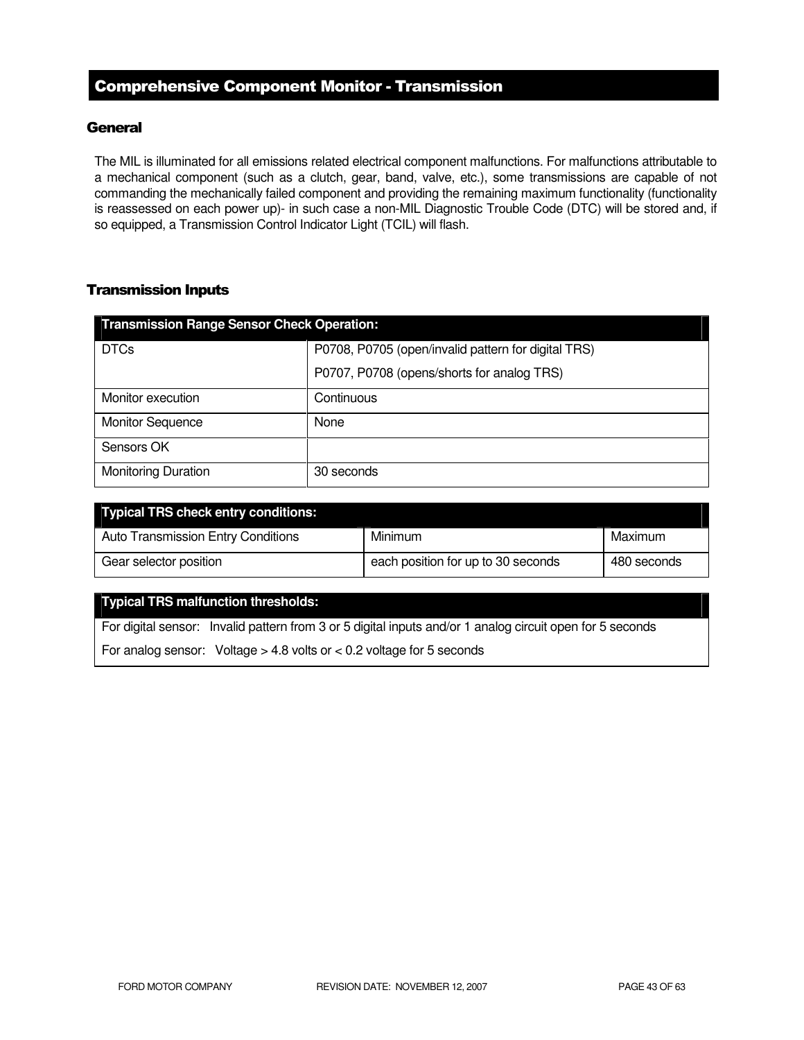# Comprehensive Component Monitor - Transmission

## General

The MIL is illuminated for all emissions related electrical component malfunctions. For malfunctions attributable to a mechanical component (such as a clutch, gear, band, valve, etc.), some transmissions are capable of not commanding the mechanically failed component and providing the remaining maximum functionality (functionality is reassessed on each power up)- in such case a non-MIL Diagnostic Trouble Code (DTC) will be stored and, if so equipped, a Transmission Control Indicator Light (TCIL) will flash.

## Transmission Inputs

| Transmission Range Sensor Check Operation: | |
|---|---|
| DTCs | P0708, P0705 (open/invalid pattern for digital TRS)<br>P0707, P0708 (opens/shorts for analog TRS) |
| Monitor execution | Continuous |
| Monitor Sequence | None |
| Sensors OK | |
| Monitoring Duration | 30 seconds |

| Typical TRS check entry conditions: | | |
|---|---|---|
| Auto Transmission Entry Conditions | Minimum | Maximum |
| Gear selector position | each position for up to 30 seconds | 480 seconds |

| Typical TRS malfunction thresholds: |
|---|
| For digital sensor: Invalid pattern from 3 or 5 digital inputs and/or 1 analog circuit open for 5 seconds |
| For analog sensor: Voltage > 4.8 volts or < 0.2 voltage for 5 seconds |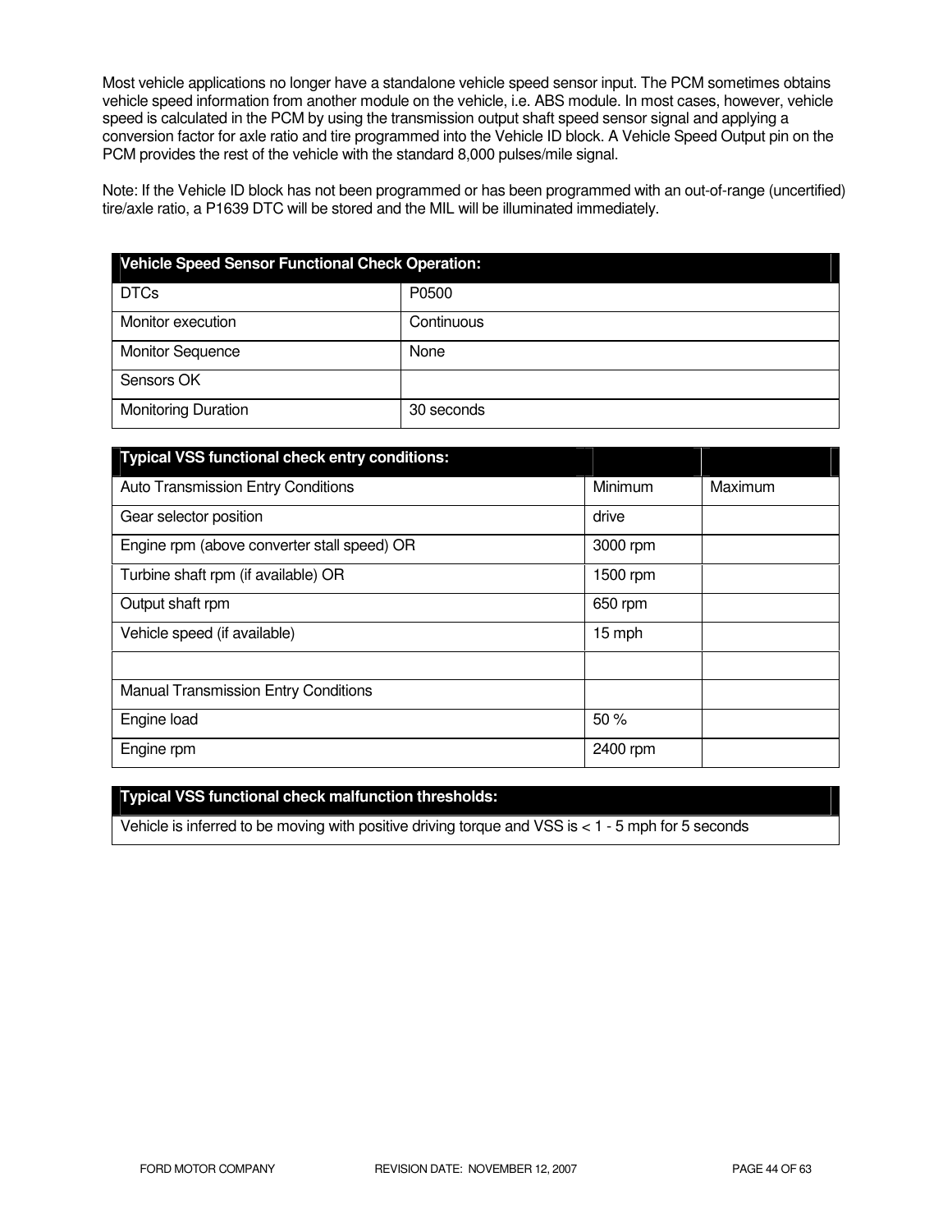Most vehicle applications no longer have a standalone vehicle speed sensor input. The PCM sometimes obtains vehicle speed information from another module on the vehicle, i.e. ABS module. In most cases, however, vehicle speed is calculated in the PCM by using the transmission output shaft speed sensor signal and applying a conversion factor for axle ratio and tire programmed into the Vehicle ID block. A Vehicle Speed Output pin on the PCM provides the rest of the vehicle with the standard 8,000 pulses/mile signal.

Note: If the Vehicle ID block has not been programmed or has been programmed with an out-of-range (uncertified) tire/axle ratio, a P1639 DTC will be stored and the MIL will be illuminated immediately.

| Vehicle Speed Sensor Functional Check Operation: | |
|---|---|
| DTCs | P0500 |
| Monitor execution | Continuous |
| Monitor Sequence | None |
| Sensors OK | |
| Monitoring Duration | 30 seconds |

| Typical VSS functional check entry conditions: | | |
|---|---|---|
| Auto Transmission Entry Conditions | Minimum | Maximum |
| Gear selector position | drive | |
| Engine rpm (above converter stall speed) OR | 3000 rpm | |
| Turbine shaft rpm (if available) OR | 1500 rpm | |
| Output shaft rpm | 650 rpm | |
| Vehicle speed (if available) | 15 mph | |
| | | |
| Manual Transmission Entry Conditions | | |
| Engine load | 50 % | |
| Engine rpm | 2400 rpm | |

| Typical VSS functional check malfunction thresholds: |
|---|
| Vehicle is inferred to be moving with positive driving torque and VSS is < 1 - 5 mph for 5 seconds |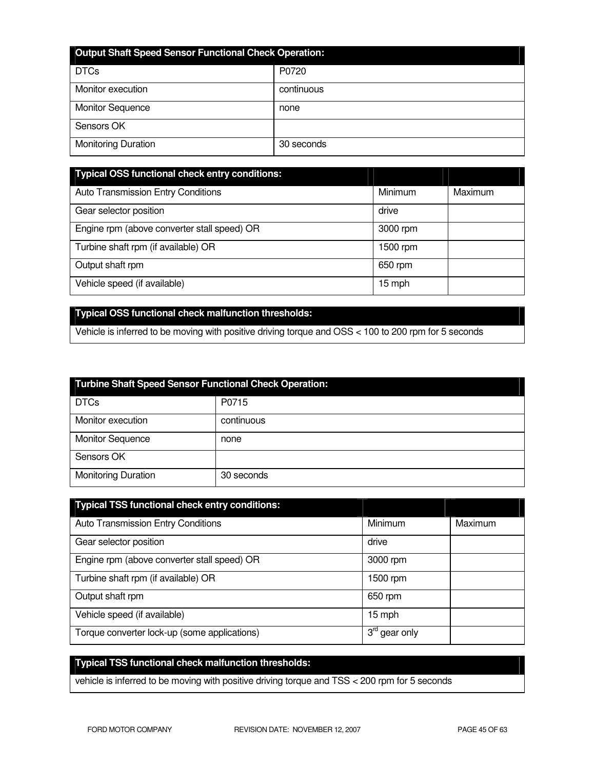| Output Shaft Speed Sensor Functional Check Operation: | |
|---|---|
| DTCs | P0720 |
| Monitor execution | continuous |
| Monitor Sequence | none |
| Sensors OK | |
| Monitoring Duration | 30 seconds |

| Typical OSS functional check entry conditions: | | |
|---|---|---|
| Auto Transmission Entry Conditions | Minimum | Maximum |
| Gear selector position | drive | |
| Engine rpm (above converter stall speed) OR | 3000 rpm | |
| Turbine shaft rpm (if available) OR | 1500 rpm | |
| Output shaft rpm | 650 rpm | |
| Vehicle speed (if available) | 15 mph | |

| Typical OSS functional check malfunction thresholds: |
|---|
| Vehicle is inferred to be moving with positive driving torque and OSS < 100 to 200 rpm for 5 seconds |

| Turbine Shaft Speed Sensor Functional Check Operation: | |
|---|---|
| DTCs | P0715 |
| Monitor execution | continuous |
| Monitor Sequence | none |
| Sensors OK | |
| Monitoring Duration | 30 seconds |

| Typical TSS functional check entry conditions: | | |
|---|---|---|
| Auto Transmission Entry Conditions | Minimum | Maximum |
| Gear selector position | drive | |
| Engine rpm (above converter stall speed) OR | 3000 rpm | |
| Turbine shaft rpm (if available) OR | 1500 rpm | |
| Output shaft rpm | 650 rpm | |
| Vehicle speed (if available) | 15 mph | |
| Torque converter lock-up (some applications) | 3rd gear only | |

| Typical TSS functional check malfunction thresholds: |
|---|
| vehicle is inferred to be moving with positive driving torque and TSS < 200 rpm for 5 seconds |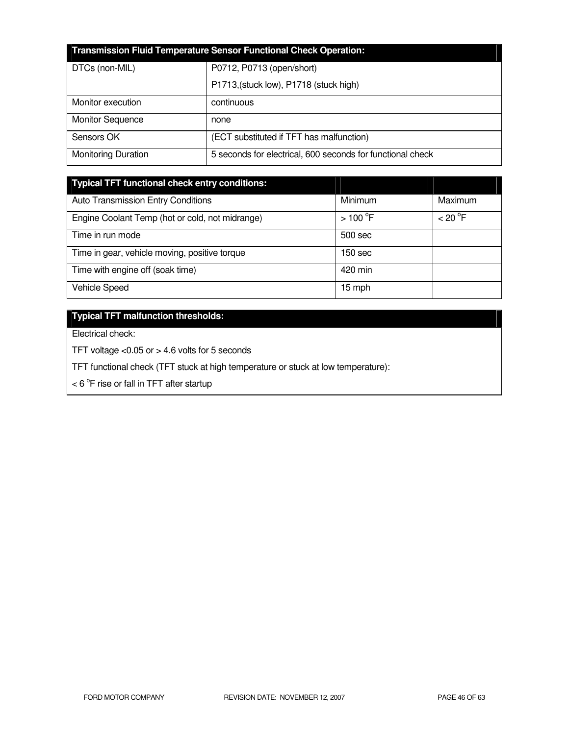| Transmission Fluid Temperature Sensor Functional Check Operation: | |
|---|---|
| DTCs (non-MIL) | P0712, P0713 (open/short)<br>P1713,(stuck low), P1718 (stuck high) |
| Monitor execution | continuous |
| Monitor Sequence | none |
| Sensors OK | (ECT substituted if TFT has malfunction) |
| Monitoring Duration | 5 seconds for electrical, 600 seconds for functional check |

| Typical TFT functional check entry conditions: | | |
|---|---|---|
| Auto Transmission Entry Conditions | Minimum | Maximum |
| Engine Coolant Temp (hot or cold, not midrange) | > 100 °F | < 20 °F |
| Time in run mode | 500 sec | |
| Time in gear, vehicle moving, positive torque | 150 sec | |
| Time with engine off (soak time) | 420 min | |
| Vehicle Speed | 15 mph | |

| Typical TFT malfunction thresholds: |
|---|
| Electrical check:<br>TFT voltage <0.05 or > 4.6 volts for 5 seconds<br>TFT functional check (TFT stuck at high temperature or stuck at low temperature):<br>< 6 °F rise or fall in TFT after startup |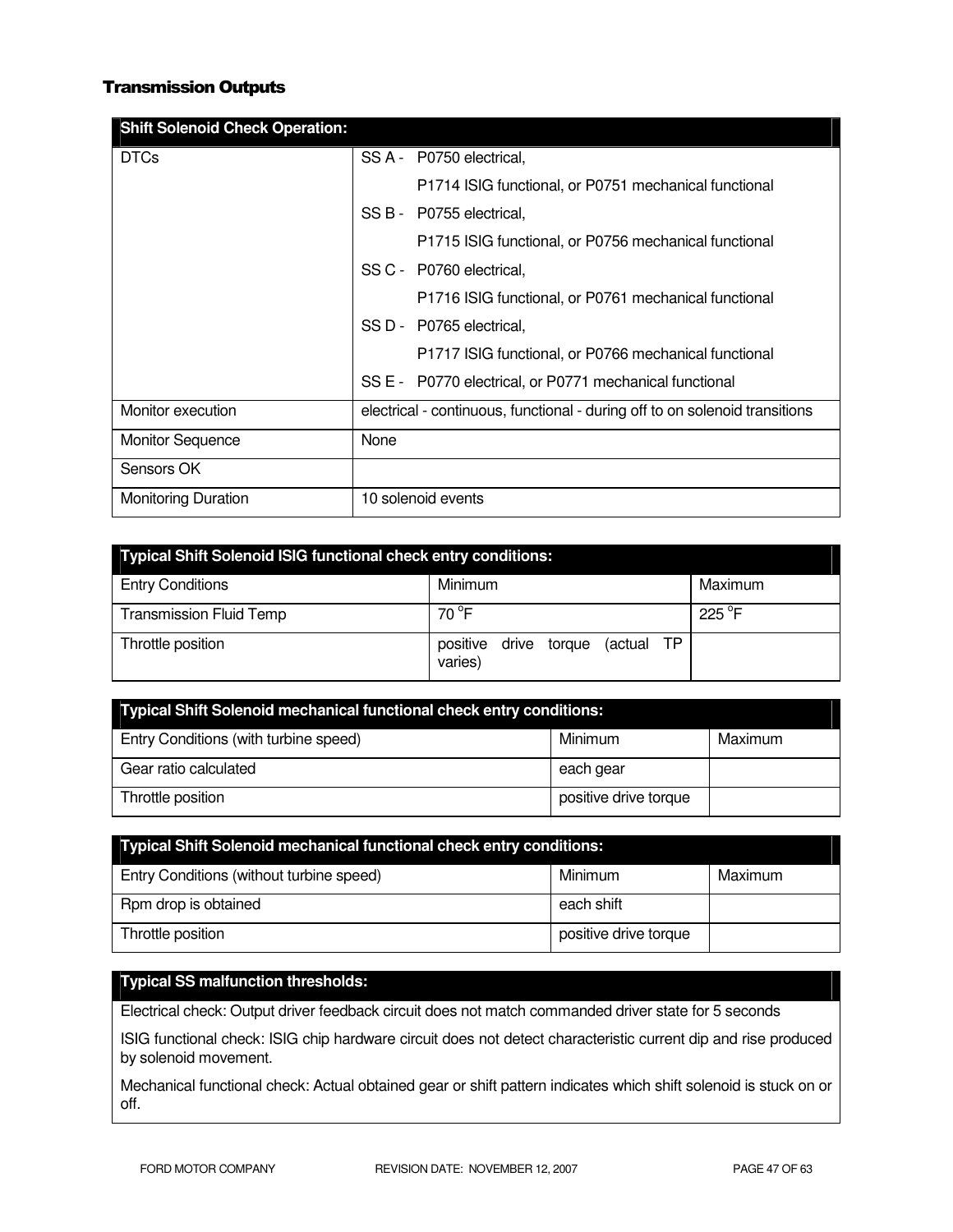## Transmission Outputs

| Shift Solenoid Check Operation: | |
|---|---|
| DTCs | SS A - P0750 electrical,<br>P1714 ISIG functional, or P0751 mechanical functional<br>SS B - P0755 electrical,<br>P1715 ISIG functional, or P0756 mechanical functional<br>SS C - P0760 electrical,<br>P1716 ISIG functional, or P0761 mechanical functional<br>SS D - P0765 electrical,<br>P1717 ISIG functional, or P0766 mechanical functional<br>SS E - P0770 electrical, or P0771 mechanical functional |
| Monitor execution | electrical - continuous, functional - during off to on solenoid transitions |
| Monitor Sequence | None |
| Sensors OK | |
| Monitoring Duration | 10 solenoid events |

| Typical Shift Solenoid ISIG functional check entry conditions: | | |
|---|---|---|
| Entry Conditions | Minimum | Maximum |
| Transmission Fluid Temp | 70 °F | 225 °F |
| Throttle position | positive drive torque (actual TP varies) | |

| Typical Shift Solenoid mechanical functional check entry conditions: | | |
|---|---|---|
| Entry Conditions (with turbine speed) | Minimum | Maximum |
| Gear ratio calculated | each gear | |
| Throttle position | positive drive torque | |

| Typical Shift Solenoid mechanical functional check entry conditions: | | |
|---|---|---|
| Entry Conditions (without turbine speed) | Minimum | Maximum |
| Rpm drop is obtained | each shift | |
| Throttle position | positive drive torque | |

| Typical SS malfunction thresholds: |
|---|
| Electrical check: Output driver feedback circuit does not match commanded driver state for 5 seconds |
| ISIG functional check: ISIG chip hardware circuit does not detect characteristic current dip and rise produced by solenoid movement. |
| Mechanical functional check: Actual obtained gear or shift pattern indicates which shift solenoid is stuck on or off. |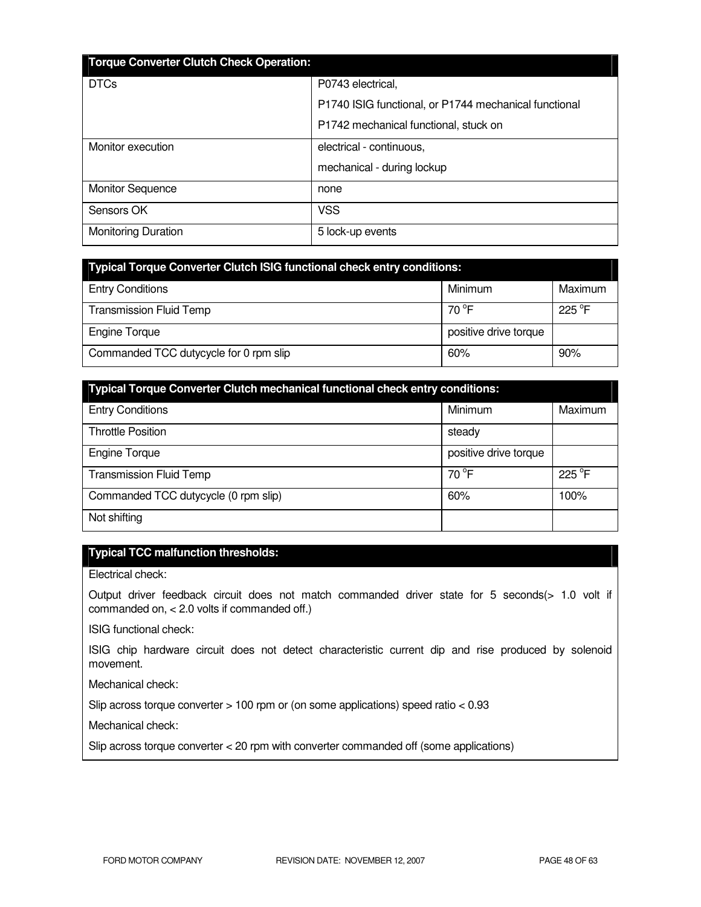| Torque Converter Clutch Check Operation: | |
|---|---|
| DTCs | P0743 electrical,<br>P1740 ISIG functional, or P1744 mechanical functional<br>P1742 mechanical functional, stuck on |
| Monitor execution | electrical - continuous,<br>mechanical - during lockup |
| Monitor Sequence | none |
| Sensors OK | VSS |
| Monitoring Duration | 5 lock-up events |

| Typical Torque Converter Clutch ISIG functional check entry conditions: | | |
|---|---|---|
| Entry Conditions | Minimum | Maximum |
| Transmission Fluid Temp | 70 °F | 225 °F |
| Engine Torque | positive drive torque | |
| Commanded TCC dutycycle for 0 rpm slip | 60% | 90% |

| Typical Torque Converter Clutch mechanical functional check entry conditions: | | |
|---|---|---|
| Entry Conditions | Minimum | Maximum |
| Throttle Position | steady | |
| Engine Torque | positive drive torque | |
| Transmission Fluid Temp | 70 °F | 225 °F |
| Commanded TCC dutycycle (0 rpm slip) | 60% | 100% |
| Not shifting | | |

| Typical TCC malfunction thresholds: |
|---|
| Electrical check:<br>Output driver feedback circuit does not match commanded driver state for 5 seconds(> 1.0 volt if commanded on, < 2.0 volts if commanded off.)<br>ISIG functional check:<br>ISIG chip hardware circuit does not detect characteristic current dip and rise produced by solenoid movement.<br>Mechanical check:<br>Slip across torque converter > 100 rpm or (on some applications) speed ratio < 0.93<br>Mechanical check:<br>Slip across torque converter < 20 rpm with converter commanded off (some applications) |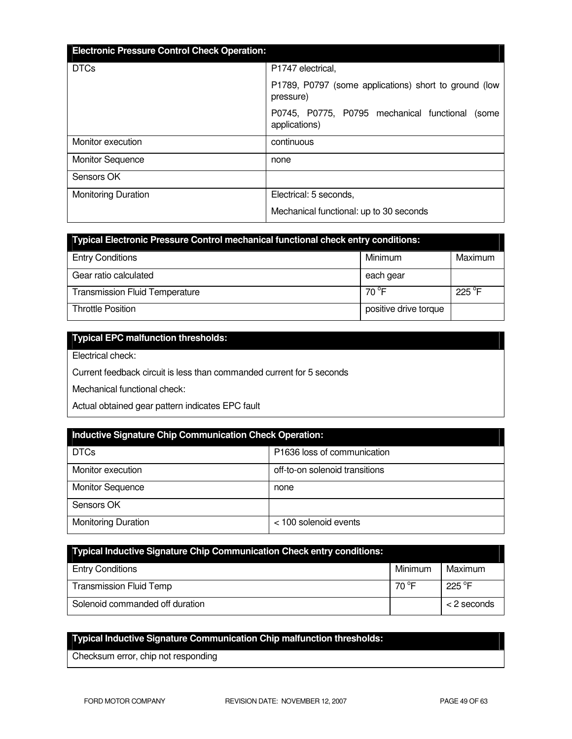| Electronic Pressure Control Check Operation: | |
|---|---|
| DTCs | P1747 electrical,<br>P1789, P0797 (some applications) short to ground (low pressure)<br>P0745, P0775, P0795 mechanical functional (some applications) |
| Monitor execution | continuous |
| Monitor Sequence | none |
| Sensors OK | |
| Monitoring Duration | Electrical: 5 seconds,<br>Mechanical functional: up to 30 seconds |

| Typical Electronic Pressure Control mechanical functional check entry conditions: | | |
|---|---|---|
| Entry Conditions | Minimum | Maximum |
| Gear ratio calculated | each gear | |
| Transmission Fluid Temperature | 70 °F | 225 °F |
| Throttle Position | positive drive torque | |

| Typical EPC malfunction thresholds: |
|---|
| Electrical check: |
| Current feedback circuit is less than commanded current for 5 seconds |
| Mechanical functional check: |
| Actual obtained gear pattern indicates EPC fault |

| Inductive Signature Chip Communication Check Operation: | |
|---|---|
| DTCs | P1636 loss of communication |
| Monitor execution | off-to-on solenoid transitions |
| Monitor Sequence | none |
| Sensors OK | |
| Monitoring Duration | < 100 solenoid events |

| Typical Inductive Signature Chip Communication Check entry conditions: | | |
|---|---|---|
| Entry Conditions | Minimum | Maximum |
| Transmission Fluid Temp | 70 °F | 225 °F |
| Solenoid commanded off duration | | < 2 seconds |

| Typical Inductive Signature Communication Chip malfunction thresholds: |
|---|
| Checksum error, chip not responding |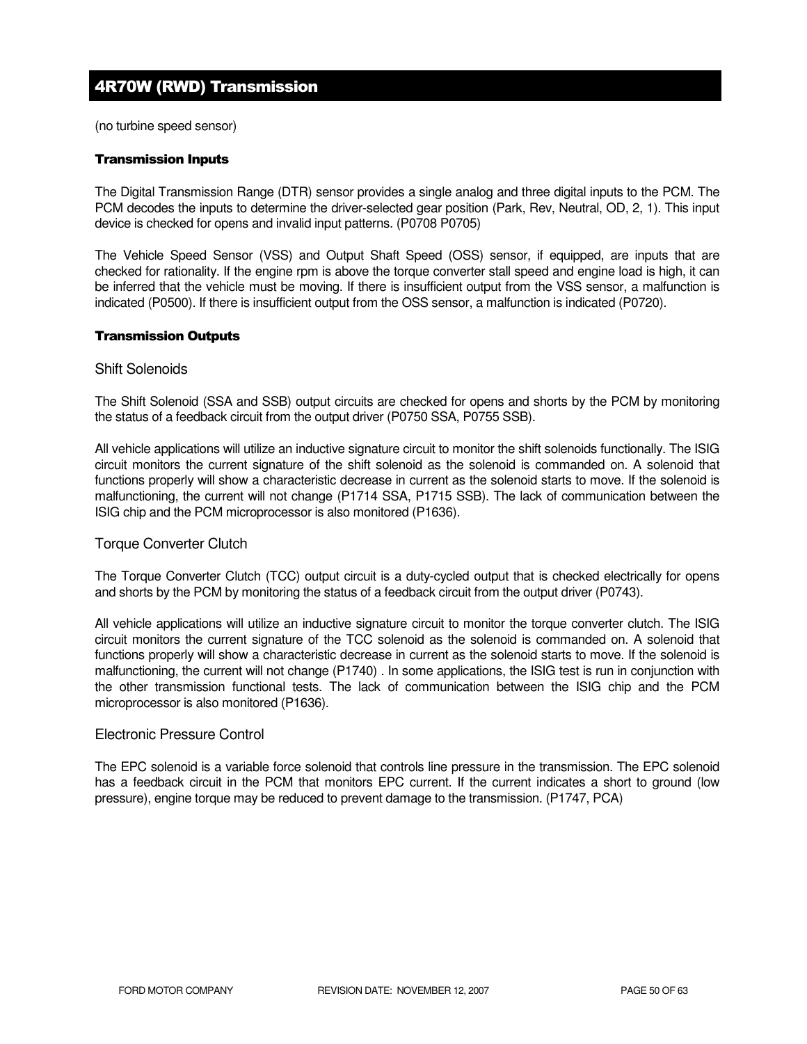## 4R70W (RWD) Transmission

(no turbine speed sensor)

#### Transmission Inputs

The Digital Transmission Range (DTR) sensor provides a single analog and three digital inputs to the PCM. The PCM decodes the inputs to determine the driver-selected gear position (Park, Rev, Neutral, OD, 2, 1). This input device is checked for opens and invalid input patterns. (P0708 P0705)

The Vehicle Speed Sensor (VSS) and Output Shaft Speed (OSS) sensor, if equipped, are inputs that are checked for rationality. If the engine rpm is above the torque converter stall speed and engine load is high, it can be inferred that the vehicle must be moving. If there is insufficient output from the VSS sensor, a malfunction is indicated (P0500). If there is insufficient output from the OSS sensor, a malfunction is indicated (P0720).

#### Transmission Outputs

### Shift Solenoids

The Shift Solenoid (SSA and SSB) output circuits are checked for opens and shorts by the PCM by monitoring the status of a feedback circuit from the output driver (P0750 SSA, P0755 SSB).

All vehicle applications will utilize an inductive signature circuit to monitor the shift solenoids functionally. The ISIG circuit monitors the current signature of the shift solenoid as the solenoid is commanded on. A solenoid that functions properly will show a characteristic decrease in current as the solenoid starts to move. If the solenoid is malfunctioning, the current will not change (P1714 SSA, P1715 SSB). The lack of communication between the ISIG chip and the PCM microprocessor is also monitored (P1636).

### Torque Converter Clutch

The Torque Converter Clutch (TCC) output circuit is a duty-cycled output that is checked electrically for opens and shorts by the PCM by monitoring the status of a feedback circuit from the output driver (P0743).

All vehicle applications will utilize an inductive signature circuit to monitor the torque converter clutch. The ISIG circuit monitors the current signature of the TCC solenoid as the solenoid is commanded on. A solenoid that functions properly will show a characteristic decrease in current as the solenoid starts to move. If the solenoid is malfunctioning, the current will not change (P1740) . In some applications, the ISIG test is run in conjunction with the other transmission functional tests. The lack of communication between the ISIG chip and the PCM microprocessor is also monitored (P1636).

### Electronic Pressure Control

The EPC solenoid is a variable force solenoid that controls line pressure in the transmission. The EPC solenoid has a feedback circuit in the PCM that monitors EPC current. If the current indicates a short to ground (low pressure), engine torque may be reduced to prevent damage to the transmission. (P1747, PCA)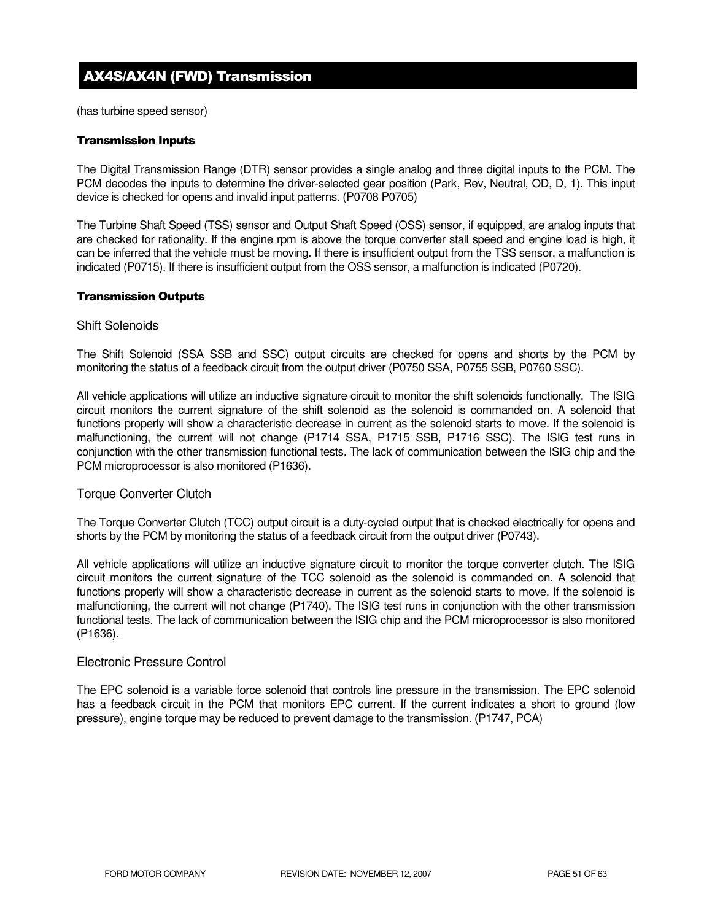## AX4S/AX4N (FWD) Transmission

(has turbine speed sensor)

#### Transmission Inputs

The Digital Transmission Range (DTR) sensor provides a single analog and three digital inputs to the PCM. The PCM decodes the inputs to determine the driver-selected gear position (Park, Rev, Neutral, OD, D, 1). This input device is checked for opens and invalid input patterns. (P0708 P0705)

The Turbine Shaft Speed (TSS) sensor and Output Shaft Speed (OSS) sensor, if equipped, are analog inputs that are checked for rationality. If the engine rpm is above the torque converter stall speed and engine load is high, it can be inferred that the vehicle must be moving. If there is insufficient output from the TSS sensor, a malfunction is indicated (P0715). If there is insufficient output from the OSS sensor, a malfunction is indicated (P0720).

#### Transmission Outputs

### Shift Solenoids

The Shift Solenoid (SSA SSB and SSC) output circuits are checked for opens and shorts by the PCM by monitoring the status of a feedback circuit from the output driver (P0750 SSA, P0755 SSB, P0760 SSC).

All vehicle applications will utilize an inductive signature circuit to monitor the shift solenoids functionally. The ISIG circuit monitors the current signature of the shift solenoid as the solenoid is commanded on. A solenoid that functions properly will show a characteristic decrease in current as the solenoid starts to move. If the solenoid is malfunctioning, the current will not change (P1714 SSA, P1715 SSB, P1716 SSC). The ISIG test runs in conjunction with the other transmission functional tests. The lack of communication between the ISIG chip and the PCM microprocessor is also monitored (P1636).

### Torque Converter Clutch

The Torque Converter Clutch (TCC) output circuit is a duty-cycled output that is checked electrically for opens and shorts by the PCM by monitoring the status of a feedback circuit from the output driver (P0743).

All vehicle applications will utilize an inductive signature circuit to monitor the torque converter clutch. The ISIG circuit monitors the current signature of the TCC solenoid as the solenoid is commanded on. A solenoid that functions properly will show a characteristic decrease in current as the solenoid starts to move. If the solenoid is malfunctioning, the current will not change (P1740). The ISIG test runs in conjunction with the other transmission functional tests. The lack of communication between the ISIG chip and the PCM microprocessor is also monitored (P1636).

### Electronic Pressure Control

The EPC solenoid is a variable force solenoid that controls line pressure in the transmission. The EPC solenoid has a feedback circuit in the PCM that monitors EPC current. If the current indicates a short to ground (low pressure), engine torque may be reduced to prevent damage to the transmission. (P1747, PCA)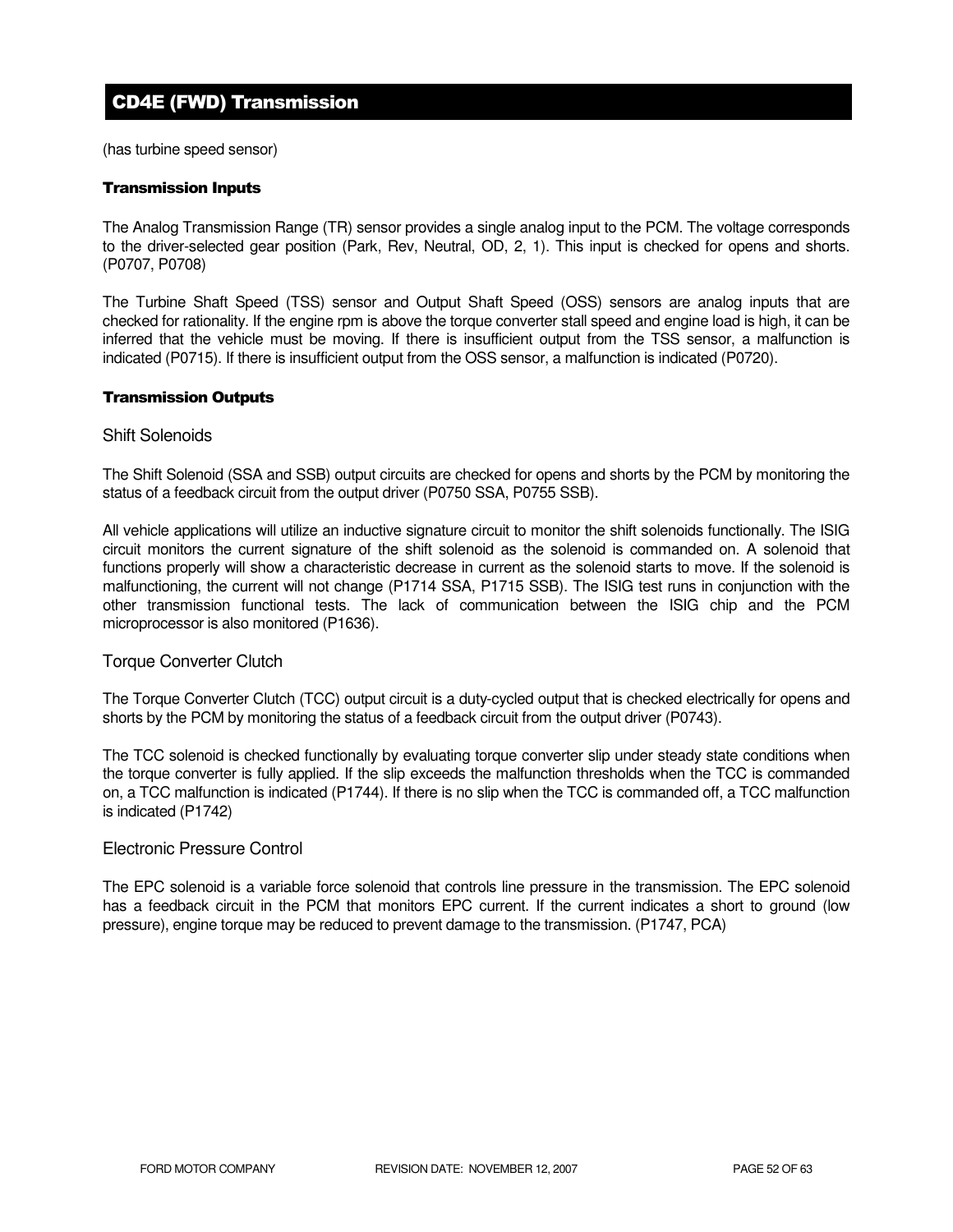## CD4E (FWD) Transmission

(has turbine speed sensor)

### Transmission Inputs

The Analog Transmission Range (TR) sensor provides a single analog input to the PCM. The voltage corresponds to the driver-selected gear position (Park, Rev, Neutral, OD, 2, 1). This input is checked for opens and shorts. (P0707, P0708)

The Turbine Shaft Speed (TSS) sensor and Output Shaft Speed (OSS) sensors are analog inputs that are checked for rationality. If the engine rpm is above the torque converter stall speed and engine load is high, it can be inferred that the vehicle must be moving. If there is insufficient output from the TSS sensor, a malfunction is indicated (P0715). If there is insufficient output from the OSS sensor, a malfunction is indicated (P0720).

### Transmission Outputs

#### Shift Solenoids

The Shift Solenoid (SSA and SSB) output circuits are checked for opens and shorts by the PCM by monitoring the status of a feedback circuit from the output driver (P0750 SSA, P0755 SSB).

All vehicle applications will utilize an inductive signature circuit to monitor the shift solenoids functionally. The ISIG circuit monitors the current signature of the shift solenoid as the solenoid is commanded on. A solenoid that functions properly will show a characteristic decrease in current as the solenoid starts to move. If the solenoid is malfunctioning, the current will not change (P1714 SSA, P1715 SSB). The ISIG test runs in conjunction with the other transmission functional tests. The lack of communication between the ISIG chip and the PCM microprocessor is also monitored (P1636).

#### Torque Converter Clutch

The Torque Converter Clutch (TCC) output circuit is a duty-cycled output that is checked electrically for opens and shorts by the PCM by monitoring the status of a feedback circuit from the output driver (P0743).

The TCC solenoid is checked functionally by evaluating torque converter slip under steady state conditions when the torque converter is fully applied. If the slip exceeds the malfunction thresholds when the TCC is commanded on, a TCC malfunction is indicated (P1744). If there is no slip when the TCC is commanded off, a TCC malfunction is indicated (P1742)

#### Electronic Pressure Control

The EPC solenoid is a variable force solenoid that controls line pressure in the transmission. The EPC solenoid has a feedback circuit in the PCM that monitors EPC current. If the current indicates a short to ground (low pressure), engine torque may be reduced to prevent damage to the transmission. (P1747, PCA)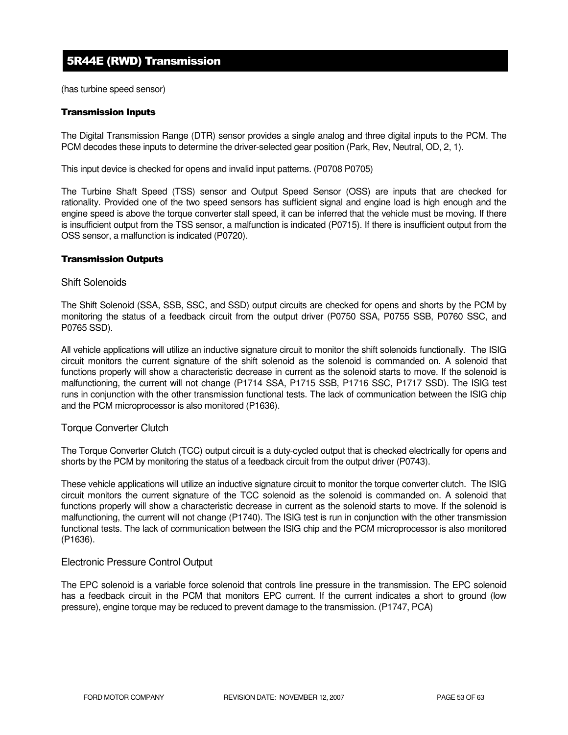## 5R44E (RWD) Transmission

(has turbine speed sensor)

### Transmission Inputs

The Digital Transmission Range (DTR) sensor provides a single analog and three digital inputs to the PCM. The PCM decodes these inputs to determine the driver-selected gear position (Park, Rev, Neutral, OD, 2, 1).

This input device is checked for opens and invalid input patterns. (P0708 P0705)

The Turbine Shaft Speed (TSS) sensor and Output Speed Sensor (OSS) are inputs that are checked for rationality. Provided one of the two speed sensors has sufficient signal and engine load is high enough and the engine speed is above the torque converter stall speed, it can be inferred that the vehicle must be moving. If there is insufficient output from the TSS sensor, a malfunction is indicated (P0715). If there is insufficient output from the OSS sensor, a malfunction is indicated (P0720).

### Transmission Outputs

#### Shift Solenoids

The Shift Solenoid (SSA, SSB, SSC, and SSD) output circuits are checked for opens and shorts by the PCM by monitoring the status of a feedback circuit from the output driver (P0750 SSA, P0755 SSB, P0760 SSC, and P0765 SSD).

All vehicle applications will utilize an inductive signature circuit to monitor the shift solenoids functionally. The ISIG circuit monitors the current signature of the shift solenoid as the solenoid is commanded on. A solenoid that functions properly will show a characteristic decrease in current as the solenoid starts to move. If the solenoid is malfunctioning, the current will not change (P1714 SSA, P1715 SSB, P1716 SSC, P1717 SSD). The ISIG test runs in conjunction with the other transmission functional tests. The lack of communication between the ISIG chip and the PCM microprocessor is also monitored (P1636).

#### Torque Converter Clutch

The Torque Converter Clutch (TCC) output circuit is a duty-cycled output that is checked electrically for opens and shorts by the PCM by monitoring the status of a feedback circuit from the output driver (P0743).

These vehicle applications will utilize an inductive signature circuit to monitor the torque converter clutch. The ISIG circuit monitors the current signature of the TCC solenoid as the solenoid is commanded on. A solenoid that functions properly will show a characteristic decrease in current as the solenoid starts to move. If the solenoid is malfunctioning, the current will not change (P1740). The ISIG test is run in conjunction with the other transmission functional tests. The lack of communication between the ISIG chip and the PCM microprocessor is also monitored (P1636).

#### Electronic Pressure Control Output

The EPC solenoid is a variable force solenoid that controls line pressure in the transmission. The EPC solenoid has a feedback circuit in the PCM that monitors EPC current. If the current indicates a short to ground (low pressure), engine torque may be reduced to prevent damage to the transmission. (P1747, PCA)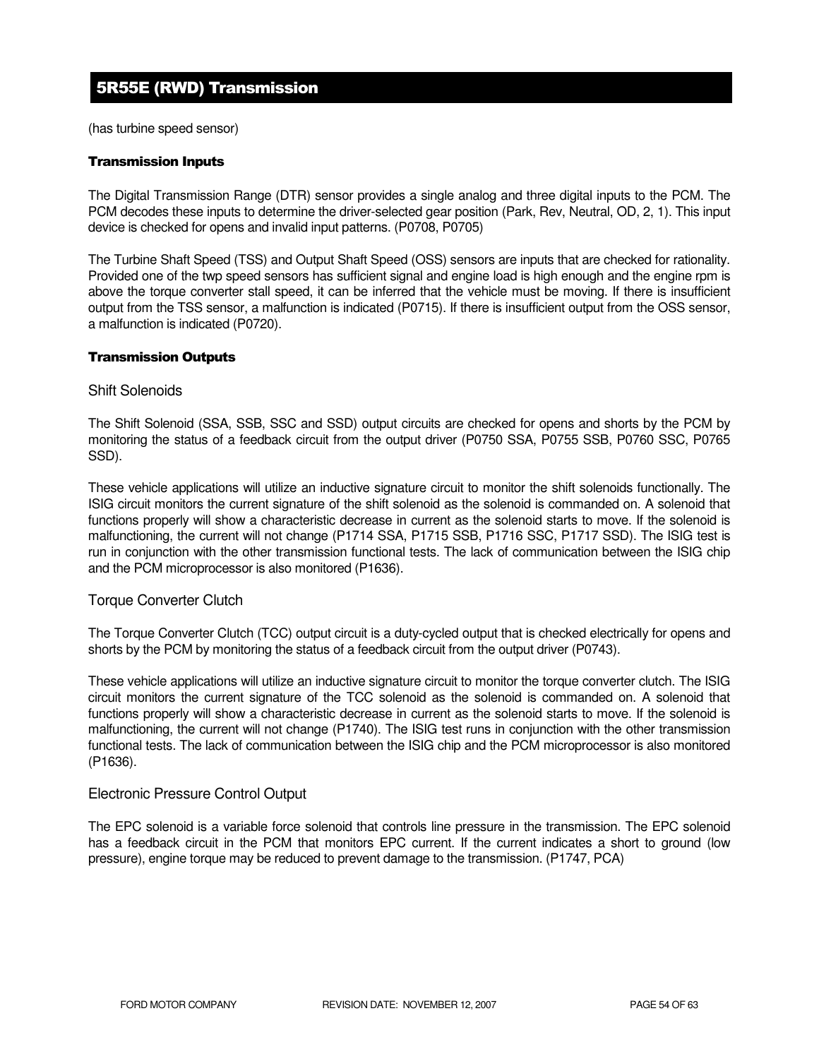# 5R55E (RWD) Transmission

(has turbine speed sensor)

### Transmission Inputs

The Digital Transmission Range (DTR) sensor provides a single analog and three digital inputs to the PCM. The PCM decodes these inputs to determine the driver-selected gear position (Park, Rev, Neutral, OD, 2, 1). This input device is checked for opens and invalid input patterns. (P0708, P0705)

The Turbine Shaft Speed (TSS) and Output Shaft Speed (OSS) sensors are inputs that are checked for rationality. Provided one of the twp speed sensors has sufficient signal and engine load is high enough and the engine rpm is above the torque converter stall speed, it can be inferred that the vehicle must be moving. If there is insufficient output from the TSS sensor, a malfunction is indicated (P0715). If there is insufficient output from the OSS sensor, a malfunction is indicated (P0720).

### Transmission Outputs

#### Shift Solenoids

The Shift Solenoid (SSA, SSB, SSC and SSD) output circuits are checked for opens and shorts by the PCM by monitoring the status of a feedback circuit from the output driver (P0750 SSA, P0755 SSB, P0760 SSC, P0765 SSD).

These vehicle applications will utilize an inductive signature circuit to monitor the shift solenoids functionally. The ISIG circuit monitors the current signature of the shift solenoid as the solenoid is commanded on. A solenoid that functions properly will show a characteristic decrease in current as the solenoid starts to move. If the solenoid is malfunctioning, the current will not change (P1714 SSA, P1715 SSB, P1716 SSC, P1717 SSD). The ISIG test is run in conjunction with the other transmission functional tests. The lack of communication between the ISIG chip and the PCM microprocessor is also monitored (P1636).

#### Torque Converter Clutch

The Torque Converter Clutch (TCC) output circuit is a duty-cycled output that is checked electrically for opens and shorts by the PCM by monitoring the status of a feedback circuit from the output driver (P0743).

These vehicle applications will utilize an inductive signature circuit to monitor the torque converter clutch. The ISIG circuit monitors the current signature of the TCC solenoid as the solenoid is commanded on. A solenoid that functions properly will show a characteristic decrease in current as the solenoid starts to move. If the solenoid is malfunctioning, the current will not change (P1740). The ISIG test runs in conjunction with the other transmission functional tests. The lack of communication between the ISIG chip and the PCM microprocessor is also monitored (P1636).

#### Electronic Pressure Control Output

The EPC solenoid is a variable force solenoid that controls line pressure in the transmission. The EPC solenoid has a feedback circuit in the PCM that monitors EPC current. If the current indicates a short to ground (low pressure), engine torque may be reduced to prevent damage to the transmission. (P1747, PCA)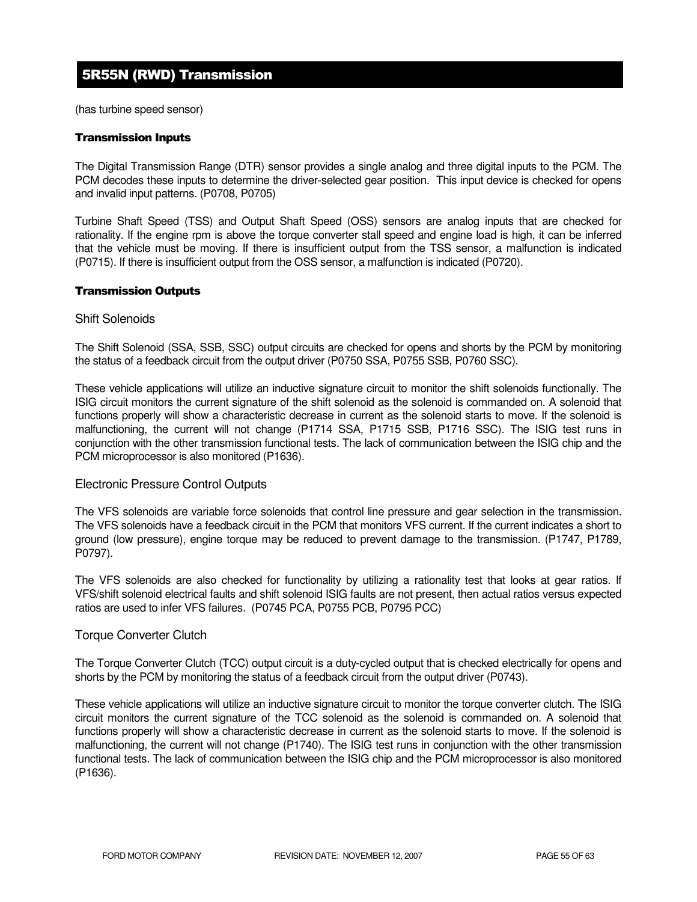# 5R55N (RWD) Transmission

(has turbine speed sensor)

### Transmission Inputs

The Digital Transmission Range (DTR) sensor provides a single analog and three digital inputs to the PCM. The PCM decodes these inputs to determine the driver-selected gear position. This input device is checked for opens and invalid input patterns. (P0708, P0705)

Turbine Shaft Speed (TSS) and Output Shaft Speed (OSS) sensors are analog inputs that are checked for rationality. If the engine rpm is above the torque converter stall speed and engine load is high, it can be inferred that the vehicle must be moving. If there is insufficient output from the TSS sensor, a malfunction is indicated (P0715). If there is insufficient output from the OSS sensor, a malfunction is indicated (P0720).

### Transmission Outputs

#### Shift Solenoids

The Shift Solenoid (SSA, SSB, SSC) output circuits are checked for opens and shorts by the PCM by monitoring the status of a feedback circuit from the output driver (P0750 SSA, P0755 SSB, P0760 SSC).

These vehicle applications will utilize an inductive signature circuit to monitor the shift solenoids functionally. The ISIG circuit monitors the current signature of the shift solenoid as the solenoid is commanded on. A solenoid that functions properly will show a characteristic decrease in current as the solenoid starts to move. If the solenoid is malfunctioning, the current will not change (P1714 SSA, P1715 SSB, P1716 SSC). The ISIG test runs in conjunction with the other transmission functional tests. The lack of communication between the ISIG chip and the PCM microprocessor is also monitored (P1636).

#### Electronic Pressure Control Outputs

The VFS solenoids are variable force solenoids that control line pressure and gear selection in the transmission. The VFS solenoids have a feedback circuit in the PCM that monitors VFS current. If the current indicates a short to ground (low pressure), engine torque may be reduced to prevent damage to the transmission. (P1747, P1789, P0797).

The VFS solenoids are also checked for functionality by utilizing a rationality test that looks at gear ratios. If VFS/shift solenoid electrical faults and shift solenoid ISIG faults are not present, then actual ratios versus expected ratios are used to infer VFS failures. (P0745 PCA, P0755 PCB, P0795 PCC)

#### Torque Converter Clutch

The Torque Converter Clutch (TCC) output circuit is a duty-cycled output that is checked electrically for opens and shorts by the PCM by monitoring the status of a feedback circuit from the output driver (P0743).

These vehicle applications will utilize an inductive signature circuit to monitor the torque converter clutch. The ISIG circuit monitors the current signature of the TCC solenoid as the solenoid is commanded on. A solenoid that functions properly will show a characteristic decrease in current as the solenoid starts to move. If the solenoid is malfunctioning, the current will not change (P1740). The ISIG test runs in conjunction with the other transmission functional tests. The lack of communication between the ISIG chip and the PCM microprocessor is also monitored (P1636).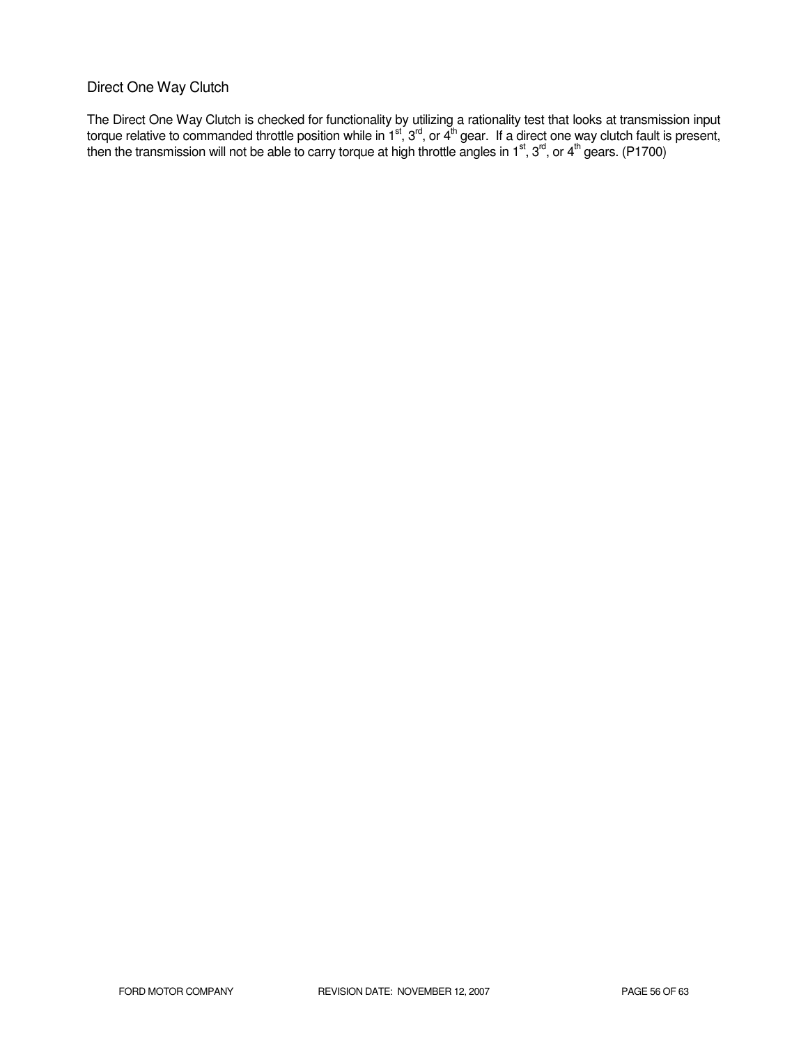## Direct One Way Clutch

The Direct One Way Clutch is checked for functionality by utilizing a rationality test that looks at transmission input torque relative to commanded throttle position while in 1st, 3rd, or 4th gear. If a direct one way clutch fault is present, then the transmission will not be able to carry torque at high throttle angles in 1st, 3rd, or 4th gears. (P1700)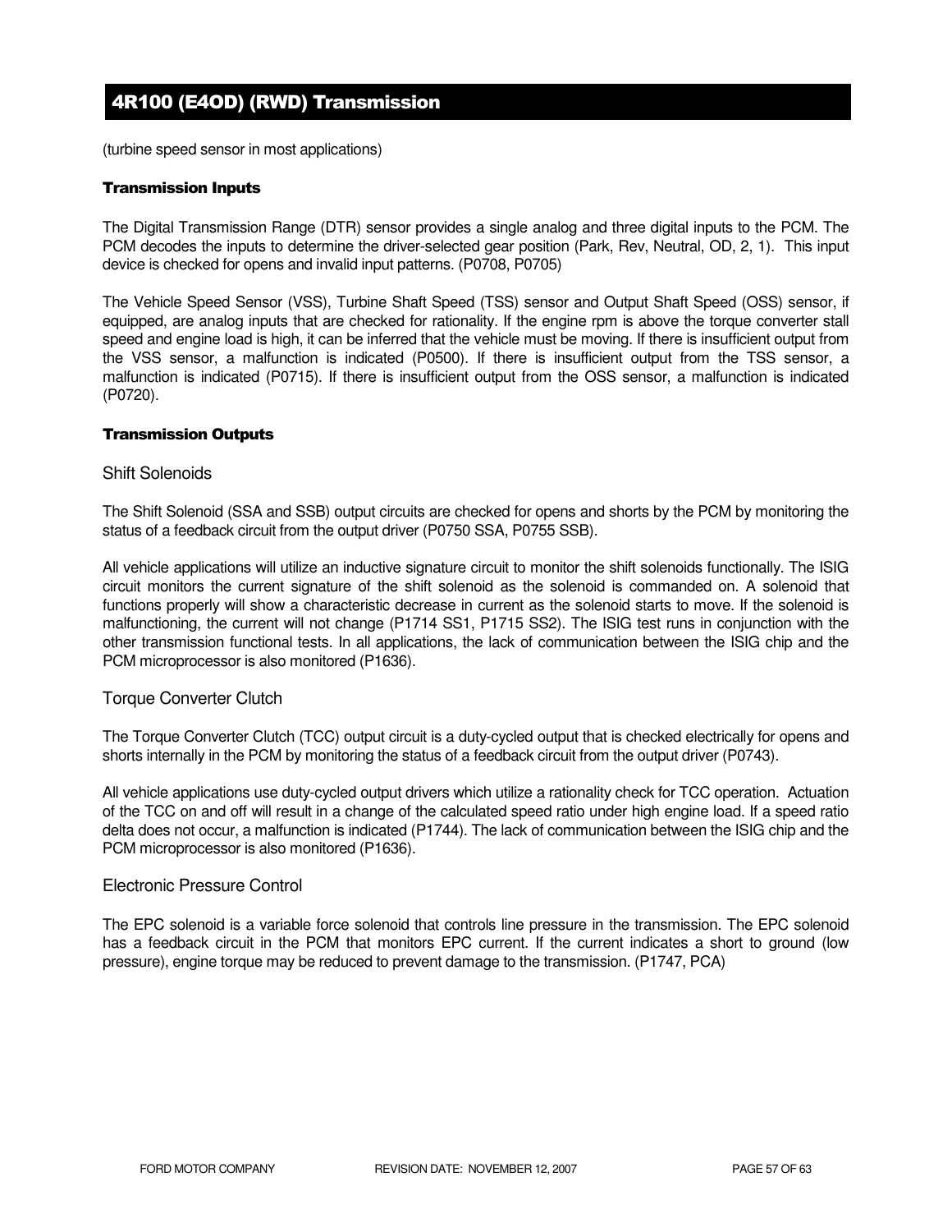# 4R100 (E4OD) (RWD) Transmission

(turbine speed sensor in most applications)

### Transmission Inputs

The Digital Transmission Range (DTR) sensor provides a single analog and three digital inputs to the PCM. The PCM decodes the inputs to determine the driver-selected gear position (Park, Rev, Neutral, OD, 2, 1). This input device is checked for opens and invalid input patterns. (P0708, P0705)

The Vehicle Speed Sensor (VSS), Turbine Shaft Speed (TSS) sensor and Output Shaft Speed (OSS) sensor, if equipped, are analog inputs that are checked for rationality. If the engine rpm is above the torque converter stall speed and engine load is high, it can be inferred that the vehicle must be moving. If there is insufficient output from the VSS sensor, a malfunction is indicated (P0500). If there is insufficient output from the TSS sensor, a malfunction is indicated (P0715). If there is insufficient output from the OSS sensor, a malfunction is indicated (P0720).

### Transmission Outputs

#### Shift Solenoids

The Shift Solenoid (SSA and SSB) output circuits are checked for opens and shorts by the PCM by monitoring the status of a feedback circuit from the output driver (P0750 SSA, P0755 SSB).

All vehicle applications will utilize an inductive signature circuit to monitor the shift solenoids functionally. The ISIG circuit monitors the current signature of the shift solenoid as the solenoid is commanded on. A solenoid that functions properly will show a characteristic decrease in current as the solenoid starts to move. If the solenoid is malfunctioning, the current will not change (P1714 SS1, P1715 SS2). The ISIG test runs in conjunction with the other transmission functional tests. In all applications, the lack of communication between the ISIG chip and the PCM microprocessor is also monitored (P1636).

#### Torque Converter Clutch

The Torque Converter Clutch (TCC) output circuit is a duty-cycled output that is checked electrically for opens and shorts internally in the PCM by monitoring the status of a feedback circuit from the output driver (P0743).

All vehicle applications use duty-cycled output drivers which utilize a rationality check for TCC operation. Actuation of the TCC on and off will result in a change of the calculated speed ratio under high engine load. If a speed ratio delta does not occur, a malfunction is indicated (P1744). The lack of communication between the ISIG chip and the PCM microprocessor is also monitored (P1636).

#### Electronic Pressure Control

The EPC solenoid is a variable force solenoid that controls line pressure in the transmission. The EPC solenoid has a feedback circuit in the PCM that monitors EPC current. If the current indicates a short to ground (low pressure), engine torque may be reduced to prevent damage to the transmission. (P1747, PCA)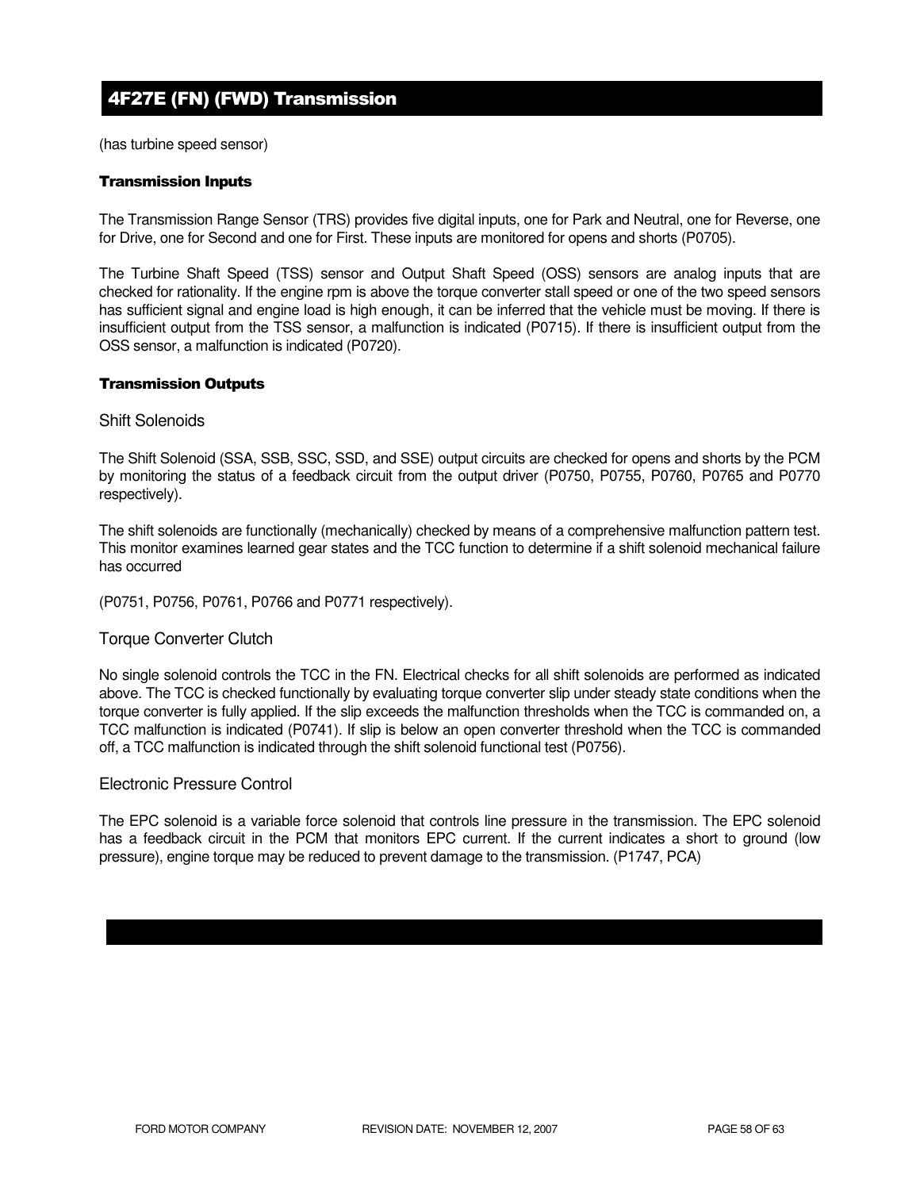## 4F27E (FN) (FWD) Transmission

(has turbine speed sensor)

### Transmission Inputs

The Transmission Range Sensor (TRS) provides five digital inputs, one for Park and Neutral, one for Reverse, one for Drive, one for Second and one for First. These inputs are monitored for opens and shorts (P0705).

The Turbine Shaft Speed (TSS) sensor and Output Shaft Speed (OSS) sensors are analog inputs that are checked for rationality. If the engine rpm is above the torque converter stall speed or one of the two speed sensors has sufficient signal and engine load is high enough, it can be inferred that the vehicle must be moving. If there is insufficient output from the TSS sensor, a malfunction is indicated (P0715). If there is insufficient output from the OSS sensor, a malfunction is indicated (P0720).

### Transmission Outputs

#### Shift Solenoids

The Shift Solenoid (SSA, SSB, SSC, SSD, and SSE) output circuits are checked for opens and shorts by the PCM by monitoring the status of a feedback circuit from the output driver (P0750, P0755, P0760, P0765 and P0770 respectively).

The shift solenoids are functionally (mechanically) checked by means of a comprehensive malfunction pattern test. This monitor examines learned gear states and the TCC function to determine if a shift solenoid mechanical failure has occurred

(P0751, P0756, P0761, P0766 and P0771 respectively).

#### Torque Converter Clutch

No single solenoid controls the TCC in the FN. Electrical checks for all shift solenoids are performed as indicated above. The TCC is checked functionally by evaluating torque converter slip under steady state conditions when the torque converter is fully applied. If the slip exceeds the malfunction thresholds when the TCC is commanded on, a TCC malfunction is indicated (P0741). If slip is below an open converter threshold when the TCC is commanded off, a TCC malfunction is indicated through the shift solenoid functional test (P0756).

#### Electronic Pressure Control

The EPC solenoid is a variable force solenoid that controls line pressure in the transmission. The EPC solenoid has a feedback circuit in the PCM that monitors EPC current. If the current indicates a short to ground (low pressure), engine torque may be reduced to prevent damage to the transmission. (P1747, PCA)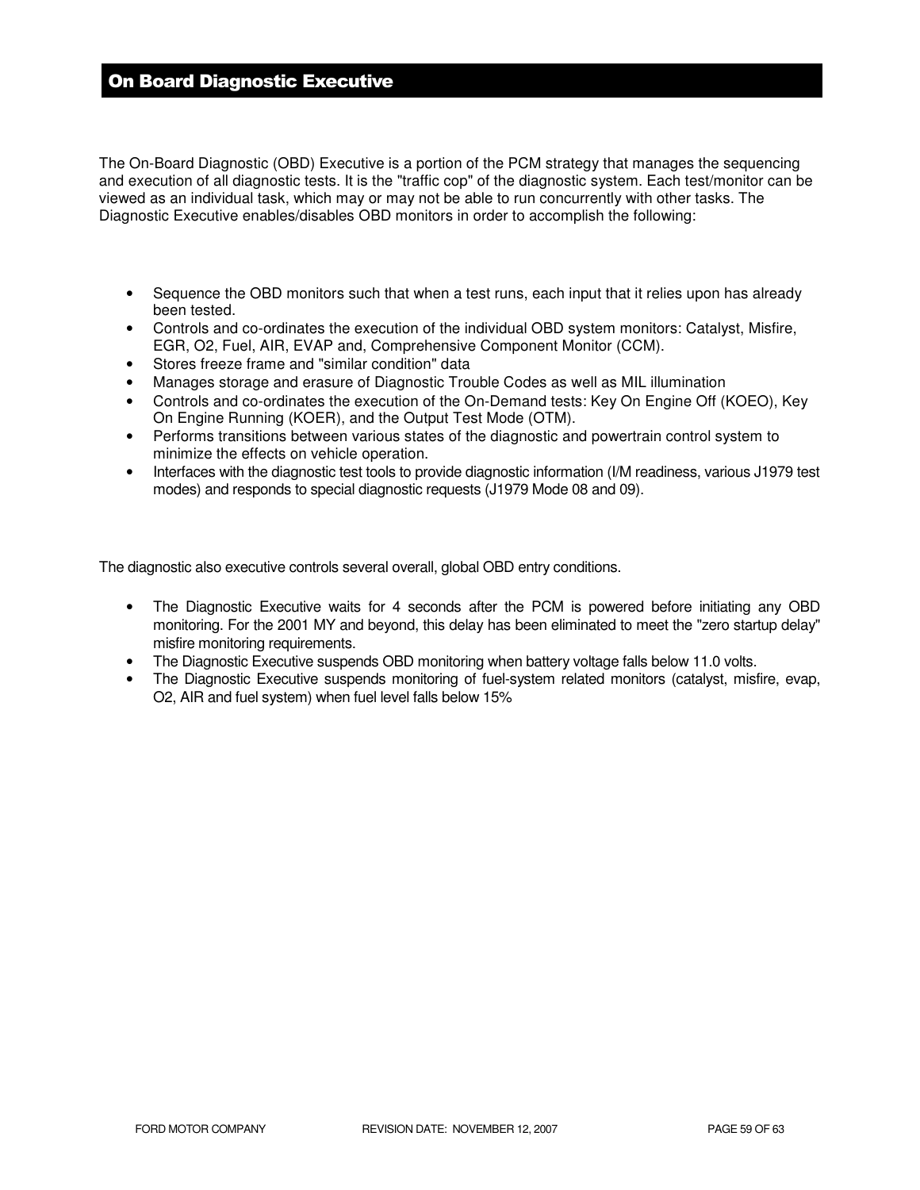# On Board Diagnostic Executive

The On-Board Diagnostic (OBD) Executive is a portion of the PCM strategy that manages the sequencing and execution of all diagnostic tests. It is the "traffic cop" of the diagnostic system. Each test/monitor can be viewed as an individual task, which may or may not be able to run concurrently with other tasks. The Diagnostic Executive enables/disables OBD monitors in order to accomplish the following:

- Sequence the OBD monitors such that when a test runs, each input that it relies upon has already been tested.
- Controls and co-ordinates the execution of the individual OBD system monitors: Catalyst, Misfire, EGR, O2, Fuel, AIR, EVAP and, Comprehensive Component Monitor (CCM).
- Stores freeze frame and "similar condition" data
- Manages storage and erasure of Diagnostic Trouble Codes as well as MIL illumination
- Controls and co-ordinates the execution of the On-Demand tests: Key On Engine Off (KOEO), Key On Engine Running (KOER), and the Output Test Mode (OTM).
- Performs transitions between various states of the diagnostic and powertrain control system to minimize the effects on vehicle operation.
- Interfaces with the diagnostic test tools to provide diagnostic information (I/M readiness, various J1979 test modes) and responds to special diagnostic requests (J1979 Mode 08 and 09).

The diagnostic also executive controls several overall, global OBD entry conditions.

- The Diagnostic Executive waits for 4 seconds after the PCM is powered before initiating any OBD monitoring. For the 2001 MY and beyond, this delay has been eliminated to meet the "zero startup delay" misfire monitoring requirements.
- The Diagnostic Executive suspends OBD monitoring when battery voltage falls below 11.0 volts.
- The Diagnostic Executive suspends monitoring of fuel-system related monitors (catalyst, misfire, evap, O2, AIR and fuel system) when fuel level falls below 15%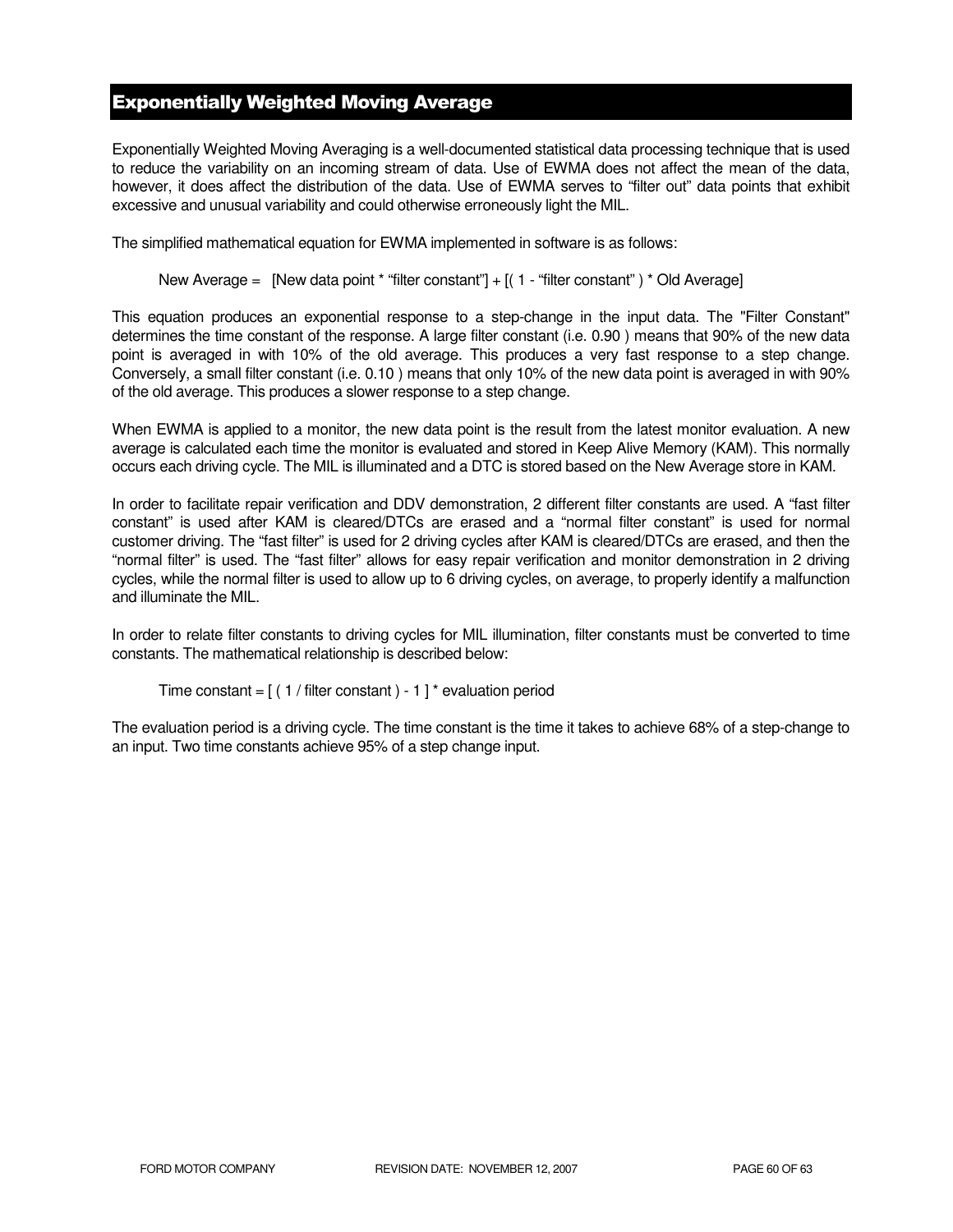## Exponentially Weighted Moving Average

Exponentially Weighted Moving Averaging is a well-documented statistical data processing technique that is used to reduce the variability on an incoming stream of data. Use of EWMA does not affect the mean of the data, however, it does affect the distribution of the data. Use of EWMA serves to "filter out" data points that exhibit excessive and unusual variability and could otherwise erroneously light the MIL.

The simplified mathematical equation for EWMA implemented in software is as follows:

New Average = [New data point * "filter constant"] + [( 1 - "filter constant" ) * Old Average]

This equation produces an exponential response to a step-change in the input data. The "Filter Constant" determines the time constant of the response. A large filter constant (i.e. 0.90 ) means that 90% of the new data point is averaged in with 10% of the old average. This produces a very fast response to a step change. Conversely, a small filter constant (i.e. 0.10 ) means that only 10% of the new data point is averaged in with 90% of the old average. This produces a slower response to a step change.

When EWMA is applied to a monitor, the new data point is the result from the latest monitor evaluation. A new average is calculated each time the monitor is evaluated and stored in Keep Alive Memory (KAM). This normally occurs each driving cycle. The MIL is illuminated and a DTC is stored based on the New Average store in KAM.

In order to facilitate repair verification and DDV demonstration, 2 different filter constants are used. A "fast filter constant" is used after KAM is cleared/DTCs are erased and a "normal filter constant" is used for normal customer driving. The "fast filter" is used for 2 driving cycles after KAM is cleared/DTCs are erased, and then the "normal filter" is used. The "fast filter" allows for easy repair verification and monitor demonstration in 2 driving cycles, while the normal filter is used to allow up to 6 driving cycles, on average, to properly identify a malfunction and illuminate the MIL.

In order to relate filter constants to driving cycles for MIL illumination, filter constants must be converted to time constants. The mathematical relationship is described below:

Time constant = [ ( 1 / filter constant ) - 1 ] * evaluation period

The evaluation period is a driving cycle. The time constant is the time it takes to achieve 68% of a step-change to an input. Two time constants achieve 95% of a step change input.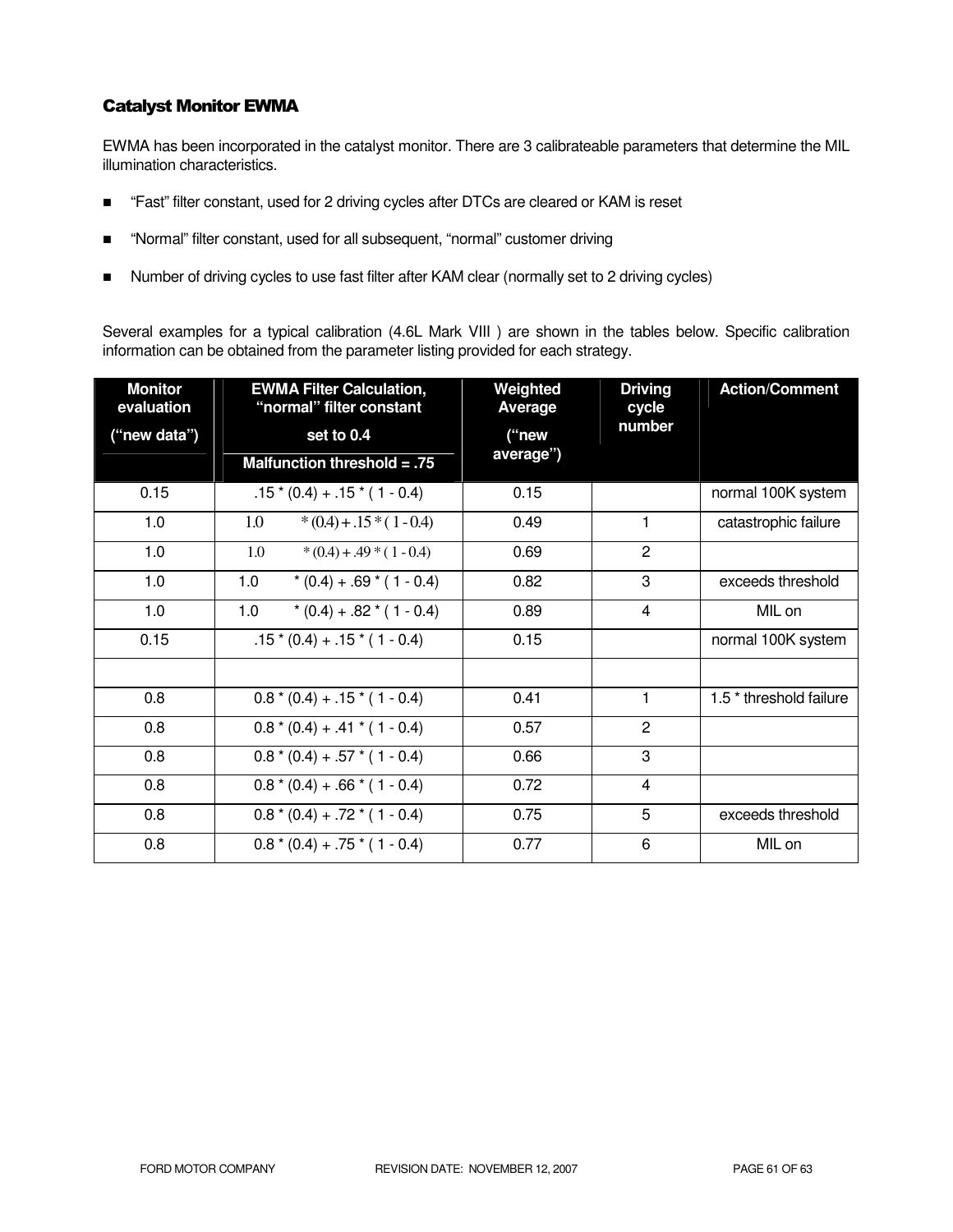### Catalyst Monitor EWMA

EWMA has been incorporated in the catalyst monitor. There are 3 calibrateable parameters that determine the MIL illumination characteristics.

- "Fast" filter constant, used for 2 driving cycles after DTCs are cleared or KAM is reset
- "Normal" filter constant, used for all subsequent, "normal" customer driving
- Number of driving cycles to use fast filter after KAM clear (normally set to 2 driving cycles)

Several examples for a typical calibration (4.6L Mark VIII ) are shown in the tables below. Specific calibration information can be obtained from the parameter listing provided for each strategy.

| Monitor evaluation ("new data") | EWMA Filter Calculation, "normal" filter constant set to 0.4 Malfunction threshold = .75 | Weighted Average ("new average") | Driving cycle number | Action/Comment |
|---|---|---|---|---|
| 0.15 | .15 * (0.4) + .15 * ( 1 - 0.4) | 0.15 | | normal 100K system |
| 1.0 | 1.0 * (0.4) + .15 * ( 1 - 0.4) | 0.49 | 1 | catastrophic failure |
| 1.0 | 1.0 * (0.4) + .49 * ( 1 - 0.4) | 0.69 | 2 | |
| 1.0 | 1.0 * (0.4) + .69 * ( 1 - 0.4) | 0.82 | 3 | exceeds threshold |
| 1.0 | 1.0 * (0.4) + .82 * ( 1 - 0.4) | 0.89 | 4 | MIL on |
| 0.15 | .15 * (0.4) + .15 * ( 1 - 0.4) | 0.15 | | normal 100K system |
| | | | | |
| 0.8 | 0.8 * (0.4) + .15 * ( 1 - 0.4) | 0.41 | 1 | 1.5 * threshold failure |
| 0.8 | 0.8 * (0.4) + .41 * ( 1 - 0.4) | 0.57 | 2 | |
| 0.8 | 0.8 * (0.4) + .57 * ( 1 - 0.4) | 0.66 | 3 | |
| 0.8 | 0.8 * (0.4) + .66 * ( 1 - 0.4) | 0.72 | 4 | |
| 0.8 | 0.8 * (0.4) + .72 * ( 1 - 0.4) | 0.75 | 5 | exceeds threshold |
| 0.8 | 0.8 * (0.4) + .75 * ( 1 - 0.4) | 0.77 | 6 | MIL on |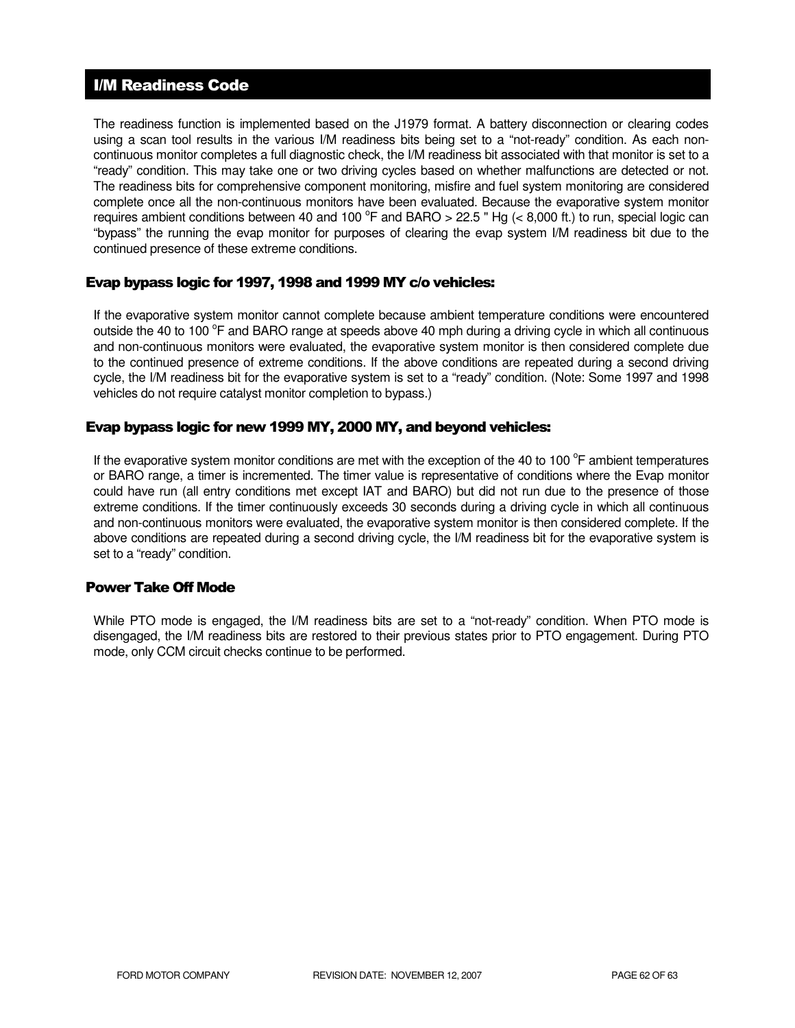## I/M Readiness Code

The readiness function is implemented based on the J1979 format. A battery disconnection or clearing codes using a scan tool results in the various I/M readiness bits being set to a "not-ready" condition. As each non-continuous monitor completes a full diagnostic check, the I/M readiness bit associated with that monitor is set to a "ready" condition. This may take one or two driving cycles based on whether malfunctions are detected or not. The readiness bits for comprehensive component monitoring, misfire and fuel system monitoring are considered complete once all the non-continuous monitors have been evaluated. Because the evaporative system monitor requires ambient conditions between 40 and 100 $^{o}$F and BARO > 22.5 " Hg (< 8,000 ft.) to run, special logic can "bypass" the running the evap monitor for purposes of clearing the evap system I/M readiness bit due to the continued presence of these extreme conditions.

### Evap bypass logic for 1997, 1998 and 1999 MY c/o vehicles:

If the evaporative system monitor cannot complete because ambient temperature conditions were encountered outside the 40 to 100 $^{o}$F and BARO range at speeds above 40 mph during a driving cycle in which all continuous and non-continuous monitors were evaluated, the evaporative system monitor is then considered complete due to the continued presence of extreme conditions. If the above conditions are repeated during a second driving cycle, the I/M readiness bit for the evaporative system is set to a "ready" condition. (Note: Some 1997 and 1998 vehicles do not require catalyst monitor completion to bypass.)

### Evap bypass logic for new 1999 MY, 2000 MY, and beyond vehicles:

If the evaporative system monitor conditions are met with the exception of the 40 to 100 $^{o}$F ambient temperatures or BARO range, a timer is incremented. The timer value is representative of conditions where the Evap monitor could have run (all entry conditions met except IAT and BARO) but did not run due to the presence of those extreme conditions. If the timer continuously exceeds 30 seconds during a driving cycle in which all continuous and non-continuous monitors were evaluated, the evaporative system monitor is then considered complete. If the above conditions are repeated during a second driving cycle, the I/M readiness bit for the evaporative system is set to a "ready" condition.

### Power Take Off Mode

While PTO mode is engaged, the I/M readiness bits are set to a "not-ready" condition. When PTO mode is disengaged, the I/M readiness bits are restored to their previous states prior to PTO engagement. During PTO mode, only CCM circuit checks continue to be performed.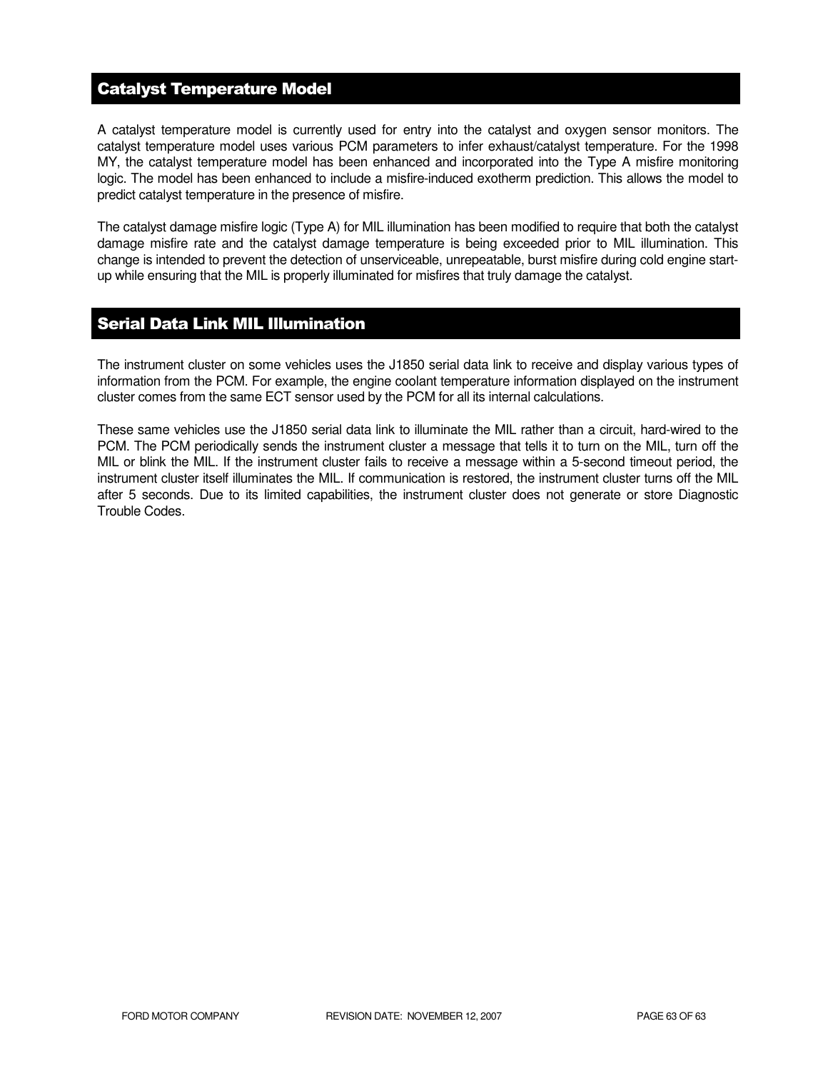## Catalyst Temperature Model

A catalyst temperature model is currently used for entry into the catalyst and oxygen sensor monitors. The catalyst temperature model uses various PCM parameters to infer exhaust/catalyst temperature. For the 1998 MY, the catalyst temperature model has been enhanced and incorporated into the Type A misfire monitoring logic. The model has been enhanced to include a misfire-induced exotherm prediction. This allows the model to predict catalyst temperature in the presence of misfire.

The catalyst damage misfire logic (Type A) for MIL illumination has been modified to require that both the catalyst damage misfire rate and the catalyst damage temperature is being exceeded prior to MIL illumination. This change is intended to prevent the detection of unserviceable, unrepeatable, burst misfire during cold engine start-up while ensuring that the MIL is properly illuminated for misfires that truly damage the catalyst.

## Serial Data Link MIL Illumination

The instrument cluster on some vehicles uses the J1850 serial data link to receive and display various types of information from the PCM. For example, the engine coolant temperature information displayed on the instrument cluster comes from the same ECT sensor used by the PCM for all its internal calculations.

These same vehicles use the J1850 serial data link to illuminate the MIL rather than a circuit, hard-wired to the PCM. The PCM periodically sends the instrument cluster a message that tells it to turn on the MIL, turn off the MIL or blink the MIL. If the instrument cluster fails to receive a message within a 5-second timeout period, the instrument cluster itself illuminates the MIL. If communication is restored, the instrument cluster turns off the MIL after 5 seconds. Due to its limited capabilities, the instrument cluster does not generate or store Diagnostic Trouble Codes.